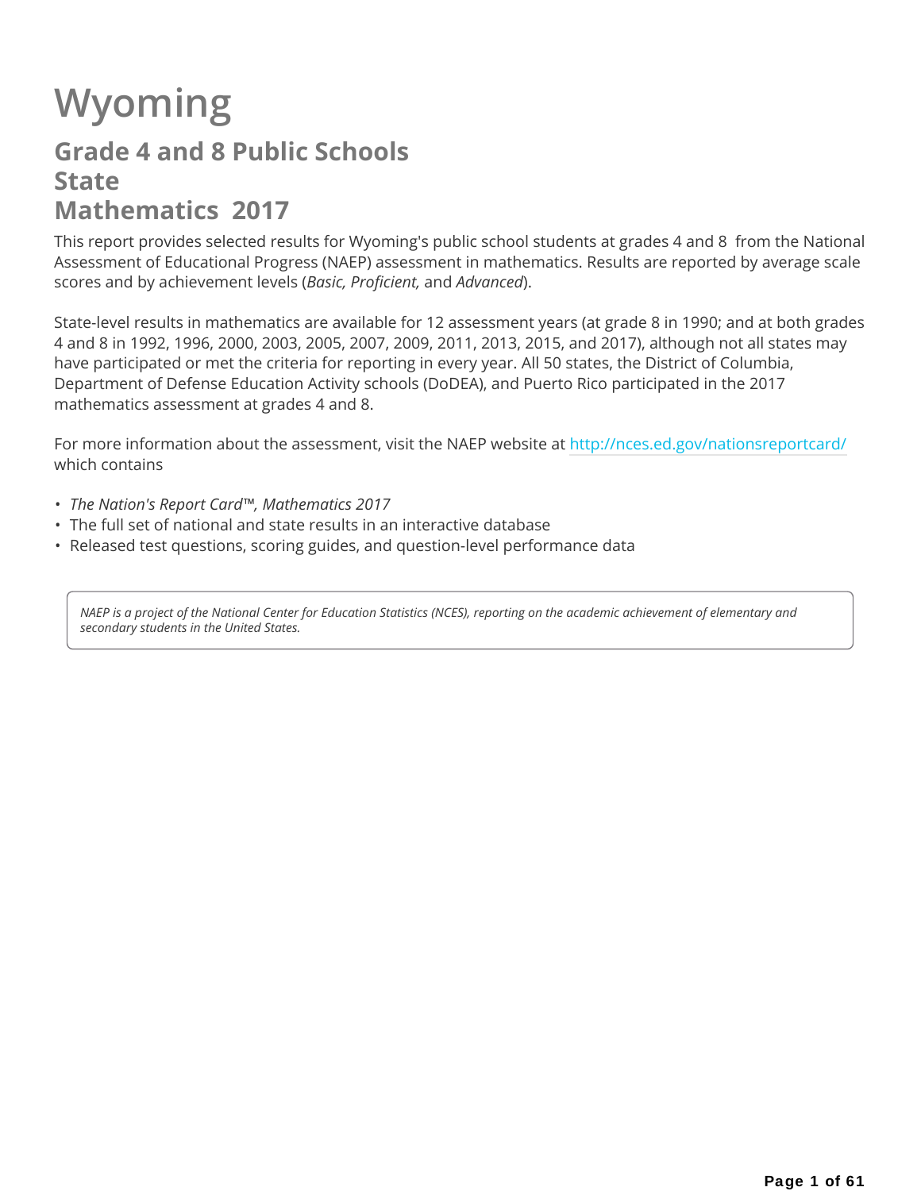# Wyoming

## Grade 4 and 8 Public Schools
## State
## Mathematics 2017

This report provides selected results for Wyoming's public school students at grades 4 and 8 from the National Assessment of Educational Progress (NAEP) assessment in mathematics. Results are reported by average scale scores and by achievement levels (*Basic, Proficient,* and *Advanced*).

State-level results in mathematics are available for 12 assessment years (at grade 8 in 1990; and at both grades 4 and 8 in 1992, 1996, 2000, 2003, 2005, 2007, 2009, 2011, 2013, 2015, and 2017), although not all states may have participated or met the criteria for reporting in every year. All 50 states, the District of Columbia, Department of Defense Education Activity schools (DoDEA), and Puerto Rico participated in the 2017 mathematics assessment at grades 4 and 8.

For more information about the assessment, visit the NAEP website at http://nces.ed.gov/nationsreportcard/ which contains

- *The Nation's Report Card™, Mathematics 2017*
- The full set of national and state results in an interactive database
- Released test questions, scoring guides, and question-level performance data

*NAEP is a project of the National Center for Education Statistics (NCES), reporting on the academic achievement of elementary and secondary students in the United States.*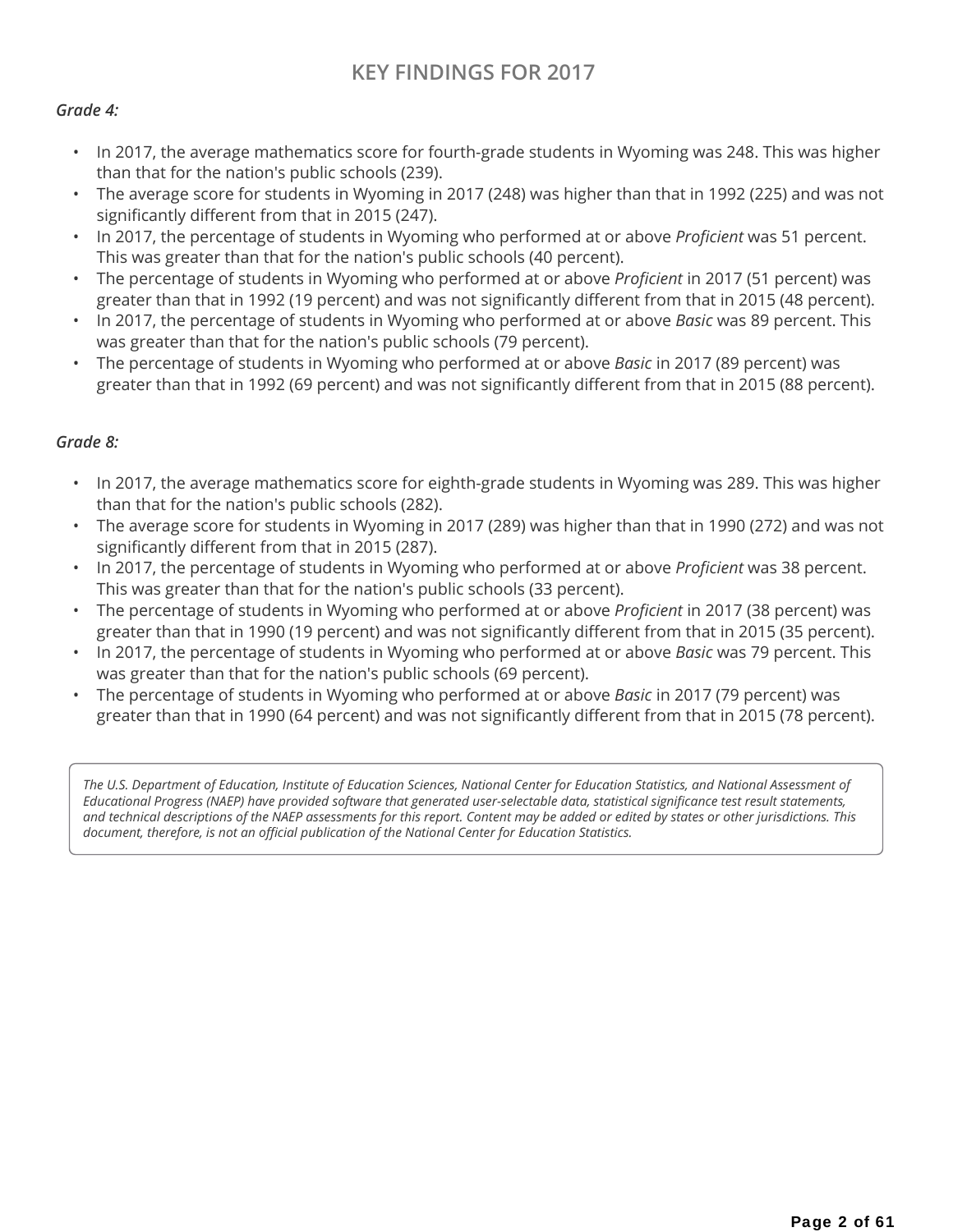## KEY FINDINGS FOR 2017

*Grade 4:*

- In 2017, the average mathematics score for fourth-grade students in Wyoming was 248. This was higher than that for the nation's public schools (239).
- The average score for students in Wyoming in 2017 (248) was higher than that in 1992 (225) and was not significantly different from that in 2015 (247).
- In 2017, the percentage of students in Wyoming who performed at or above *Proficient* was 51 percent. This was greater than that for the nation's public schools (40 percent).
- The percentage of students in Wyoming who performed at or above *Proficient* in 2017 (51 percent) was greater than that in 1992 (19 percent) and was not significantly different from that in 2015 (48 percent).
- In 2017, the percentage of students in Wyoming who performed at or above *Basic* was 89 percent. This was greater than that for the nation's public schools (79 percent).
- The percentage of students in Wyoming who performed at or above *Basic* in 2017 (89 percent) was greater than that in 1992 (69 percent) and was not significantly different from that in 2015 (88 percent).

*Grade 8:*

- In 2017, the average mathematics score for eighth-grade students in Wyoming was 289. This was higher than that for the nation's public schools (282).
- The average score for students in Wyoming in 2017 (289) was higher than that in 1990 (272) and was not significantly different from that in 2015 (287).
- In 2017, the percentage of students in Wyoming who performed at or above *Proficient* was 38 percent. This was greater than that for the nation's public schools (33 percent).
- The percentage of students in Wyoming who performed at or above *Proficient* in 2017 (38 percent) was greater than that in 1990 (19 percent) and was not significantly different from that in 2015 (35 percent).
- In 2017, the percentage of students in Wyoming who performed at or above *Basic* was 79 percent. This was greater than that for the nation's public schools (69 percent).
- The percentage of students in Wyoming who performed at or above *Basic* in 2017 (79 percent) was greater than that in 1990 (64 percent) and was not significantly different from that in 2015 (78 percent).

*The U.S. Department of Education, Institute of Education Sciences, National Center for Education Statistics, and National Assessment of Educational Progress (NAEP) have provided software that generated user-selectable data, statistical significance test result statements, and technical descriptions of the NAEP assessments for this report. Content may be added or edited by states or other jurisdictions. This document, therefore, is not an official publication of the National Center for Education Statistics.*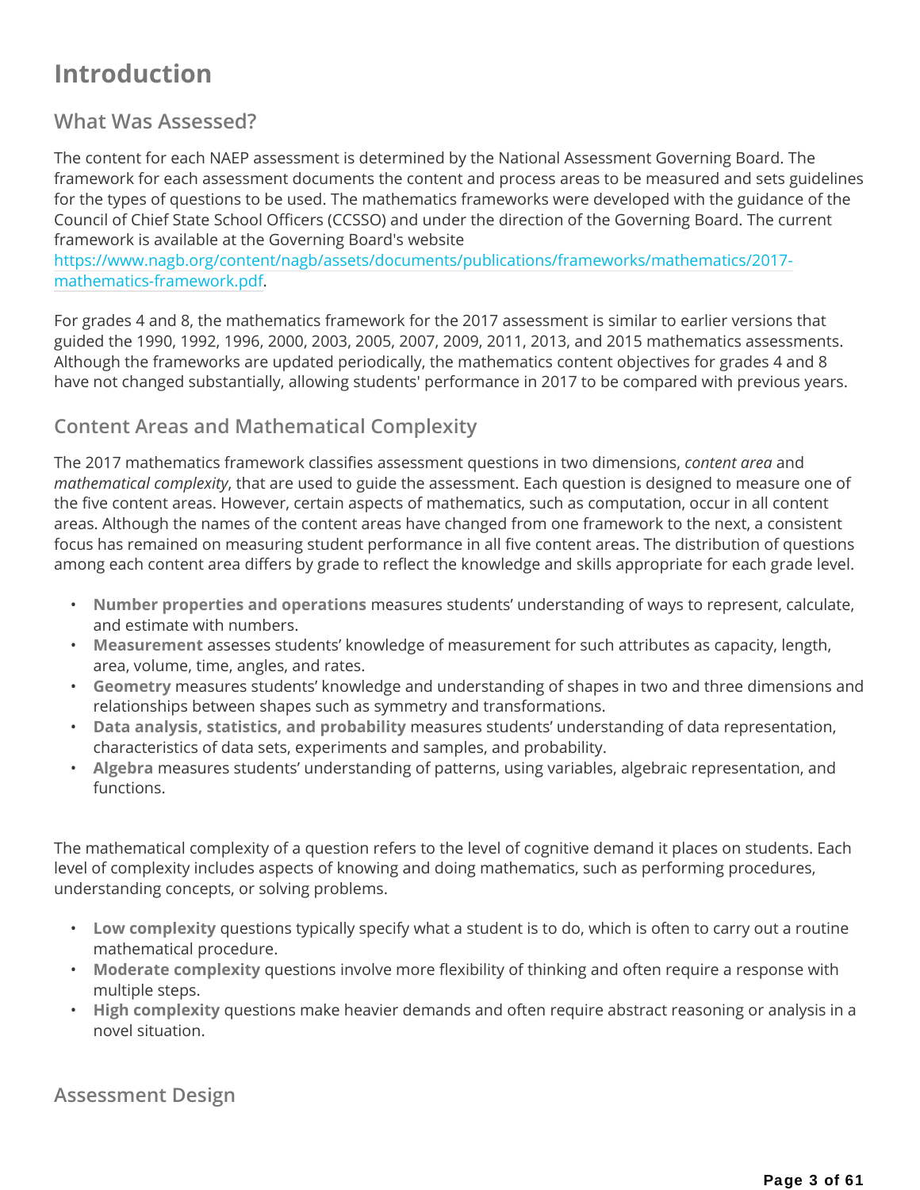# Introduction

## What Was Assessed?

The content for each NAEP assessment is determined by the National Assessment Governing Board. The framework for each assessment documents the content and process areas to be measured and sets guidelines for the types of questions to be used. The mathematics frameworks were developed with the guidance of the Council of Chief State School Officers (CCSSO) and under the direction of the Governing Board. The current framework is available at the Governing Board's website [https://www.nagb.org/content/nagb/assets/documents/publications/frameworks/mathematics/2017-mathematics-framework.pdf](https://www.nagb.org/content/nagb/assets/documents/publications/frameworks/mathematics/2017-mathematics-framework.pdf).

For grades 4 and 8, the mathematics framework for the 2017 assessment is similar to earlier versions that guided the 1990, 1992, 1996, 2000, 2003, 2005, 2007, 2009, 2011, 2013, and 2015 mathematics assessments. Although the frameworks are updated periodically, the mathematics content objectives for grades 4 and 8 have not changed substantially, allowing students' performance in 2017 to be compared with previous years.

## Content Areas and Mathematical Complexity

The 2017 mathematics framework classifies assessment questions in two dimensions, *content area* and *mathematical complexity*, that are used to guide the assessment. Each question is designed to measure one of the five content areas. However, certain aspects of mathematics, such as computation, occur in all content areas. Although the names of the content areas have changed from one framework to the next, a consistent focus has remained on measuring student performance in all five content areas. The distribution of questions among each content area differs by grade to reflect the knowledge and skills appropriate for each grade level.

- **Number properties and operations** measures students' understanding of ways to represent, calculate, and estimate with numbers.
- **Measurement** assesses students' knowledge of measurement for such attributes as capacity, length, area, volume, time, angles, and rates.
- **Geometry** measures students' knowledge and understanding of shapes in two and three dimensions and relationships between shapes such as symmetry and transformations.
- **Data analysis, statistics, and probability** measures students' understanding of data representation, characteristics of data sets, experiments and samples, and probability.
- **Algebra** measures students' understanding of patterns, using variables, algebraic representation, and functions.

The mathematical complexity of a question refers to the level of cognitive demand it places on students. Each level of complexity includes aspects of knowing and doing mathematics, such as performing procedures, understanding concepts, or solving problems.

- **Low complexity** questions typically specify what a student is to do, which is often to carry out a routine mathematical procedure.
- **Moderate complexity** questions involve more flexibility of thinking and often require a response with multiple steps.
- **High complexity** questions make heavier demands and often require abstract reasoning or analysis in a novel situation.

## Assessment Design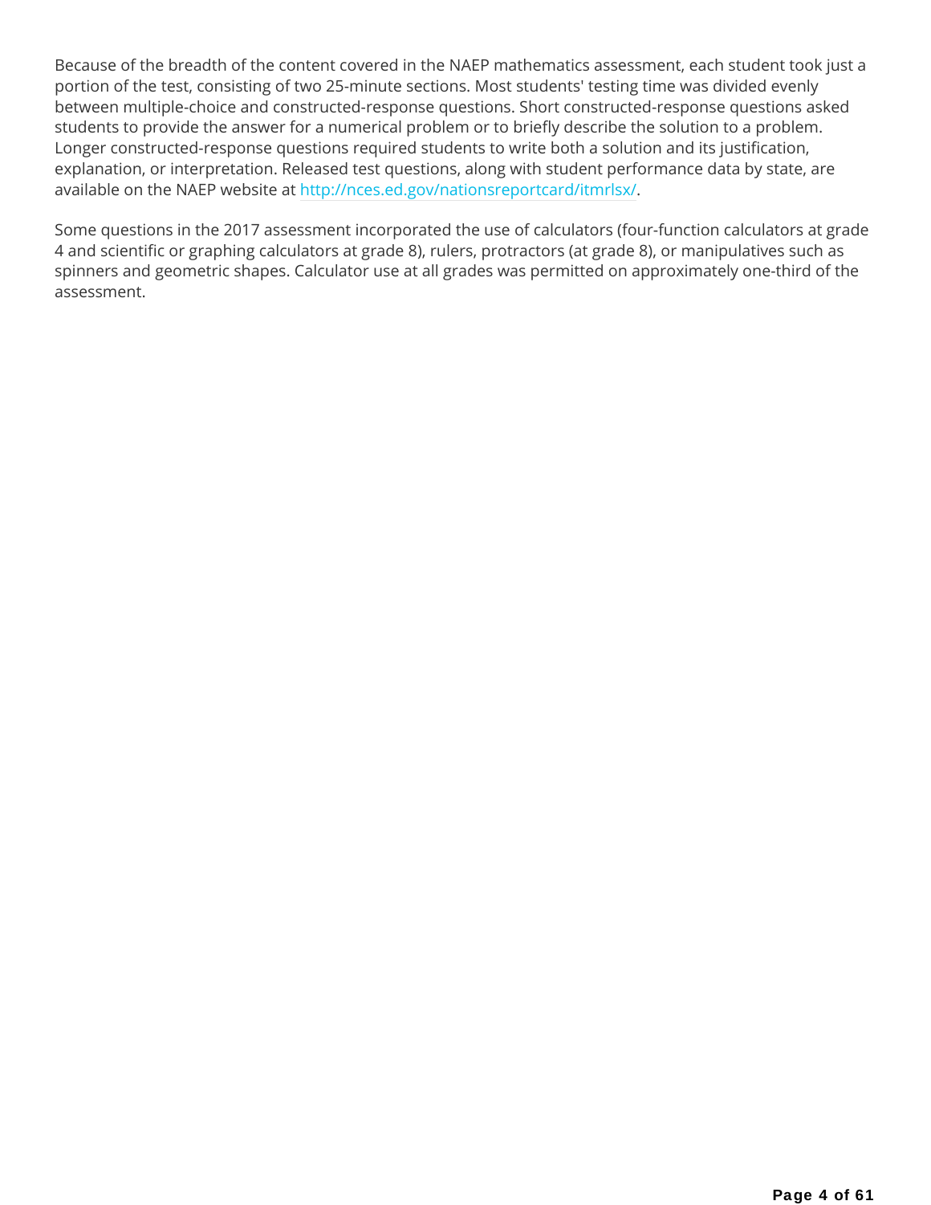Because of the breadth of the content covered in the NAEP mathematics assessment, each student took just a portion of the test, consisting of two 25-minute sections. Most students' testing time was divided evenly between multiple-choice and constructed-response questions. Short constructed-response questions asked students to provide the answer for a numerical problem or to briefly describe the solution to a problem. Longer constructed-response questions required students to write both a solution and its justification, explanation, or interpretation. Released test questions, along with student performance data by state, are available on the NAEP website at [http://nces.ed.gov/nationsreportcard/itmrlsx/](http://nces.ed.gov/nationsreportcard/itmrlsx/).

Some questions in the 2017 assessment incorporated the use of calculators (four-function calculators at grade 4 and scientific or graphing calculators at grade 8), rulers, protractors (at grade 8), or manipulatives such as spinners and geometric shapes. Calculator use at all grades was permitted on approximately one-third of the assessment.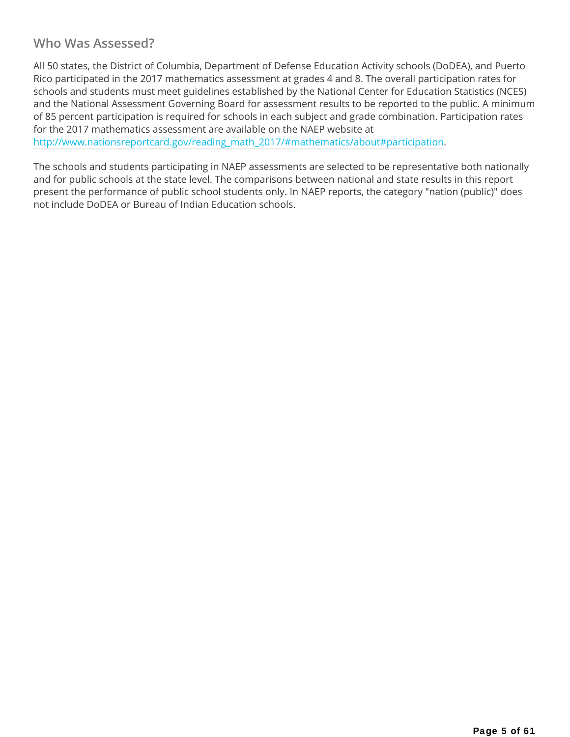## Who Was Assessed?

All 50 states, the District of Columbia, Department of Defense Education Activity schools (DoDEA), and Puerto Rico participated in the 2017 mathematics assessment at grades 4 and 8. The overall participation rates for schools and students must meet guidelines established by the National Center for Education Statistics (NCES) and the National Assessment Governing Board for assessment results to be reported to the public. A minimum of 85 percent participation is required for schools in each subject and grade combination. Participation rates for the 2017 mathematics assessment are available on the NAEP website at http://www.nationsreportcard.gov/reading_math_2017/#mathematics/about#participation.

The schools and students participating in NAEP assessments are selected to be representative both nationally and for public schools at the state level. The comparisons between national and state results in this report present the performance of public school students only. In NAEP reports, the category "nation (public)" does not include DoDEA or Bureau of Indian Education schools.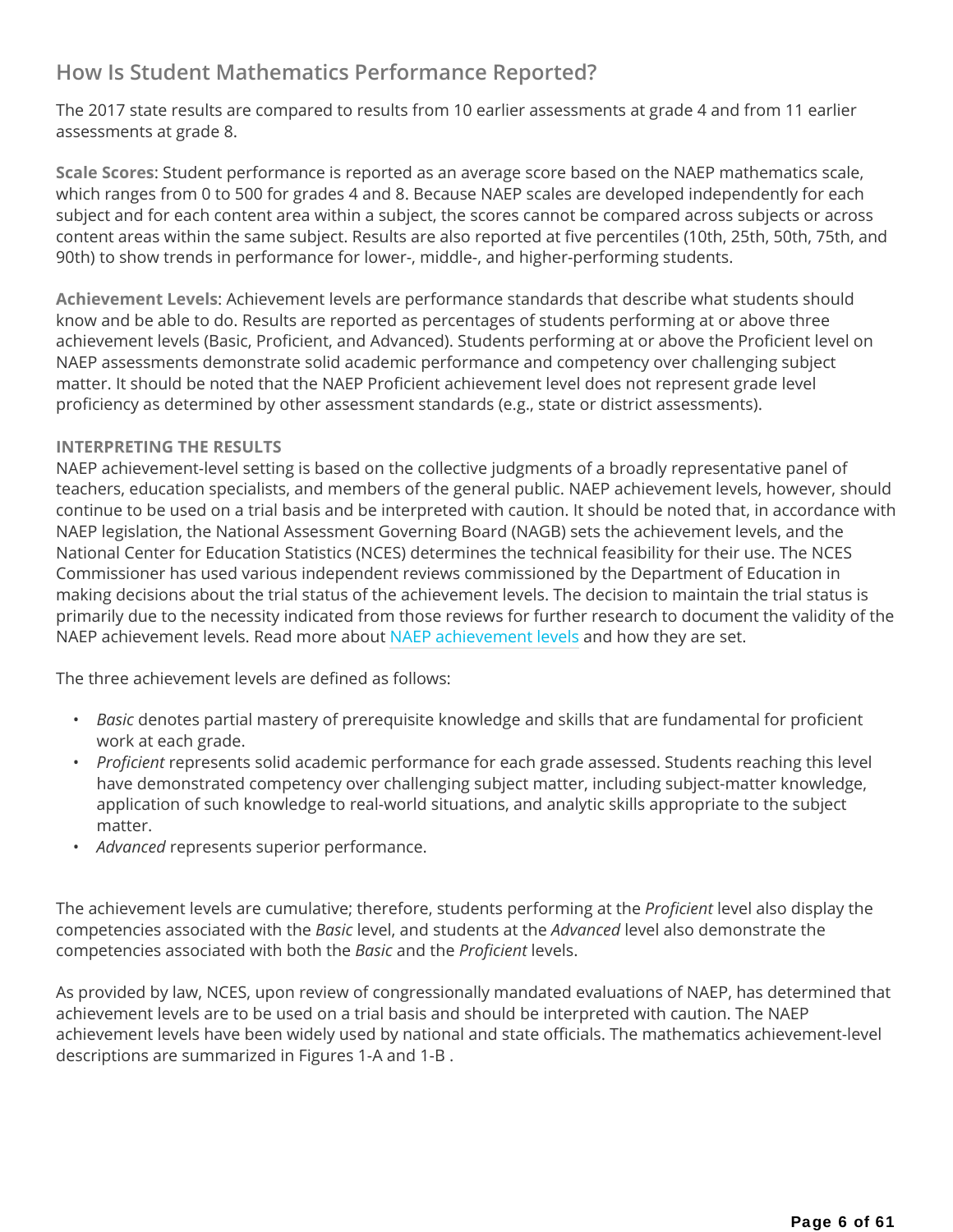## How Is Student Mathematics Performance Reported?

The 2017 state results are compared to results from 10 earlier assessments at grade 4 and from 11 earlier assessments at grade 8.

**Scale Scores**: Student performance is reported as an average score based on the NAEP mathematics scale, which ranges from 0 to 500 for grades 4 and 8. Because NAEP scales are developed independently for each subject and for each content area within a subject, the scores cannot be compared across subjects or across content areas within the same subject. Results are also reported at five percentiles (10th, 25th, 50th, 75th, and 90th) to show trends in performance for lower-, middle-, and higher-performing students.

**Achievement Levels**: Achievement levels are performance standards that describe what students should know and be able to do. Results are reported as percentages of students performing at or above three achievement levels (Basic, Proficient, and Advanced). Students performing at or above the Proficient level on NAEP assessments demonstrate solid academic performance and competency over challenging subject matter. It should be noted that the NAEP Proficient achievement level does not represent grade level proficiency as determined by other assessment standards (e.g., state or district assessments).

**INTERPRETING THE RESULTS**

NAEP achievement-level setting is based on the collective judgments of a broadly representative panel of teachers, education specialists, and members of the general public. NAEP achievement levels, however, should continue to be used on a trial basis and be interpreted with caution. It should be noted that, in accordance with NAEP legislation, the National Assessment Governing Board (NAGB) sets the achievement levels, and the National Center for Education Statistics (NCES) determines the technical feasibility for their use. The NCES Commissioner has used various independent reviews commissioned by the Department of Education in making decisions about the trial status of the achievement levels. The decision to maintain the trial status is primarily due to the necessity indicated from those reviews for further research to document the validity of the NAEP achievement levels. Read more about NAEP achievement levels and how they are set.

The three achievement levels are defined as follows:

- *Basic* denotes partial mastery of prerequisite knowledge and skills that are fundamental for proficient work at each grade.
- *Proficient* represents solid academic performance for each grade assessed. Students reaching this level have demonstrated competency over challenging subject matter, including subject-matter knowledge, application of such knowledge to real-world situations, and analytic skills appropriate to the subject matter.
- *Advanced* represents superior performance.

The achievement levels are cumulative; therefore, students performing at the *Proficient* level also display the competencies associated with the *Basic* level, and students at the *Advanced* level also demonstrate the competencies associated with both the *Basic* and the *Proficient* levels.

As provided by law, NCES, upon review of congressionally mandated evaluations of NAEP, has determined that achievement levels are to be used on a trial basis and should be interpreted with caution. The NAEP achievement levels have been widely used by national and state officials. The mathematics achievement-level descriptions are summarized in Figures 1-A and 1-B .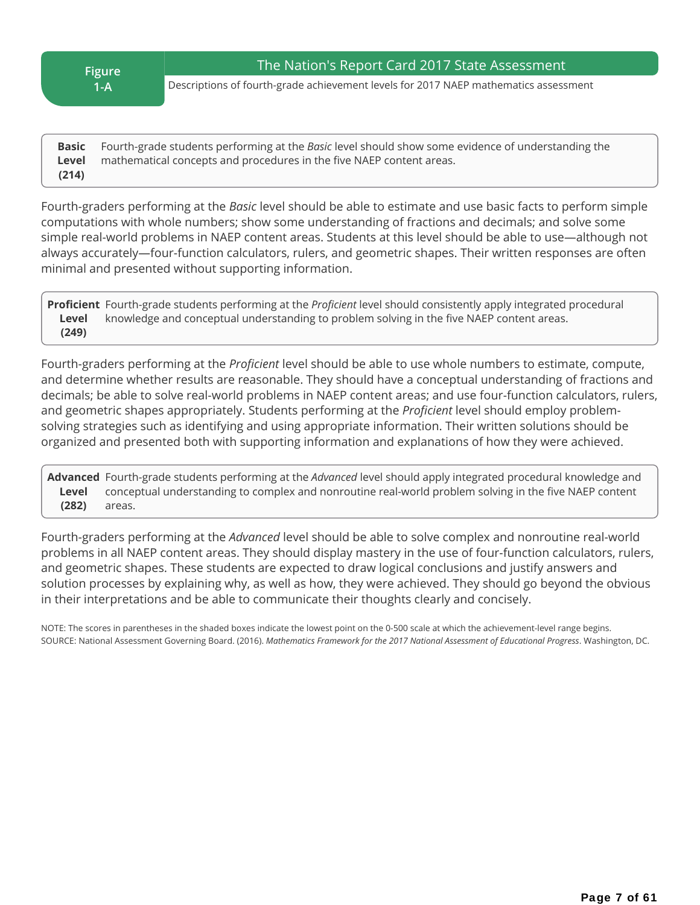**Figure 1-A**

## The Nation's Report Card 2017 State Assessment

Descriptions of fourth-grade achievement levels for 2017 NAEP mathematics assessment

**Basic Level (214)** Fourth-grade students performing at the *Basic* level should show some evidence of understanding the mathematical concepts and procedures in the five NAEP content areas.

Fourth-graders performing at the *Basic* level should be able to estimate and use basic facts to perform simple computations with whole numbers; show some understanding of fractions and decimals; and solve some simple real-world problems in NAEP content areas. Students at this level should be able to use—although not always accurately—four-function calculators, rulers, and geometric shapes. Their written responses are often minimal and presented without supporting information.

**Proficient Level (249)** Fourth-grade students performing at the *Proficient* level should consistently apply integrated procedural knowledge and conceptual understanding to problem solving in the five NAEP content areas.

Fourth-graders performing at the *Proficient* level should be able to use whole numbers to estimate, compute, and determine whether results are reasonable. They should have a conceptual understanding of fractions and decimals; be able to solve real-world problems in NAEP content areas; and use four-function calculators, rulers, and geometric shapes appropriately. Students performing at the *Proficient* level should employ problem-solving strategies such as identifying and using appropriate information. Their written solutions should be organized and presented both with supporting information and explanations of how they were achieved.

**Advanced Level (282)** Fourth-grade students performing at the *Advanced* level should apply integrated procedural knowledge and conceptual understanding to complex and nonroutine real-world problem solving in the five NAEP content areas.

Fourth-graders performing at the *Advanced* level should be able to solve complex and nonroutine real-world problems in all NAEP content areas. They should display mastery in the use of four-function calculators, rulers, and geometric shapes. These students are expected to draw logical conclusions and justify answers and solution processes by explaining why, as well as how, they were achieved. They should go beyond the obvious in their interpretations and be able to communicate their thoughts clearly and concisely.

NOTE: The scores in parentheses in the shaded boxes indicate the lowest point on the 0-500 scale at which the achievement-level range begins.
SOURCE: National Assessment Governing Board. (2016). *Mathematics Framework for the 2017 National Assessment of Educational Progress*. Washington, DC.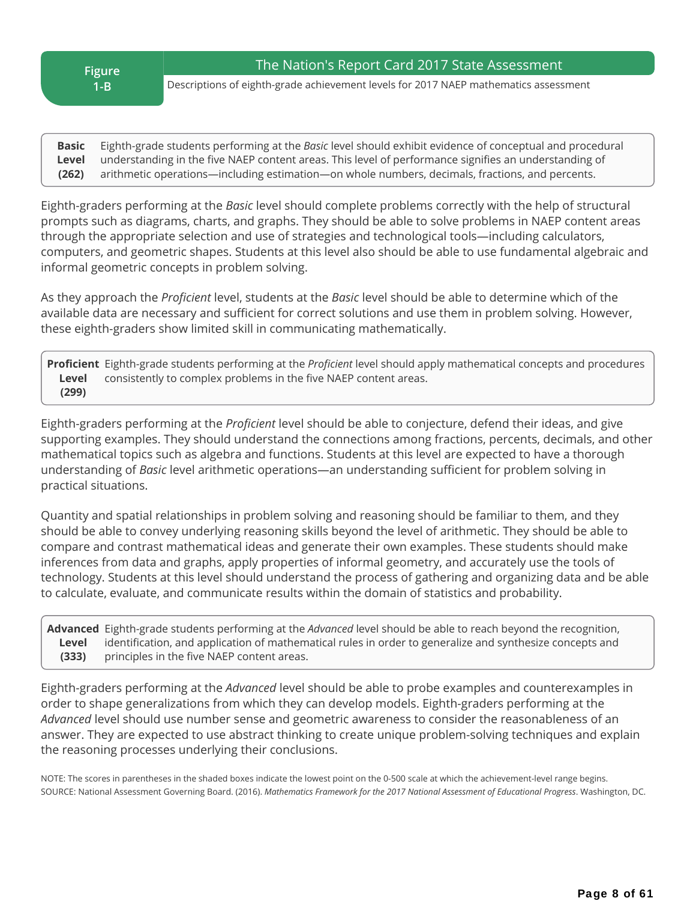**Figure 1-B**

**The Nation's Report Card 2017 State Assessment**

Descriptions of eighth-grade achievement levels for 2017 NAEP mathematics assessment

| **Basic Level (262)** | Eighth-grade students performing at the *Basic* level should exhibit evidence of conceptual and procedural understanding in the five NAEP content areas. This level of performance signifies an understanding of arithmetic operations—including estimation—on whole numbers, decimals, fractions, and percents. |
|---|---|

Eighth-graders performing at the *Basic* level should complete problems correctly with the help of structural prompts such as diagrams, charts, and graphs. They should be able to solve problems in NAEP content areas through the appropriate selection and use of strategies and technological tools—including calculators, computers, and geometric shapes. Students at this level also should be able to use fundamental algebraic and informal geometric concepts in problem solving.

As they approach the *Proficient* level, students at the *Basic* level should be able to determine which of the available data are necessary and sufficient for correct solutions and use them in problem solving. However, these eighth-graders show limited skill in communicating mathematically.

| **Proficient Level (299)** | Eighth-grade students performing at the *Proficient* level should apply mathematical concepts and procedures consistently to complex problems in the five NAEP content areas. |
|---|---|

Eighth-graders performing at the *Proficient* level should be able to conjecture, defend their ideas, and give supporting examples. They should understand the connections among fractions, percents, decimals, and other mathematical topics such as algebra and functions. Students at this level are expected to have a thorough understanding of *Basic* level arithmetic operations—an understanding sufficient for problem solving in practical situations.

Quantity and spatial relationships in problem solving and reasoning should be familiar to them, and they should be able to convey underlying reasoning skills beyond the level of arithmetic. They should be able to compare and contrast mathematical ideas and generate their own examples. These students should make inferences from data and graphs, apply properties of informal geometry, and accurately use the tools of technology. Students at this level should understand the process of gathering and organizing data and be able to calculate, evaluate, and communicate results within the domain of statistics and probability.

| **Advanced Level (333)** | Eighth-grade students performing at the *Advanced* level should be able to reach beyond the recognition, identification, and application of mathematical rules in order to generalize and synthesize concepts and principles in the five NAEP content areas. |
|---|---|

Eighth-graders performing at the *Advanced* level should be able to probe examples and counterexamples in order to shape generalizations from which they can develop models. Eighth-graders performing at the *Advanced* level should use number sense and geometric awareness to consider the reasonableness of an answer. They are expected to use abstract thinking to create unique problem-solving techniques and explain the reasoning processes underlying their conclusions.

NOTE: The scores in parentheses in the shaded boxes indicate the lowest point on the 0-500 scale at which the achievement-level range begins.
SOURCE: National Assessment Governing Board. (2016). *Mathematics Framework for the 2017 National Assessment of Educational Progress*. Washington, DC.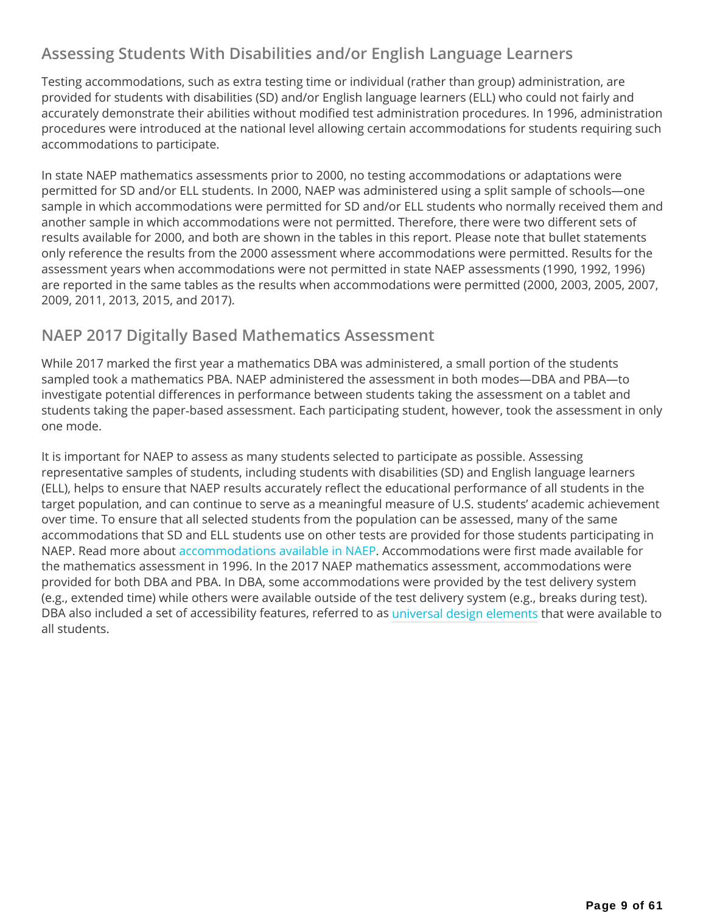## Assessing Students With Disabilities and/or English Language Learners

Testing accommodations, such as extra testing time or individual (rather than group) administration, are provided for students with disabilities (SD) and/or English language learners (ELL) who could not fairly and accurately demonstrate their abilities without modified test administration procedures. In 1996, administration procedures were introduced at the national level allowing certain accommodations for students requiring such accommodations to participate.

In state NAEP mathematics assessments prior to 2000, no testing accommodations or adaptations were permitted for SD and/or ELL students. In 2000, NAEP was administered using a split sample of schools—one sample in which accommodations were permitted for SD and/or ELL students who normally received them and another sample in which accommodations were not permitted. Therefore, there were two different sets of results available for 2000, and both are shown in the tables in this report. Please note that bullet statements only reference the results from the 2000 assessment where accommodations were permitted. Results for the assessment years when accommodations were not permitted in state NAEP assessments (1990, 1992, 1996) are reported in the same tables as the results when accommodations were permitted (2000, 2003, 2005, 2007, 2009, 2011, 2013, 2015, and 2017).

## NAEP 2017 Digitally Based Mathematics Assessment

While 2017 marked the first year a mathematics DBA was administered, a small portion of the students sampled took a mathematics PBA. NAEP administered the assessment in both modes—DBA and PBA—to investigate potential differences in performance between students taking the assessment on a tablet and students taking the paper-based assessment. Each participating student, however, took the assessment in only one mode.

It is important for NAEP to assess as many students selected to participate as possible. Assessing representative samples of students, including students with disabilities (SD) and English language learners (ELL), helps to ensure that NAEP results accurately reflect the educational performance of all students in the target population, and can continue to serve as a meaningful measure of U.S. students' academic achievement over time. To ensure that all selected students from the population can be assessed, many of the same accommodations that SD and ELL students use on other tests are provided for those students participating in NAEP. Read more about accommodations available in NAEP. Accommodations were first made available for the mathematics assessment in 1996. In the 2017 NAEP mathematics assessment, accommodations were provided for both DBA and PBA. In DBA, some accommodations were provided by the test delivery system (e.g., extended time) while others were available outside of the test delivery system (e.g., breaks during test). DBA also included a set of accessibility features, referred to as universal design elements that were available to all students.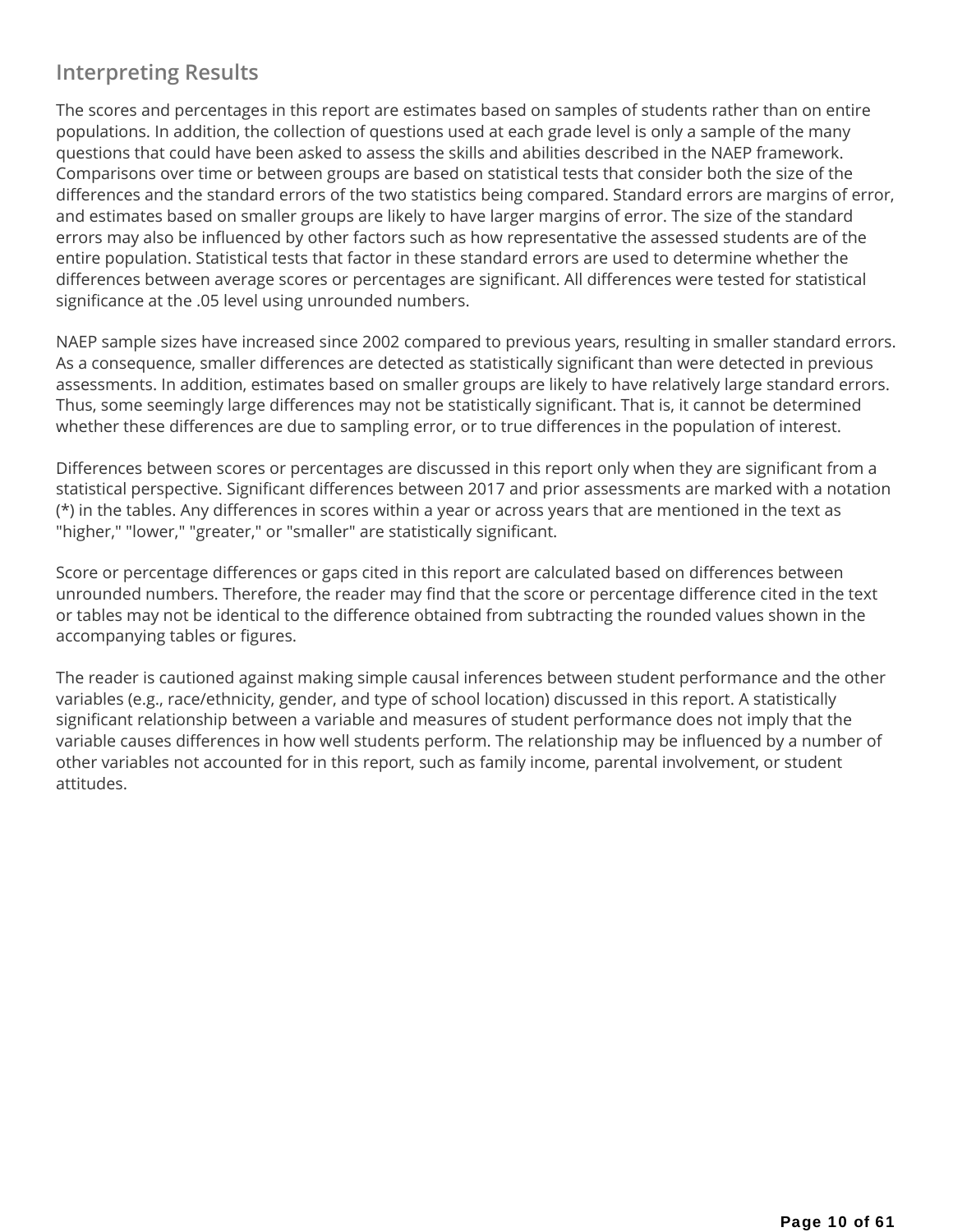## Interpreting Results

The scores and percentages in this report are estimates based on samples of students rather than on entire populations. In addition, the collection of questions used at each grade level is only a sample of the many questions that could have been asked to assess the skills and abilities described in the NAEP framework. Comparisons over time or between groups are based on statistical tests that consider both the size of the differences and the standard errors of the two statistics being compared. Standard errors are margins of error, and estimates based on smaller groups are likely to have larger margins of error. The size of the standard errors may also be influenced by other factors such as how representative the assessed students are of the entire population. Statistical tests that factor in these standard errors are used to determine whether the differences between average scores or percentages are significant. All differences were tested for statistical significance at the .05 level using unrounded numbers.

NAEP sample sizes have increased since 2002 compared to previous years, resulting in smaller standard errors. As a consequence, smaller differences are detected as statistically significant than were detected in previous assessments. In addition, estimates based on smaller groups are likely to have relatively large standard errors. Thus, some seemingly large differences may not be statistically significant. That is, it cannot be determined whether these differences are due to sampling error, or to true differences in the population of interest.

Differences between scores or percentages are discussed in this report only when they are significant from a statistical perspective. Significant differences between 2017 and prior assessments are marked with a notation (*) in the tables. Any differences in scores within a year or across years that are mentioned in the text as "higher," "lower," "greater," or "smaller" are statistically significant.

Score or percentage differences or gaps cited in this report are calculated based on differences between unrounded numbers. Therefore, the reader may find that the score or percentage difference cited in the text or tables may not be identical to the difference obtained from subtracting the rounded values shown in the accompanying tables or figures.

The reader is cautioned against making simple causal inferences between student performance and the other variables (e.g., race/ethnicity, gender, and type of school location) discussed in this report. A statistically significant relationship between a variable and measures of student performance does not imply that the variable causes differences in how well students perform. The relationship may be influenced by a number of other variables not accounted for in this report, such as family income, parental involvement, or student attitudes.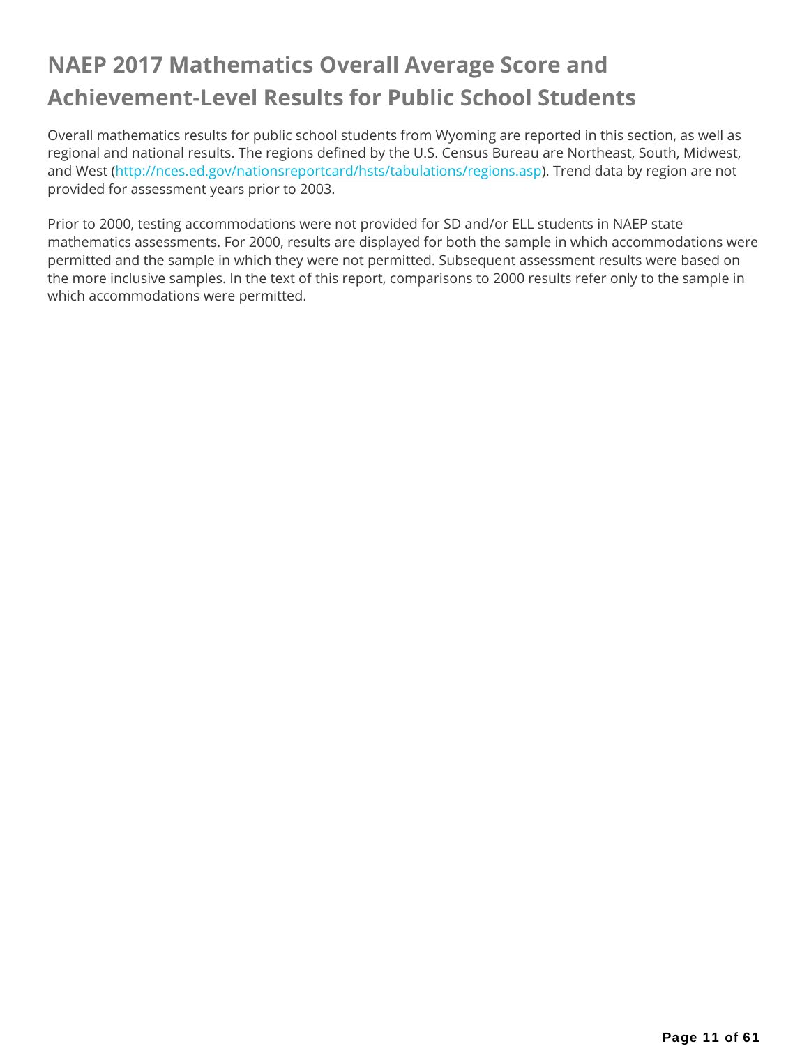# NAEP 2017 Mathematics Overall Average Score and Achievement-Level Results for Public School Students

Overall mathematics results for public school students from Wyoming are reported in this section, as well as regional and national results. The regions defined by the U.S. Census Bureau are Northeast, South, Midwest, and West ([http://nces.ed.gov/nationsreportcard/hsts/tabulations/regions.asp](http://nces.ed.gov/nationsreportcard/hsts/tabulations/regions.asp)). Trend data by region are not provided for assessment years prior to 2003.

Prior to 2000, testing accommodations were not provided for SD and/or ELL students in NAEP state mathematics assessments. For 2000, results are displayed for both the sample in which accommodations were permitted and the sample in which they were not permitted. Subsequent assessment results were based on the more inclusive samples. In the text of this report, comparisons to 2000 results refer only to the sample in which accommodations were permitted.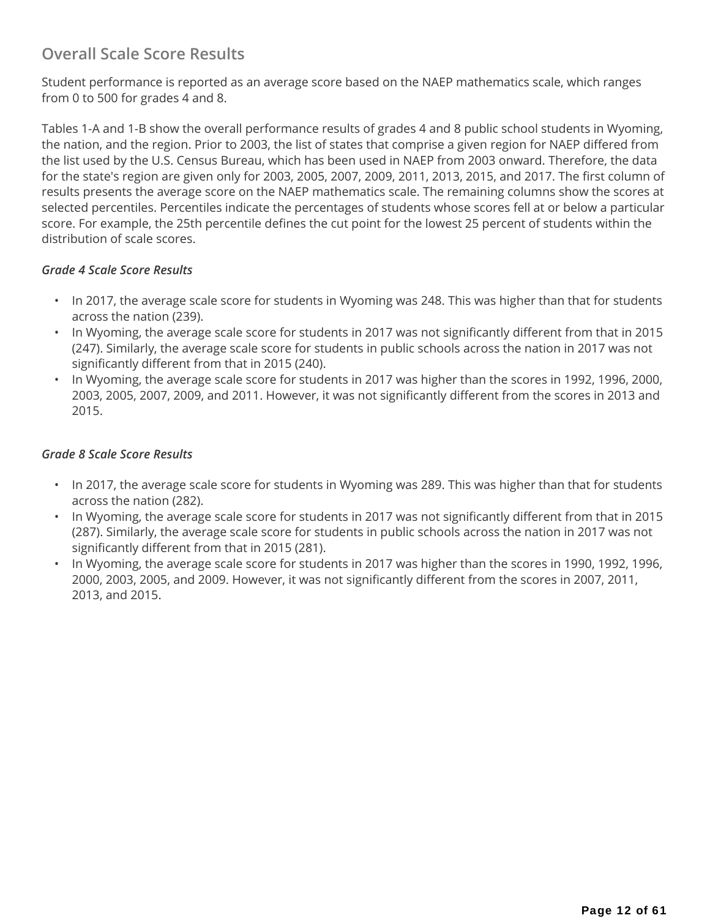## Overall Scale Score Results

Student performance is reported as an average score based on the NAEP mathematics scale, which ranges from 0 to 500 for grades 4 and 8.

Tables 1-A and 1-B show the overall performance results of grades 4 and 8 public school students in Wyoming, the nation, and the region. Prior to 2003, the list of states that comprise a given region for NAEP differed from the list used by the U.S. Census Bureau, which has been used in NAEP from 2003 onward. Therefore, the data for the state's region are given only for 2003, 2005, 2007, 2009, 2011, 2013, 2015, and 2017. The first column of results presents the average score on the NAEP mathematics scale. The remaining columns show the scores at selected percentiles. Percentiles indicate the percentages of students whose scores fell at or below a particular score. For example, the 25th percentile defines the cut point for the lowest 25 percent of students within the distribution of scale scores.

### *Grade 4 Scale Score Results*

- In 2017, the average scale score for students in Wyoming was 248. This was higher than that for students across the nation (239).
- In Wyoming, the average scale score for students in 2017 was not significantly different from that in 2015 (247). Similarly, the average scale score for students in public schools across the nation in 2017 was not significantly different from that in 2015 (240).
- In Wyoming, the average scale score for students in 2017 was higher than the scores in 1992, 1996, 2000, 2003, 2005, 2007, 2009, and 2011. However, it was not significantly different from the scores in 2013 and 2015.

### *Grade 8 Scale Score Results*

- In 2017, the average scale score for students in Wyoming was 289. This was higher than that for students across the nation (282).
- In Wyoming, the average scale score for students in 2017 was not significantly different from that in 2015 (287). Similarly, the average scale score for students in public schools across the nation in 2017 was not significantly different from that in 2015 (281).
- In Wyoming, the average scale score for students in 2017 was higher than the scores in 1990, 1992, 1996, 2000, 2003, 2005, and 2009. However, it was not significantly different from the scores in 2007, 2011, 2013, and 2015.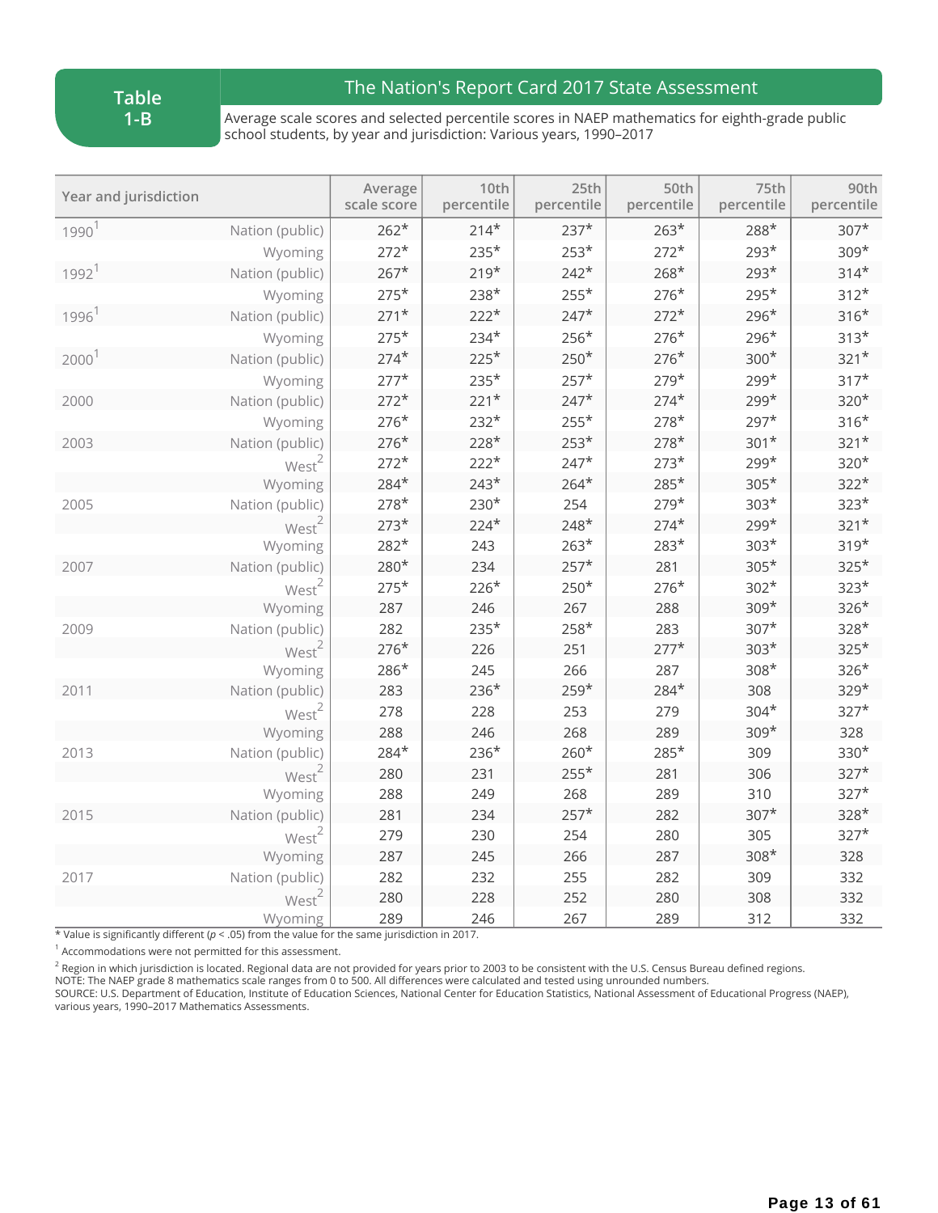**Table 1-B**

## The Nation's Report Card 2017 State Assessment

Average scale scores and selected percentile scores in NAEP mathematics for eighth-grade public school students, by year and jurisdiction: Various years, 1990–2017

| Year | Jurisdiction | Average scale score | 10th percentile | 25th percentile | 50th percentile | 75th percentile | 90th percentile |
|---|---|---|---|---|---|---|---|
| 1990[1] | Nation (public) | 262* | 214* | 237* | 263* | 288* | 307* |
| | Wyoming | 272* | 235* | 253* | 272* | 293* | 309* |
| 1992[1] | Nation (public) | 267* | 219* | 242* | 268* | 293* | 314* |
| | Wyoming | 275* | 238* | 255* | 276* | 295* | 312* |
| 1996[1] | Nation (public) | 271* | 222* | 247* | 272* | 296* | 316* |
| | Wyoming | 275* | 234* | 256* | 276* | 296* | 313* |
| 2000[1] | Nation (public) | 274* | 225* | 250* | 276* | 300* | 321* |
| | Wyoming | 277* | 235* | 257* | 279* | 299* | 317* |
| 2000 | Nation (public) | 272* | 221* | 247* | 274* | 299* | 320* |
| | Wyoming | 276* | 232* | 255* | 278* | 297* | 316* |
| 2003 | Nation (public) | 276* | 228* | 253* | 278* | 301* | 321* |
| | West[2] | 272* | 222* | 247* | 273* | 299* | 320* |
| | Wyoming | 284* | 243* | 264* | 285* | 305* | 322* |
| 2005 | Nation (public) | 278* | 230* | 254 | 279* | 303* | 323* |
| | West[2] | 273* | 224* | 248* | 274* | 299* | 321* |
| | Wyoming | 282* | 243 | 263* | 283* | 303* | 319* |
| 2007 | Nation (public) | 280* | 234 | 257* | 281 | 305* | 325* |
| | West[2] | 275* | 226* | 250* | 276* | 302* | 323* |
| | Wyoming | 287 | 246 | 267 | 288 | 309* | 326* |
| 2009 | Nation (public) | 282 | 235* | 258* | 283 | 307* | 328* |
| | West[2] | 276* | 226 | 251 | 277* | 303* | 325* |
| | Wyoming | 286* | 245 | 266 | 287 | 308* | 326* |
| 2011 | Nation (public) | 283 | 236* | 259* | 284* | 308 | 329* |
| | West[2] | 278 | 228 | 253 | 279 | 304* | 327* |
| | Wyoming | 288 | 246 | 268 | 289 | 309* | 328 |
| 2013 | Nation (public) | 284* | 236* | 260* | 285* | 309 | 330* |
| | West[2] | 280 | 231 | 255* | 281 | 306 | 327* |
| | Wyoming | 288 | 249 | 268 | 289 | 310 | 327* |
| 2015 | Nation (public) | 281 | 234 | 257* | 282 | 307* | 328* |
| | West[2] | 279 | 230 | 254 | 280 | 305 | 327* |
| | Wyoming | 287 | 245 | 266 | 287 | 308* | 328 |
| 2017 | Nation (public) | 282 | 232 | 255 | 282 | 309 | 332 |
| | West[2] | 280 | 228 | 252 | 280 | 308 | 332 |
| | Wyoming | 289 | 246 | 267 | 289 | 312 | 332 |

\* Value is significantly different ($p < .05$) from the value for the same jurisdiction in 2017.

[1] Accommodations were not permitted for this assessment.

[2] Region in which jurisdiction is located. Regional data are not provided for years prior to 2003 to be consistent with the U.S. Census Bureau defined regions.
NOTE: The NAEP grade 8 mathematics scale ranges from 0 to 500. All differences were calculated and tested using unrounded numbers.
SOURCE: U.S. Department of Education, Institute of Education Sciences, National Center for Education Statistics, National Assessment of Educational Progress (NAEP), various years, 1990–2017 Mathematics Assessments.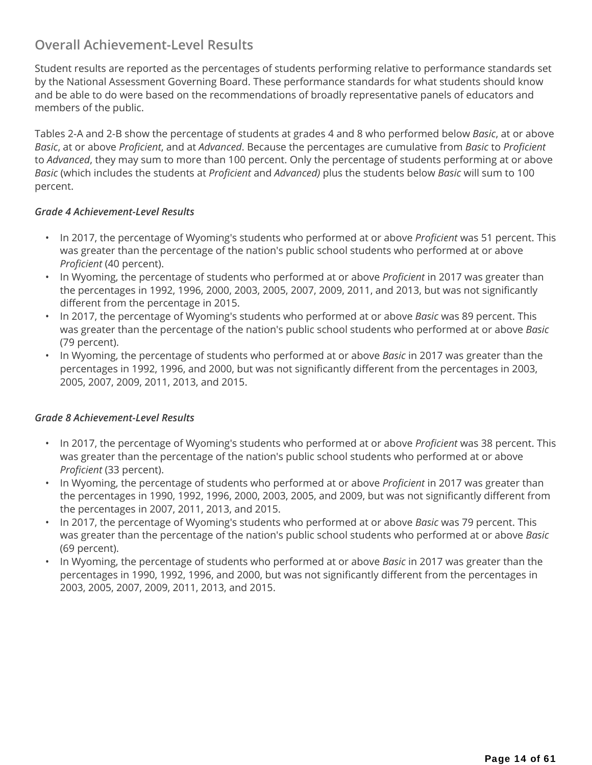## Overall Achievement-Level Results

Student results are reported as the percentages of students performing relative to performance standards set by the National Assessment Governing Board. These performance standards for what students should know and be able to do were based on the recommendations of broadly representative panels of educators and members of the public.

Tables 2-A and 2-B show the percentage of students at grades 4 and 8 who performed below *Basic*, at or above *Basic*, at or above *Proficient*, and at *Advanced*. Because the percentages are cumulative from *Basic* to *Proficient* to *Advanced*, they may sum to more than 100 percent. Only the percentage of students performing at or above *Basic* (which includes the students at *Proficient* and *Advanced)* plus the students below *Basic* will sum to 100 percent.

### *Grade 4 Achievement-Level Results*

- In 2017, the percentage of Wyoming's students who performed at or above *Proficient* was 51 percent. This was greater than the percentage of the nation's public school students who performed at or above *Proficient* (40 percent).
- In Wyoming, the percentage of students who performed at or above *Proficient* in 2017 was greater than the percentages in 1992, 1996, 2000, 2003, 2005, 2007, 2009, 2011, and 2013, but was not significantly different from the percentage in 2015.
- In 2017, the percentage of Wyoming's students who performed at or above *Basic* was 89 percent. This was greater than the percentage of the nation's public school students who performed at or above *Basic* (79 percent).
- In Wyoming, the percentage of students who performed at or above *Basic* in 2017 was greater than the percentages in 1992, 1996, and 2000, but was not significantly different from the percentages in 2003, 2005, 2007, 2009, 2011, 2013, and 2015.

### *Grade 8 Achievement-Level Results*

- In 2017, the percentage of Wyoming's students who performed at or above *Proficient* was 38 percent. This was greater than the percentage of the nation's public school students who performed at or above *Proficient* (33 percent).
- In Wyoming, the percentage of students who performed at or above *Proficient* in 2017 was greater than the percentages in 1990, 1992, 1996, 2000, 2003, 2005, and 2009, but was not significantly different from the percentages in 2007, 2011, 2013, and 2015.
- In 2017, the percentage of Wyoming's students who performed at or above *Basic* was 79 percent. This was greater than the percentage of the nation's public school students who performed at or above *Basic* (69 percent).
- In Wyoming, the percentage of students who performed at or above *Basic* in 2017 was greater than the percentages in 1990, 1992, 1996, and 2000, but was not significantly different from the percentages in 2003, 2005, 2007, 2009, 2011, 2013, and 2015.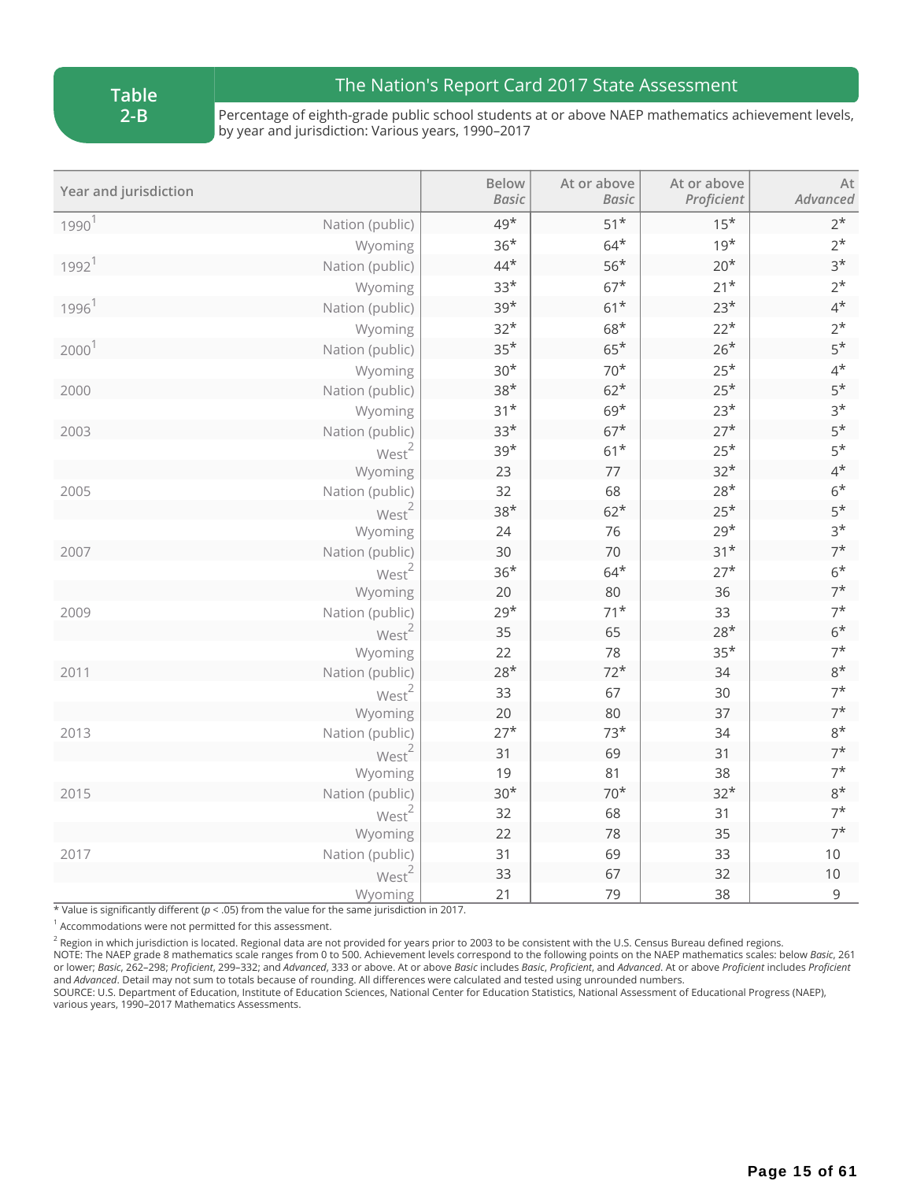# Table 2-B

## The Nation's Report Card 2017 State Assessment

Percentage of eighth-grade public school students at or above NAEP mathematics achievement levels, by year and jurisdiction: Various years, 1990–2017

| Year and jurisdiction | | Below *Basic* | At or above *Basic* | At or above *Proficient* | At *Advanced* |
|---|---|---|---|---|---|
| 1990[1] | Nation (public) | 49* | 51* | 15* | 2* |
| | Wyoming | 36* | 64* | 19* | 2* |
| 1992[1] | Nation (public) | 44* | 56* | 20* | 3* |
| | Wyoming | 33* | 67* | 21* | 2* |
| 1996[1] | Nation (public) | 39* | 61* | 23* | 4* |
| | Wyoming | 32* | 68* | 22* | 2* |
| 2000[1] | Nation (public) | 35* | 65* | 26* | 5* |
| | Wyoming | 30* | 70* | 25* | 4* |
| 2000 | Nation (public) | 38* | 62* | 25* | 5* |
| | Wyoming | 31* | 69* | 23* | 3* |
| 2003 | Nation (public) | 33* | 67* | 27* | 5* |
| | West[2] | 39* | 61* | 25* | 5* |
| | Wyoming | 23 | 77 | 32* | 4* |
| 2005 | Nation (public) | 32 | 68 | 28* | 6* |
| | West[2] | 38* | 62* | 25* | 5* |
| | Wyoming | 24 | 76 | 29* | 3* |
| 2007 | Nation (public) | 30 | 70 | 31* | 7* |
| | West[2] | 36* | 64* | 27* | 6* |
| | Wyoming | 20 | 80 | 36 | 7* |
| 2009 | Nation (public) | 29* | 71* | 33 | 7* |
| | West[2] | 35 | 65 | 28* | 6* |
| | Wyoming | 22 | 78 | 35* | 7* |
| 2011 | Nation (public) | 28* | 72* | 34 | 8* |
| | West[2] | 33 | 67 | 30 | 7* |
| | Wyoming | 20 | 80 | 37 | 7* |
| 2013 | Nation (public) | 27* | 73* | 34 | 8* |
| | West[2] | 31 | 69 | 31 | 7* |
| | Wyoming | 19 | 81 | 38 | 7* |
| 2015 | Nation (public) | 30* | 70* | 32* | 8* |
| | West[2] | 32 | 68 | 31 | 7* |
| | Wyoming | 22 | 78 | 35 | 7* |
| 2017 | Nation (public) | 31 | 69 | 33 | 10 |
| | West[2] | 33 | 67 | 32 | 10 |
| | Wyoming | 21 | 79 | 38 | 9 |

* Value is significantly different ($p < .05$) from the value for the same jurisdiction in 2017.

[1] Accommodations were not permitted for this assessment.

[2] Region in which jurisdiction is located. Regional data are not provided for years prior to 2003 to be consistent with the U.S. Census Bureau defined regions.

NOTE: The NAEP grade 8 mathematics scale ranges from 0 to 500. Achievement levels correspond to the following points on the NAEP mathematics scales: below *Basic*, 261 or lower; *Basic*, 262–298; *Proficient*, 299–332; and *Advanced*, 333 or above. At or above *Basic* includes *Basic*, *Proficient*, and *Advanced*. At or above *Proficient* includes *Proficient* and *Advanced*. Detail may not sum to totals because of rounding. All differences were calculated and tested using unrounded numbers.

SOURCE: U.S. Department of Education, Institute of Education Sciences, National Center for Education Statistics, National Assessment of Educational Progress (NAEP), various years, 1990–2017 Mathematics Assessments.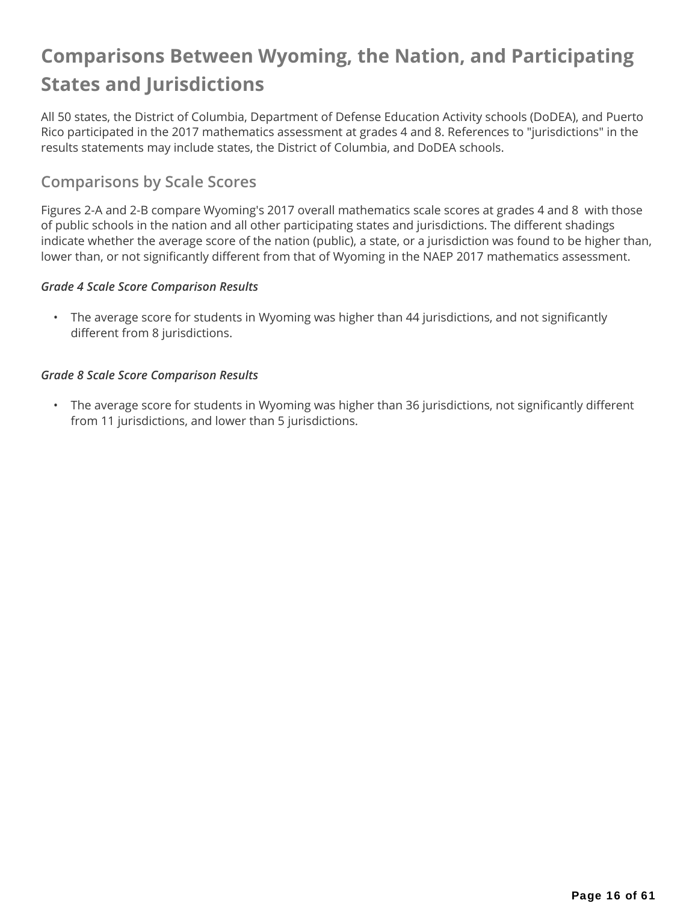# Comparisons Between Wyoming, the Nation, and Participating States and Jurisdictions

All 50 states, the District of Columbia, Department of Defense Education Activity schools (DoDEA), and Puerto Rico participated in the 2017 mathematics assessment at grades 4 and 8. References to "jurisdictions" in the results statements may include states, the District of Columbia, and DoDEA schools.

## Comparisons by Scale Scores

Figures 2-A and 2-B compare Wyoming's 2017 overall mathematics scale scores at grades 4 and 8 with those of public schools in the nation and all other participating states and jurisdictions. The different shadings indicate whether the average score of the nation (public), a state, or a jurisdiction was found to be higher than, lower than, or not significantly different from that of Wyoming in the NAEP 2017 mathematics assessment.

***Grade 4 Scale Score Comparison Results***

- The average score for students in Wyoming was higher than 44 jurisdictions, and not significantly different from 8 jurisdictions.

***Grade 8 Scale Score Comparison Results***

- The average score for students in Wyoming was higher than 36 jurisdictions, not significantly different from 11 jurisdictions, and lower than 5 jurisdictions.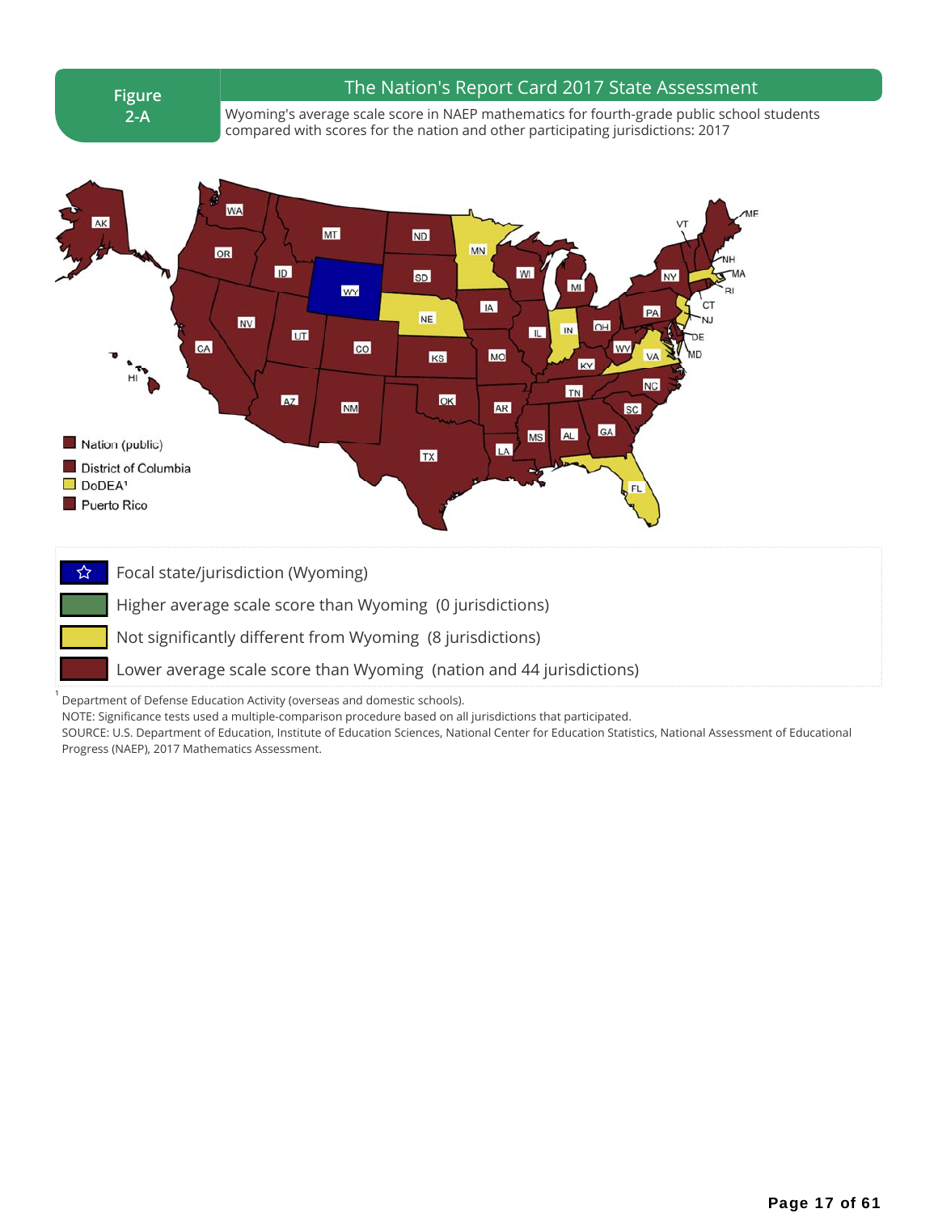**Figure 2-A**

## The Nation's Report Card 2017 State Assessment

Wyoming's average scale score in NAEP mathematics for fourth-grade public school students compared with scores for the nation and other participating jurisdictions: 2017

- Nation (public)
- District of Columbia
- DoDEA[1]
- Puerto Rico

- ☆ Focal state/jurisdiction (Wyoming)
- Higher average scale score than Wyoming (0 jurisdictions)
- Not significantly different from Wyoming (8 jurisdictions)
- Lower average scale score than Wyoming (nation and 44 jurisdictions)

[1] Department of Defense Education Activity (overseas and domestic schools).

NOTE: Significance tests used a multiple-comparison procedure based on all jurisdictions that participated.

SOURCE: U.S. Department of Education, Institute of Education Sciences, National Center for Education Statistics, National Assessment of Educational Progress (NAEP), 2017 Mathematics Assessment.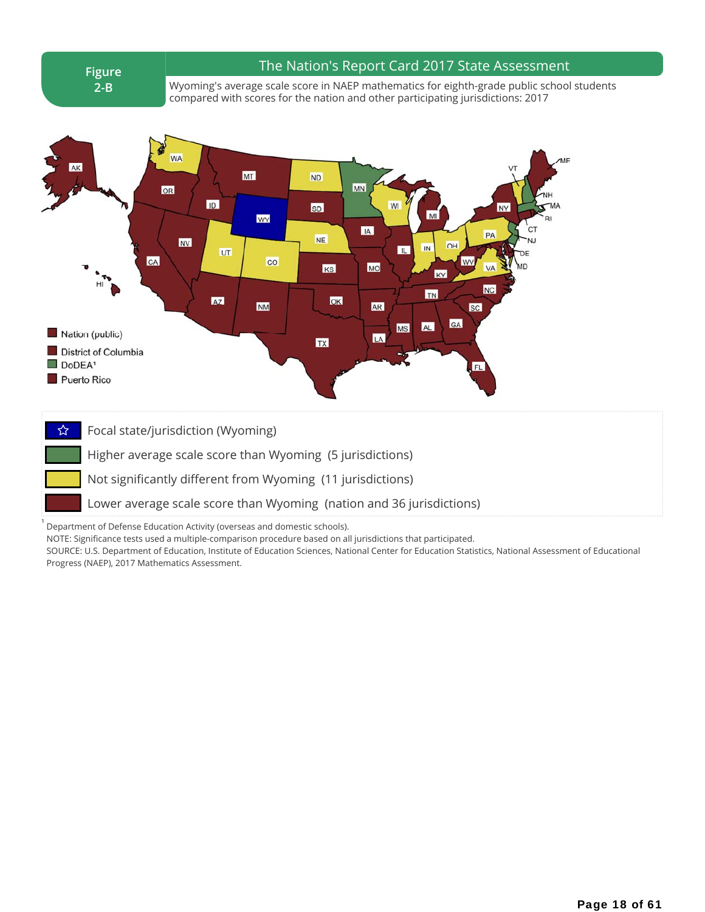Figure 2-B

## The Nation's Report Card 2017 State Assessment

Wyoming's average scale score in NAEP mathematics for eighth-grade public school students compared with scores for the nation and other participating jurisdictions: 2017

- Nation (public)
- District of Columbia
- DoDEA[1]
- Puerto Rico

- Focal state/jurisdiction (Wyoming)
- Higher average scale score than Wyoming (5 jurisdictions)
- Not significantly different from Wyoming (11 jurisdictions)
- Lower average scale score than Wyoming (nation and 36 jurisdictions)

[1] Department of Defense Education Activity (overseas and domestic schools).

NOTE: Significance tests used a multiple-comparison procedure based on all jurisdictions that participated.

SOURCE: U.S. Department of Education, Institute of Education Sciences, National Center for Education Statistics, National Assessment of Educational Progress (NAEP), 2017 Mathematics Assessment.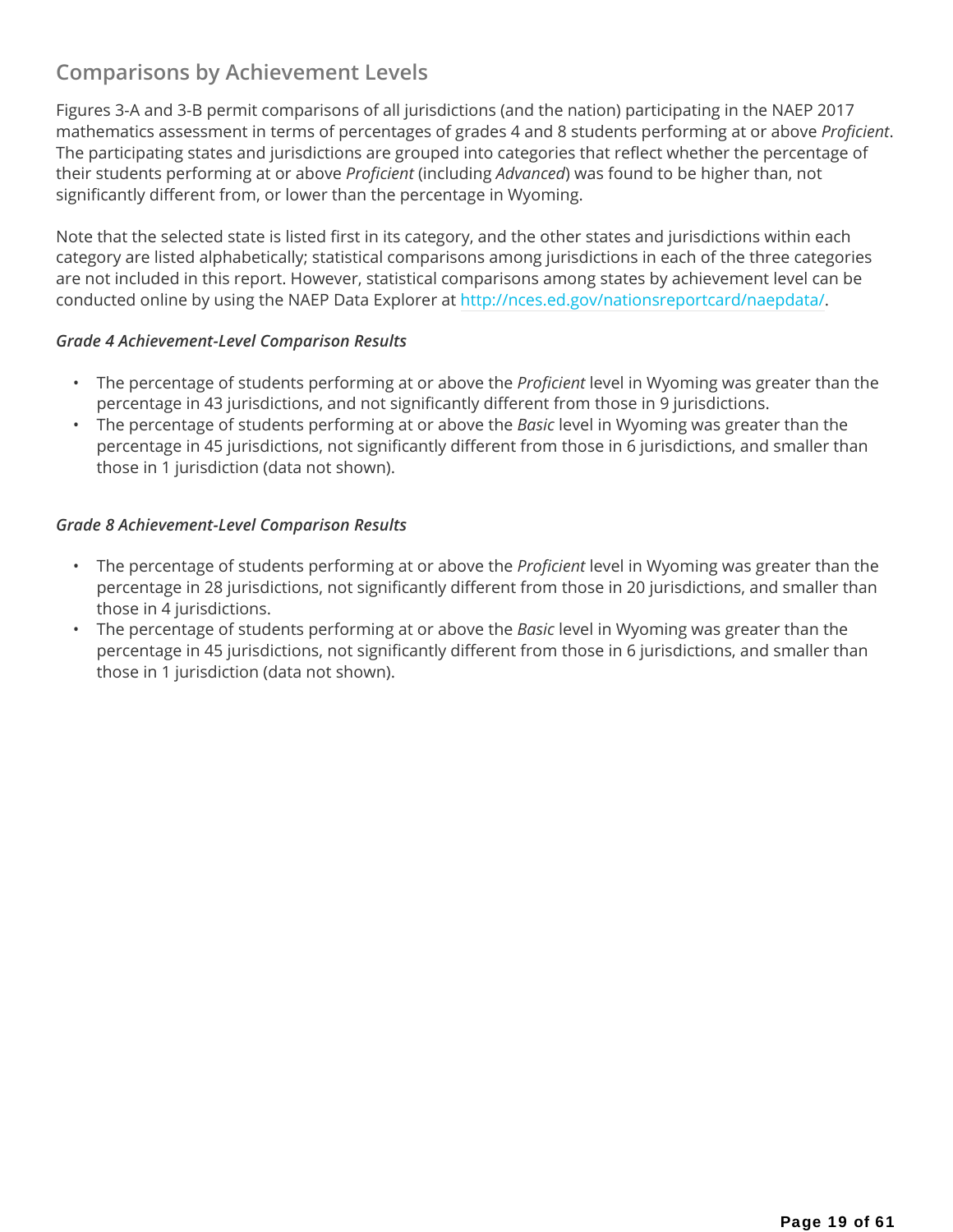## Comparisons by Achievement Levels

Figures 3-A and 3-B permit comparisons of all jurisdictions (and the nation) participating in the NAEP 2017 mathematics assessment in terms of percentages of grades 4 and 8 students performing at or above *Proficient*. The participating states and jurisdictions are grouped into categories that reflect whether the percentage of their students performing at or above *Proficient* (including *Advanced*) was found to be higher than, not significantly different from, or lower than the percentage in Wyoming.

Note that the selected state is listed first in its category, and the other states and jurisdictions within each category are listed alphabetically; statistical comparisons among jurisdictions in each of the three categories are not included in this report. However, statistical comparisons among states by achievement level can be conducted online by using the NAEP Data Explorer at [http://nces.ed.gov/nationsreportcard/naepdata/](http://nces.ed.gov/nationsreportcard/naepdata/).

### *Grade 4 Achievement-Level Comparison Results*

- The percentage of students performing at or above the *Proficient* level in Wyoming was greater than the percentage in 43 jurisdictions, and not significantly different from those in 9 jurisdictions.
- The percentage of students performing at or above the *Basic* level in Wyoming was greater than the percentage in 45 jurisdictions, not significantly different from those in 6 jurisdictions, and smaller than those in 1 jurisdiction (data not shown).

### *Grade 8 Achievement-Level Comparison Results*

- The percentage of students performing at or above the *Proficient* level in Wyoming was greater than the percentage in 28 jurisdictions, not significantly different from those in 20 jurisdictions, and smaller than those in 4 jurisdictions.
- The percentage of students performing at or above the *Basic* level in Wyoming was greater than the percentage in 45 jurisdictions, not significantly different from those in 6 jurisdictions, and smaller than those in 1 jurisdiction (data not shown).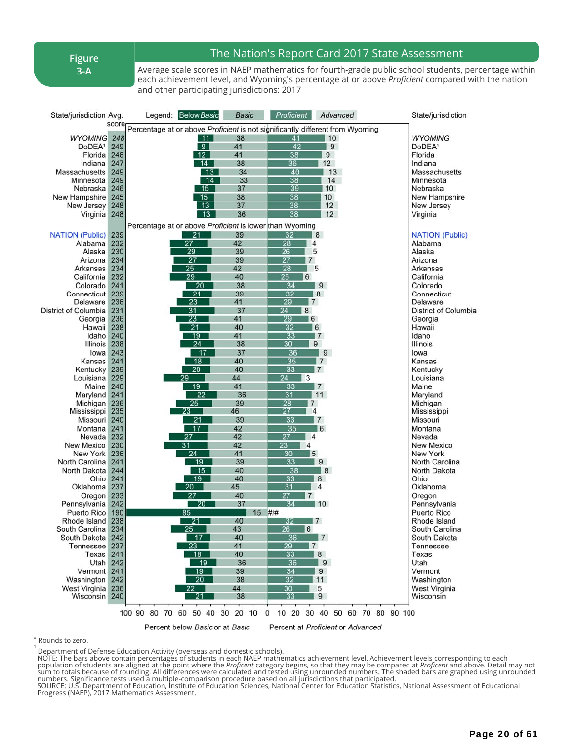**Figure 3-A**

## The Nation's Report Card 2017 State Assessment

Average scale scores in NAEP mathematics for fourth-grade public school students, percentage within each achievement level, and Wyoming's percentage at or above *Proficient* compared with the nation and other participating jurisdictions: 2017

Legend: *Below Basic*, *Basic*, *Proficient*, *Advanced*

| State/jurisdiction | Avg. score | Below *Basic* | *Basic* | *Proficient* | *Advanced* |
|---|---|---|---|---|---|
| **Percentage at or above *Proficient* is not significantly different from Wyoming** | | | | | |
| *WYOMING* | 248 | 11 | 38 | 41 | 10 |
| DoDEA[1] | 249 | 9 | 41 | 42 | 9 |
| Florida | 246 | 12 | 41 | 38 | 9 |
| Indiana | 247 | 14 | 38 | 36 | 12 |
| Massachusetts | 249 | 13 | 34 | 40 | 13 |
| Minnesota | 249 | 14 | 33 | 38 | 14 |
| Nebraska | 246 | 15 | 37 | 39 | 10 |
| New Hampshire | 245 | 15 | 38 | 38 | 10 |
| New Jersey | 248 | 13 | 37 | 38 | 12 |
| Virginia | 248 | 13 | 36 | 38 | 12 |
| **Percentage at or above *Proficient* is lower than Wyoming** | | | | | |
| NATION (Public) | 239 | 21 | 39 | 32 | 8 |
| Alabama | 232 | 27 | 42 | 28 | 4 |
| Alaska | 230 | 29 | 39 | 26 | 5 |
| Arizona | 234 | 27 | 39 | 27 | 7 |
| Arkansas | 234 | 25 | 42 | 28 | 5 |
| California | 232 | 29 | 40 | 25 | 6 |
| Colorado | 241 | 20 | 38 | 34 | 9 |
| Connecticut | 239 | 21 | 39 | 32 | 8 |
| Delaware | 236 | 23 | 41 | 29 | 7 |
| District of Columbia | 231 | 31 | 37 | 24 | 8 |
| Georgia | 236 | 23 | 41 | 29 | 6 |
| Hawaii | 238 | 21 | 40 | 32 | 6 |
| Idaho | 240 | 19 | 41 | 33 | 7 |
| Illinois | 238 | 24 | 38 | 30 | 9 |
| Iowa | 243 | 17 | 37 | 36 | 9 |
| Kansas | 241 | 18 | 40 | 35 | 7 |
| Kentucky | 239 | 20 | 40 | 33 | 7 |
| Louisiana | 229 | 29 | 44 | 24 | 3 |
| Maine | 240 | 19 | 41 | 33 | 7 |
| Maryland | 241 | 22 | 36 | 31 | 11 |
| Michigan | 236 | 25 | 39 | 28 | 7 |
| Mississippi | 235 | 23 | 46 | 27 | 4 |
| Missouri | 240 | 21 | 39 | 33 | 7 |
| Montana | 241 | 17 | 42 | 35 | 6 |
| Nevada | 232 | 27 | 42 | 27 | 4 |
| New Mexico | 230 | 31 | 42 | 23 | 4 |
| New York | 236 | 24 | 41 | 30 | 5 |
| North Carolina | 241 | 19 | 39 | 33 | 9 |
| North Dakota | 244 | 15 | 40 | 38 | 8 |
| Ohio | 241 | 19 | 40 | 33 | 8 |
| Oklahoma | 237 | 20 | 45 | 31 | 4 |
| Oregon | 233 | 27 | 40 | 27 | 7 |
| Pennsylvania | 242 | 20 | 37 | 34 | 10 |
| Puerto Rico | 190 | 85 | 15 | # | # |
| Rhode Island | 238 | 21 | 40 | 32 | 7 |
| South Carolina | 234 | 25 | 43 | 26 | 6 |
| South Dakota | 242 | 17 | 40 | 36 | 7 |
| Tennessee | 237 | 23 | 41 | 29 | 7 |
| Texas | 241 | 18 | 40 | 33 | 8 |
| Utah | 242 | 19 | 36 | 36 | 9 |
| Vermont | 241 | 19 | 39 | 34 | 9 |
| Washington | 242 | 20 | 38 | 32 | 11 |
| West Virginia | 236 | 22 | 44 | 30 | 5 |
| Wisconsin | 240 | 21 | 38 | 33 | 9 |

Percent below *Basic* or at *Basic* | Percent at *Proficient* or *Advanced*

\# Rounds to zero.

[1] Department of Defense Education Activity (overseas and domestic schools).

NOTE: The bars above contain percentages of students in each NAEP mathematics achievement level. Achievement levels corresponding to each population of students are aligned at the point where the *Proficient* category begins, so that they may be compared at *Proficent* and above. Detail may not sum to totals because of rounding. All differences were calculated and tested using unrounded numbers. The shaded bars are graphed using unrounded numbers. Significance tests used a multiple-comparison procedure based on all jurisdictions that participated.

SOURCE: U.S. Department of Education, Institute of Education Sciences, National Center for Education Statistics, National Assessment of Educational Progress (NAEP), 2017 Mathematics Assessment.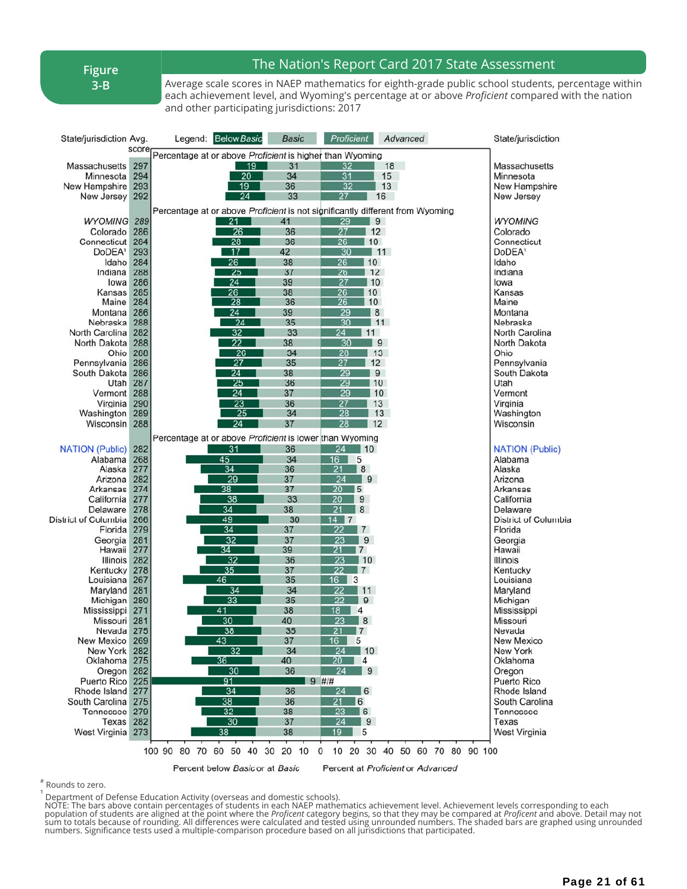**Figure 3-B**

## The Nation's Report Card 2017 State Assessment

Average scale scores in NAEP mathematics for eighth-grade public school students, percentage within each achievement level, and Wyoming's percentage at or above *Proficient* compared with the nation and other participating jurisdictions: 2017

| State/jurisdiction | Avg. score | Below Basic | Basic | Proficient | Advanced |
|---|---|---|---|---|---|
| **Percentage at or above *Proficient* is higher than Wyoming** | | | | | |
| Massachusetts | 297 | 19 | 31 | 32 | 18 |
| Minnesota | 294 | 20 | 34 | 31 | 15 |
| New Hampshire | 293 | 19 | 36 | 32 | 13 |
| New Jersey | 292 | 24 | 33 | 27 | 16 |
| **Percentage at or above *Proficient* is not significantly different from Wyoming** | | | | | |
| *WYOMING* | *289* | 21 | 41 | 29 | 9 |
| Colorado | 286 | 26 | 36 | 27 | 12 |
| Connecticut | 284 | 28 | 36 | 26 | 10 |
| DoDEA[1] | 293 | 17 | 42 | 30 | 11 |
| Idaho | 284 | 26 | 38 | 26 | 10 |
| Indiana | 288 | 25 | 37 | 26 | 12 |
| Iowa | 286 | 24 | 39 | 27 | 10 |
| Kansas | 285 | 26 | 38 | 26 | 10 |
| Maine | 284 | 28 | 36 | 26 | 10 |
| Montana | 286 | 24 | 39 | 29 | 8 |
| Nebraska | 288 | 24 | 35 | 30 | 11 |
| North Carolina | 282 | 32 | 33 | 24 | 11 |
| North Dakota | 288 | 22 | 38 | 30 | 9 |
| Ohio | 288 | 26 | 34 | 28 | 13 |
| Pennsylvania | 286 | 27 | 35 | 27 | 12 |
| South Dakota | 286 | 24 | 38 | 29 | 9 |
| Utah | 287 | 25 | 36 | 29 | 10 |
| Vermont | 288 | 24 | 37 | 29 | 10 |
| Virginia | 290 | 23 | 36 | 27 | 13 |
| Washington | 289 | 25 | 34 | 28 | 13 |
| Wisconsin | 288 | 24 | 37 | 28 | 12 |
| **Percentage at or above *Proficient* is lower than Wyoming** | | | | | |
| NATION (Public) | 282 | 31 | 36 | 24 | 10 |
| Alabama | 268 | 45 | 34 | 16 | 5 |
| Alaska | 277 | 34 | 36 | 21 | 8 |
| Arizona | 282 | 29 | 37 | 24 | 9 |
| Arkansas | 274 | 38 | 37 | 20 | 5 |
| California | 277 | 38 | 33 | 20 | 9 |
| Delaware | 278 | 34 | 38 | 21 | 8 |
| District of Columbia | 266 | 49 | 30 | 14 | 7 |
| Florida | 279 | 34 | 37 | 22 | 7 |
| Georgia | 281 | 32 | 37 | 23 | 9 |
| Hawaii | 277 | 34 | 39 | 21 | 7 |
| Illinois | 282 | 32 | 36 | 23 | 10 |
| Kentucky | 278 | 35 | 37 | 22 | 7 |
| Louisiana | 267 | 46 | 35 | 16 | 3 |
| Maryland | 281 | 34 | 34 | 22 | 11 |
| Michigan | 280 | 33 | 35 | 22 | 9 |
| Mississippi | 271 | 41 | 38 | 18 | 4 |
| Missouri | 281 | 30 | 40 | 23 | 8 |
| Nevada | 275 | 38 | 35 | 21 | 7 |
| New Mexico | 269 | 43 | 37 | 16 | 5 |
| New York | 282 | 32 | 34 | 24 | 10 |
| Oklahoma | 275 | 36 | 40 | 20 | 4 |
| Oregon | 282 | 30 | 36 | 24 | 9 |
| Puerto Rico | 225 | 91 | 9 | # | # |
| Rhode Island | 277 | 34 | 36 | 24 | 6 |
| South Carolina | 275 | 38 | 36 | 21 | 6 |
| Tennessee | 279 | 32 | 38 | 23 | 6 |
| Texas | 282 | 30 | 37 | 24 | 9 |
| West Virginia | 273 | 38 | 38 | 19 | 5 |

Percent below *Basic* or at *Basic* | Percent at *Proficient* or *Advanced*

\# Rounds to zero.

[1] Department of Defense Education Activity (overseas and domestic schools).

NOTE: The bars above contain percentages of students in each NAEP mathematics achievement level. Achievement levels corresponding to each population of students are aligned at the point where the *Proficent* category begins, so that they may be compared at *Proficent* and above. Detail may not sum to totals because of rounding. All differences were calculated and tested using unrounded numbers. The shaded bars are graphed using unrounded numbers. Significance tests used a multiple-comparison procedure based on all jurisdictions that participated.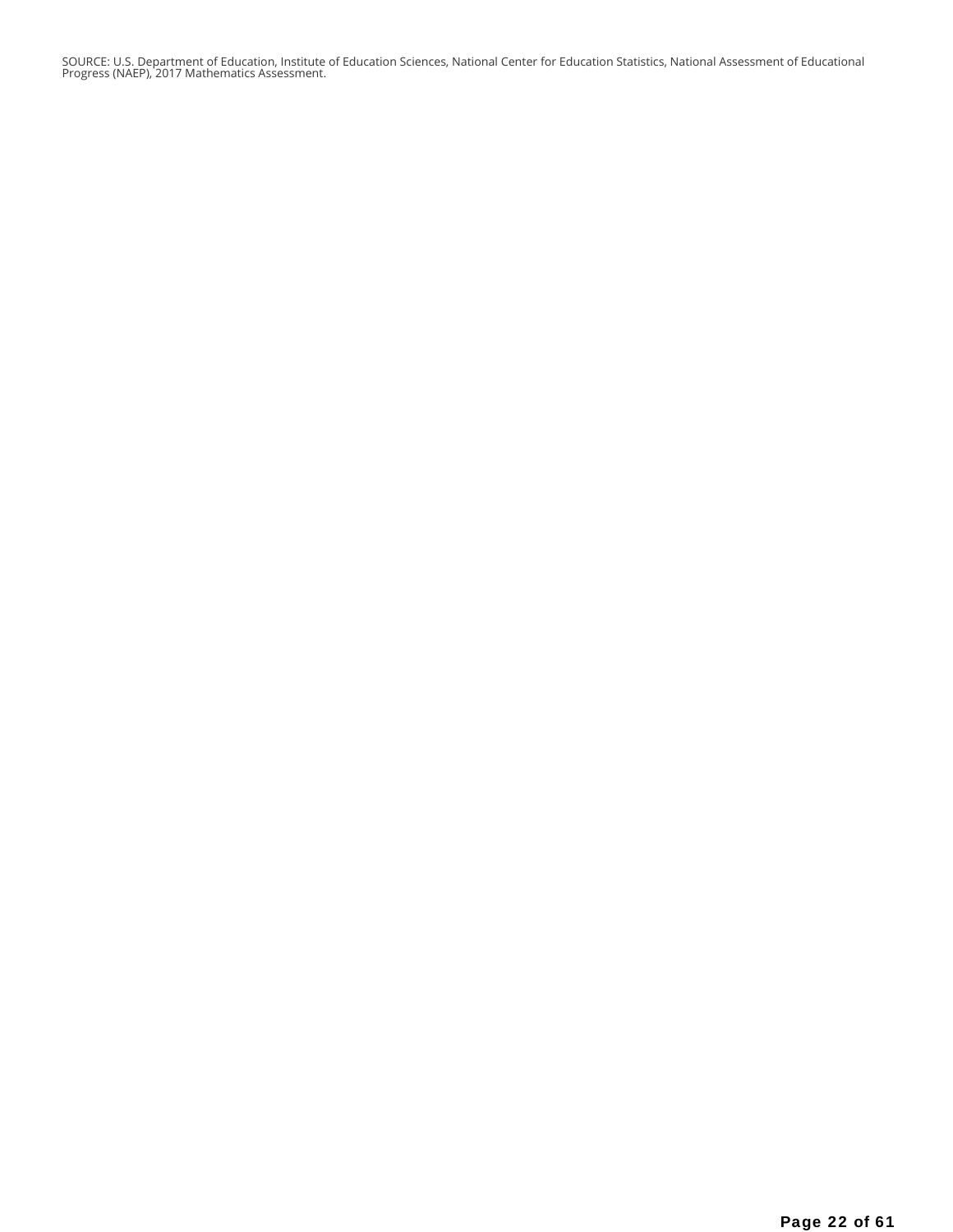SOURCE: U.S. Department of Education, Institute of Education Sciences, National Center for Education Statistics, National Assessment of Educational Progress (NAEP), 2017 Mathematics Assessment.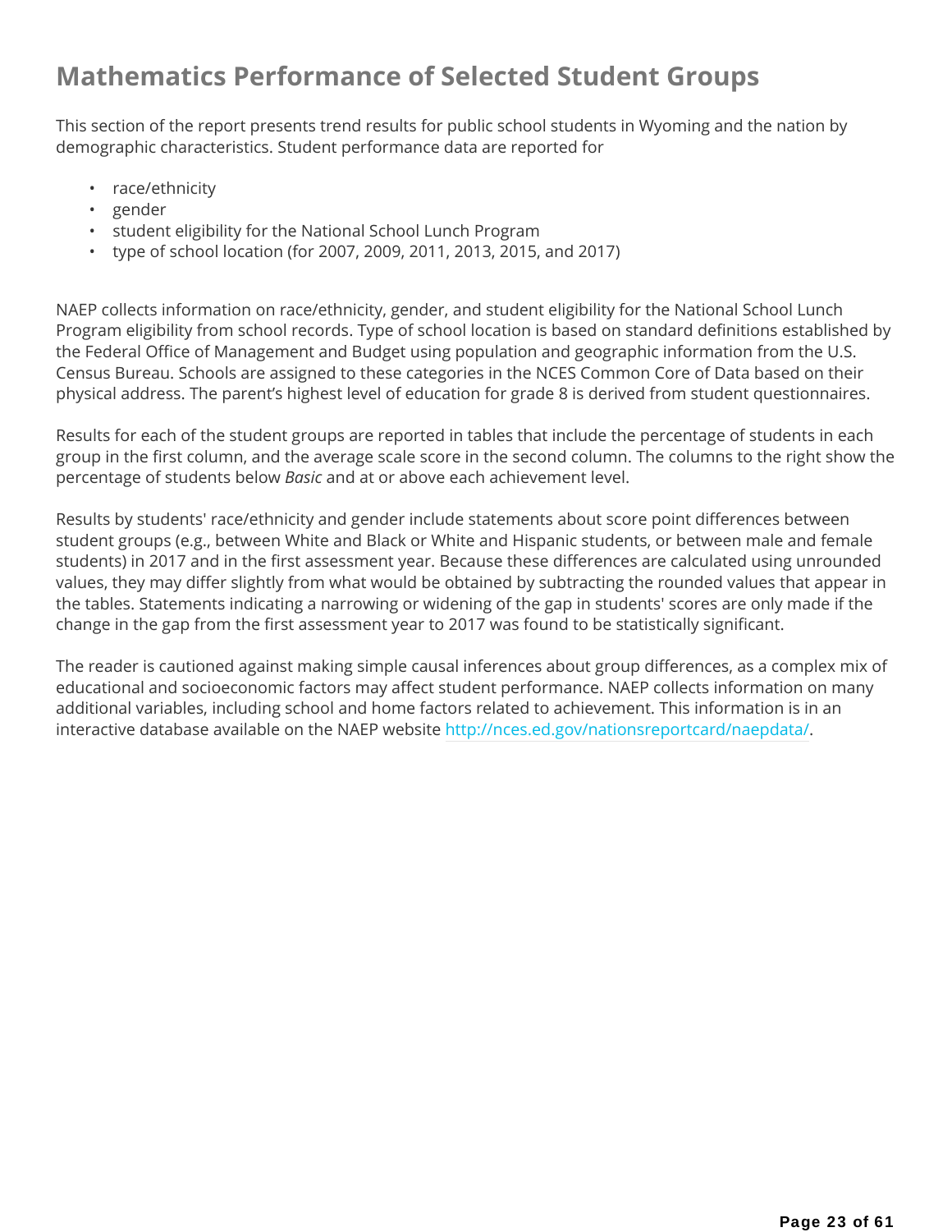# Mathematics Performance of Selected Student Groups

This section of the report presents trend results for public school students in Wyoming and the nation by demographic characteristics. Student performance data are reported for

- race/ethnicity
- gender
- student eligibility for the National School Lunch Program
- type of school location (for 2007, 2009, 2011, 2013, 2015, and 2017)

NAEP collects information on race/ethnicity, gender, and student eligibility for the National School Lunch Program eligibility from school records. Type of school location is based on standard definitions established by the Federal Office of Management and Budget using population and geographic information from the U.S. Census Bureau. Schools are assigned to these categories in the NCES Common Core of Data based on their physical address. The parent's highest level of education for grade 8 is derived from student questionnaires.

Results for each of the student groups are reported in tables that include the percentage of students in each group in the first column, and the average scale score in the second column. The columns to the right show the percentage of students below *Basic* and at or above each achievement level.

Results by students' race/ethnicity and gender include statements about score point differences between student groups (e.g., between White and Black or White and Hispanic students, or between male and female students) in 2017 and in the first assessment year. Because these differences are calculated using unrounded values, they may differ slightly from what would be obtained by subtracting the rounded values that appear in the tables. Statements indicating a narrowing or widening of the gap in students' scores are only made if the change in the gap from the first assessment year to 2017 was found to be statistically significant.

The reader is cautioned against making simple causal inferences about group differences, as a complex mix of educational and socioeconomic factors may affect student performance. NAEP collects information on many additional variables, including school and home factors related to achievement. This information is in an interactive database available on the NAEP website http://nces.ed.gov/nationsreportcard/naepdata/.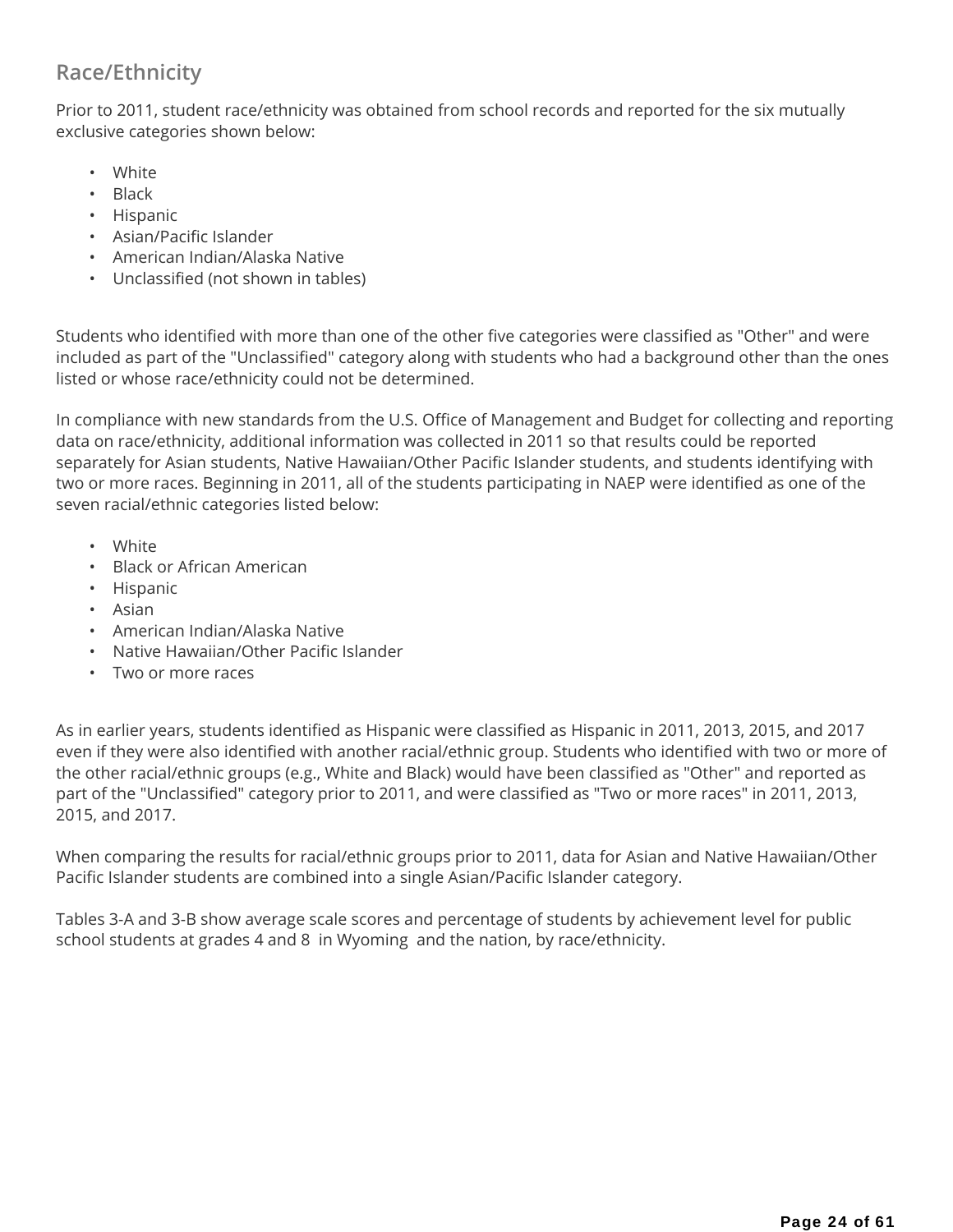## Race/Ethnicity

Prior to 2011, student race/ethnicity was obtained from school records and reported for the six mutually exclusive categories shown below:

- White
- Black
- Hispanic
- Asian/Pacific Islander
- American Indian/Alaska Native
- Unclassified (not shown in tables)

Students who identified with more than one of the other five categories were classified as "Other" and were included as part of the "Unclassified" category along with students who had a background other than the ones listed or whose race/ethnicity could not be determined.

In compliance with new standards from the U.S. Office of Management and Budget for collecting and reporting data on race/ethnicity, additional information was collected in 2011 so that results could be reported separately for Asian students, Native Hawaiian/Other Pacific Islander students, and students identifying with two or more races. Beginning in 2011, all of the students participating in NAEP were identified as one of the seven racial/ethnic categories listed below:

- White
- Black or African American
- Hispanic
- Asian
- American Indian/Alaska Native
- Native Hawaiian/Other Pacific Islander
- Two or more races

As in earlier years, students identified as Hispanic were classified as Hispanic in 2011, 2013, 2015, and 2017 even if they were also identified with another racial/ethnic group. Students who identified with two or more of the other racial/ethnic groups (e.g., White and Black) would have been classified as "Other" and reported as part of the "Unclassified" category prior to 2011, and were classified as "Two or more races" in 2011, 2013, 2015, and 2017.

When comparing the results for racial/ethnic groups prior to 2011, data for Asian and Native Hawaiian/Other Pacific Islander students are combined into a single Asian/Pacific Islander category.

Tables 3-A and 3-B show average scale scores and percentage of students by achievement level for public school students at grades 4 and 8 in Wyoming and the nation, by race/ethnicity.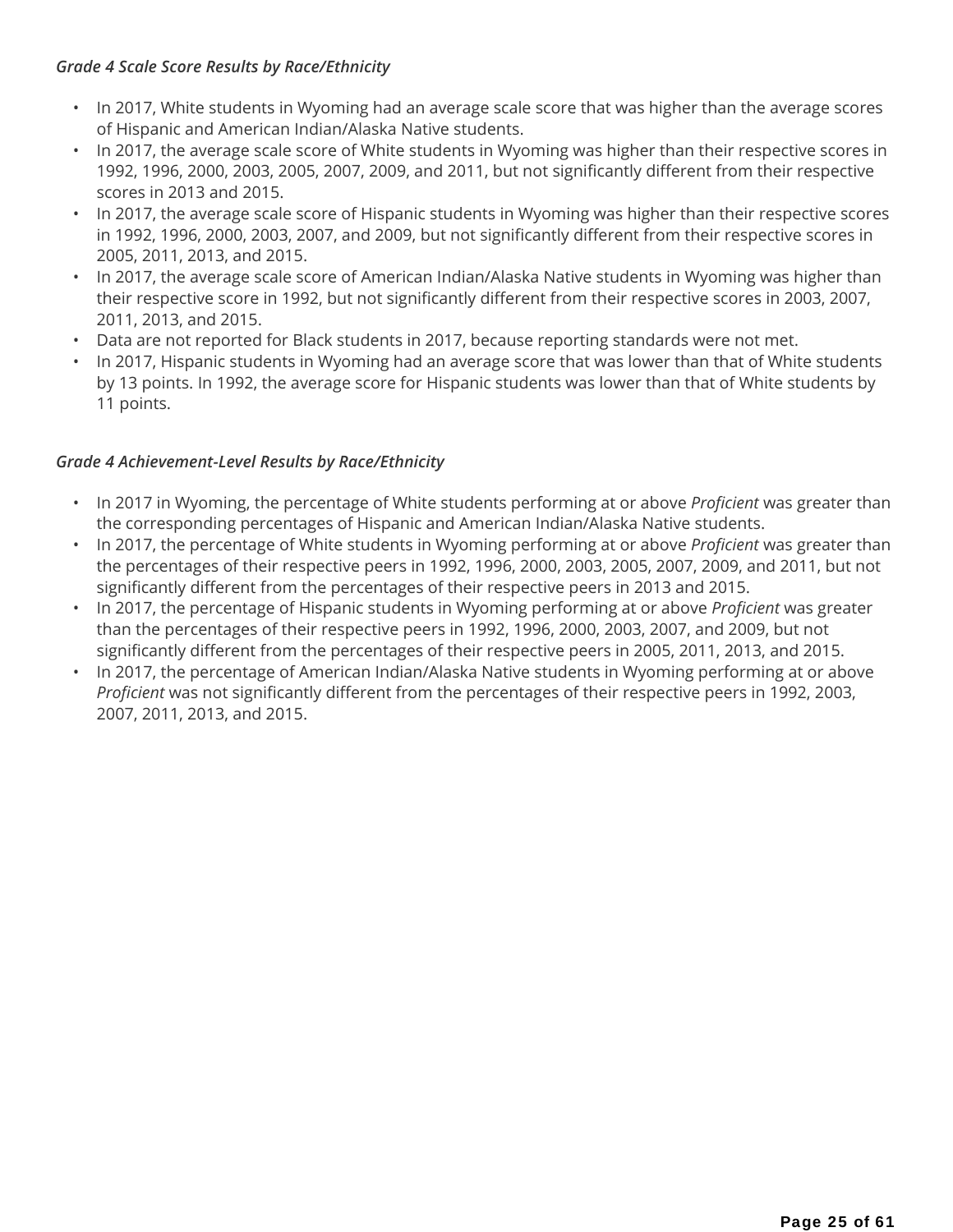*Grade 4 Scale Score Results by Race/Ethnicity*

- In 2017, White students in Wyoming had an average scale score that was higher than the average scores of Hispanic and American Indian/Alaska Native students.
- In 2017, the average scale score of White students in Wyoming was higher than their respective scores in 1992, 1996, 2000, 2003, 2005, 2007, 2009, and 2011, but not significantly different from their respective scores in 2013 and 2015.
- In 2017, the average scale score of Hispanic students in Wyoming was higher than their respective scores in 1992, 1996, 2000, 2003, 2007, and 2009, but not significantly different from their respective scores in 2005, 2011, 2013, and 2015.
- In 2017, the average scale score of American Indian/Alaska Native students in Wyoming was higher than their respective score in 1992, but not significantly different from their respective scores in 2003, 2007, 2011, 2013, and 2015.
- Data are not reported for Black students in 2017, because reporting standards were not met.
- In 2017, Hispanic students in Wyoming had an average score that was lower than that of White students by 13 points. In 1992, the average score for Hispanic students was lower than that of White students by 11 points.

*Grade 4 Achievement-Level Results by Race/Ethnicity*

- In 2017 in Wyoming, the percentage of White students performing at or above *Proficient* was greater than the corresponding percentages of Hispanic and American Indian/Alaska Native students.
- In 2017, the percentage of White students in Wyoming performing at or above *Proficient* was greater than the percentages of their respective peers in 1992, 1996, 2000, 2003, 2005, 2007, 2009, and 2011, but not significantly different from the percentages of their respective peers in 2013 and 2015.
- In 2017, the percentage of Hispanic students in Wyoming performing at or above *Proficient* was greater than the percentages of their respective peers in 1992, 1996, 2000, 2003, 2007, and 2009, but not significantly different from the percentages of their respective peers in 2005, 2011, 2013, and 2015.
- In 2017, the percentage of American Indian/Alaska Native students in Wyoming performing at or above *Proficient* was not significantly different from the percentages of their respective peers in 1992, 2003, 2007, 2011, 2013, and 2015.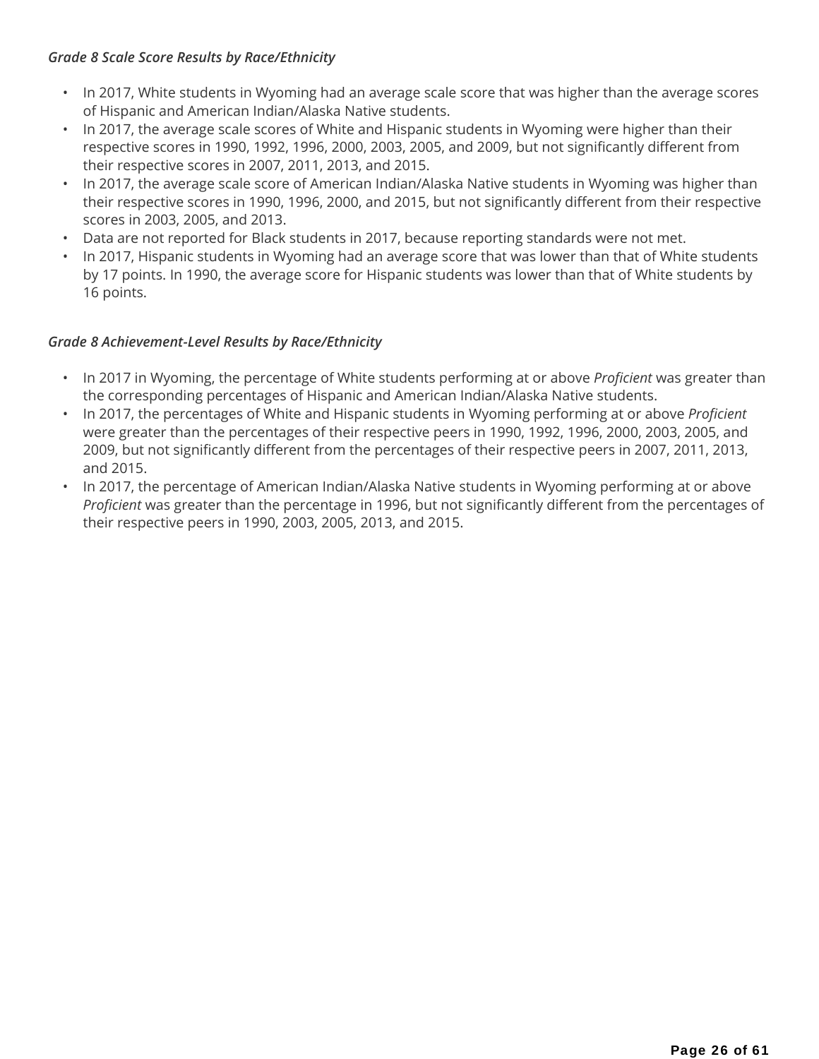*Grade 8 Scale Score Results by Race/Ethnicity*

- In 2017, White students in Wyoming had an average scale score that was higher than the average scores of Hispanic and American Indian/Alaska Native students.
- In 2017, the average scale scores of White and Hispanic students in Wyoming were higher than their respective scores in 1990, 1992, 1996, 2000, 2003, 2005, and 2009, but not significantly different from their respective scores in 2007, 2011, 2013, and 2015.
- In 2017, the average scale score of American Indian/Alaska Native students in Wyoming was higher than their respective scores in 1990, 1996, 2000, and 2015, but not significantly different from their respective scores in 2003, 2005, and 2013.
- Data are not reported for Black students in 2017, because reporting standards were not met.
- In 2017, Hispanic students in Wyoming had an average score that was lower than that of White students by 17 points. In 1990, the average score for Hispanic students was lower than that of White students by 16 points.

*Grade 8 Achievement-Level Results by Race/Ethnicity*

- In 2017 in Wyoming, the percentage of White students performing at or above *Proficient* was greater than the corresponding percentages of Hispanic and American Indian/Alaska Native students.
- In 2017, the percentages of White and Hispanic students in Wyoming performing at or above *Proficient* were greater than the percentages of their respective peers in 1990, 1992, 1996, 2000, 2003, 2005, and 2009, but not significantly different from the percentages of their respective peers in 2007, 2011, 2013, and 2015.
- In 2017, the percentage of American Indian/Alaska Native students in Wyoming performing at or above *Proficient* was greater than the percentage in 1996, but not significantly different from the percentages of their respective peers in 1990, 2003, 2005, 2013, and 2015.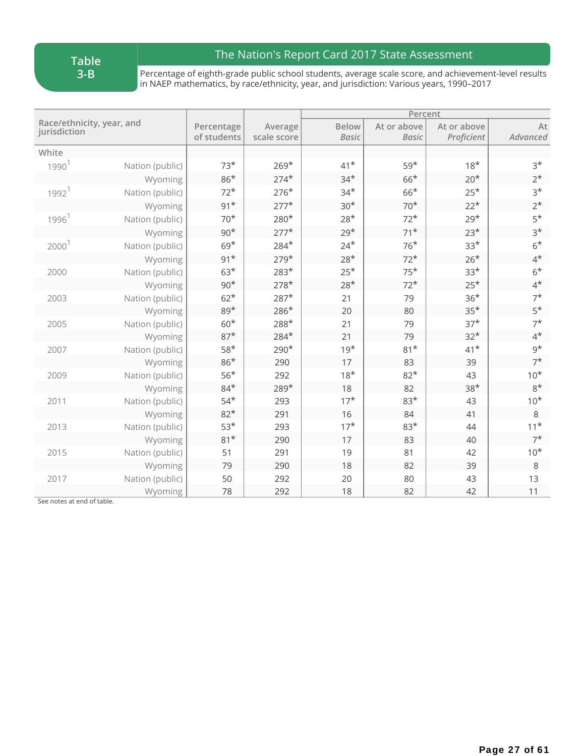**Table 3-B**

## The Nation's Report Card 2017 State Assessment

Percentage of eighth-grade public school students, average scale score, and achievement-level results in NAEP mathematics, by race/ethnicity, year, and jurisdiction: Various years, 1990–2017

| Race/ethnicity, year, and jurisdiction | | Percentage of students | Average scale score | Percent | | | |
|---|---|---|---|---|---|---|---|
| | | | | Below *Basic* | At or above *Basic* | At or above *Proficient* | At *Advanced* |
| White | | | | | | | |
| 1990[1] | Nation (public) | 73* | 269* | 41* | 59* | 18* | 3* |
| | Wyoming | 86* | 274* | 34* | 66* | 20* | 2* |
| 1992[1] | Nation (public) | 72* | 276* | 34* | 66* | 25* | 3* |
| | Wyoming | 91* | 277* | 30* | 70* | 22* | 2* |
| 1996[1] | Nation (public) | 70* | 280* | 28* | 72* | 29* | 5* |
| | Wyoming | 90* | 277* | 29* | 71* | 23* | 3* |
| 2000[1] | Nation (public) | 69* | 284* | 24* | 76* | 33* | 6* |
| | Wyoming | 91* | 279* | 28* | 72* | 26* | 4* |
| 2000 | Nation (public) | 63* | 283* | 25* | 75* | 33* | 6* |
| | Wyoming | 90* | 278* | 28* | 72* | 25* | 4* |
| 2003 | Nation (public) | 62* | 287* | 21 | 79 | 36* | 7* |
| | Wyoming | 89* | 286* | 20 | 80 | 35* | 5* |
| 2005 | Nation (public) | 60* | 288* | 21 | 79 | 37* | 7* |
| | Wyoming | 87* | 284* | 21 | 79 | 32* | 4* |
| 2007 | Nation (public) | 58* | 290* | 19* | 81* | 41* | 9* |
| | Wyoming | 86* | 290 | 17 | 83 | 39 | 7* |
| 2009 | Nation (public) | 56* | 292 | 18* | 82* | 43 | 10* |
| | Wyoming | 84* | 289* | 18 | 82 | 38* | 8* |
| 2011 | Nation (public) | 54* | 293 | 17* | 83* | 43 | 10* |
| | Wyoming | 82* | 291 | 16 | 84 | 41 | 8 |
| 2013 | Nation (public) | 53* | 293 | 17* | 83* | 44 | 11* |
| | Wyoming | 81* | 290 | 17 | 83 | 40 | 7* |
| 2015 | Nation (public) | 51 | 291 | 19 | 81 | 42 | 10* |
| | Wyoming | 79 | 290 | 18 | 82 | 39 | 8 |
| 2017 | Nation (public) | 50 | 292 | 20 | 80 | 43 | 13 |
| | Wyoming | 78 | 292 | 18 | 82 | 42 | 11 |

See notes at end of table.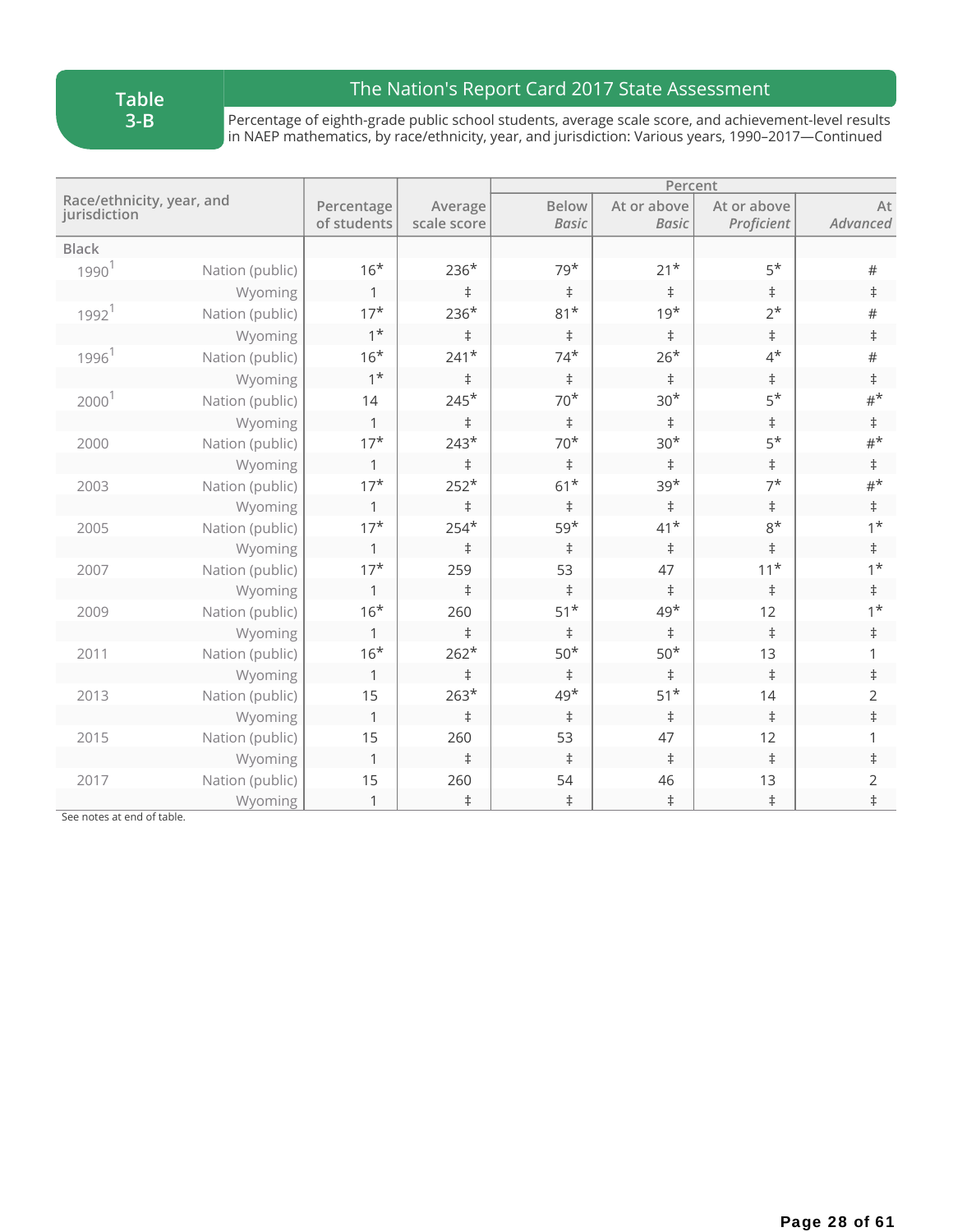# Table 3-B

## The Nation's Report Card 2017 State Assessment

Percentage of eighth-grade public school students, average scale score, and achievement-level results in NAEP mathematics, by race/ethnicity, year, and jurisdiction: Various years, 1990–2017—Continued

| Race/ethnicity, year, and jurisdiction | | Percentage of students | Average scale score | Percent | | | |
|---|---|---|---|---|---|---|---|
| | | | | Below *Basic* | At or above *Basic* | At or above *Proficient* | At *Advanced* |
| Black | | | | | | | |
| 1990[1] | Nation (public) | 16* | 236* | 79* | 21* | 5* | # |
| | Wyoming | 1 | ‡ | ‡ | ‡ | ‡ | ‡ |
| 1992[1] | Nation (public) | 17* | 236* | 81* | 19* | 2* | # |
| | Wyoming | 1* | ‡ | ‡ | ‡ | ‡ | ‡ |
| 1996[1] | Nation (public) | 16* | 241* | 74* | 26* | 4* | # |
| | Wyoming | 1* | ‡ | ‡ | ‡ | ‡ | ‡ |
| 2000[1] | Nation (public) | 14 | 245* | 70* | 30* | 5* | #* |
| | Wyoming | 1 | ‡ | ‡ | ‡ | ‡ | ‡ |
| 2000 | Nation (public) | 17* | 243* | 70* | 30* | 5* | #* |
| | Wyoming | 1 | ‡ | ‡ | ‡ | ‡ | ‡ |
| 2003 | Nation (public) | 17* | 252* | 61* | 39* | 7* | #* |
| | Wyoming | 1 | ‡ | ‡ | ‡ | ‡ | ‡ |
| 2005 | Nation (public) | 17* | 254* | 59* | 41* | 8* | 1* |
| | Wyoming | 1 | ‡ | ‡ | ‡ | ‡ | ‡ |
| 2007 | Nation (public) | 17* | 259 | 53 | 47 | 11* | 1* |
| | Wyoming | 1 | ‡ | ‡ | ‡ | ‡ | ‡ |
| 2009 | Nation (public) | 16* | 260 | 51* | 49* | 12 | 1* |
| | Wyoming | 1 | ‡ | ‡ | ‡ | ‡ | ‡ |
| 2011 | Nation (public) | 16* | 262* | 50* | 50* | 13 | 1 |
| | Wyoming | 1 | ‡ | ‡ | ‡ | ‡ | ‡ |
| 2013 | Nation (public) | 15 | 263* | 49* | 51* | 14 | 2 |
| | Wyoming | 1 | ‡ | ‡ | ‡ | ‡ | ‡ |
| 2015 | Nation (public) | 15 | 260 | 53 | 47 | 12 | 1 |
| | Wyoming | 1 | ‡ | ‡ | ‡ | ‡ | ‡ |
| 2017 | Nation (public) | 15 | 260 | 54 | 46 | 13 | 2 |
| | Wyoming | 1 | ‡ | ‡ | ‡ | ‡ | ‡ |

See notes at end of table.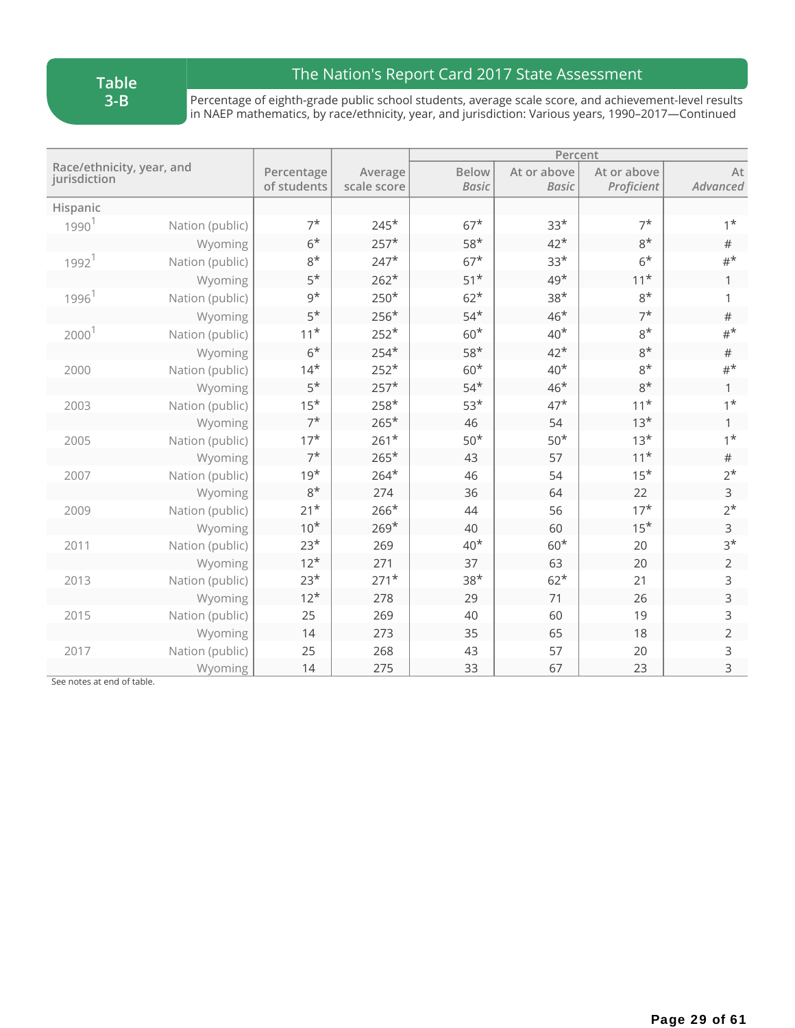**Table 3-B**

## The Nation's Report Card 2017 State Assessment

Percentage of eighth-grade public school students, average scale score, and achievement-level results in NAEP mathematics, by race/ethnicity, year, and jurisdiction: Various years, 1990–2017—Continued

| Race/ethnicity, year, and jurisdiction | | Percentage of students | Average scale score | Percent | | | |
|---|---|---|---|---|---|---|---|
| | | | | Below *Basic* | At or above *Basic* | At or above *Proficient* | At *Advanced* |
| **Hispanic** | | | | | | | |
| 1990[1] | Nation (public) | 7* | 245* | 67* | 33* | 7* | 1* |
| | Wyoming | 6* | 257* | 58* | 42* | 8* | # |
| 1992[1] | Nation (public) | 8* | 247* | 67* | 33* | 6* | #* |
| | Wyoming | 5* | 262* | 51* | 49* | 11* | 1 |
| 1996[1] | Nation (public) | 9* | 250* | 62* | 38* | 8* | 1 |
| | Wyoming | 5* | 256* | 54* | 46* | 7* | # |
| 2000[1] | Nation (public) | 11* | 252* | 60* | 40* | 8* | #* |
| | Wyoming | 6* | 254* | 58* | 42* | 8* | # |
| 2000 | Nation (public) | 14* | 252* | 60* | 40* | 8* | #* |
| | Wyoming | 5* | 257* | 54* | 46* | 8* | 1 |
| 2003 | Nation (public) | 15* | 258* | 53* | 47* | 11* | 1* |
| | Wyoming | 7* | 265* | 46 | 54 | 13* | 1 |
| 2005 | Nation (public) | 17* | 261* | 50* | 50* | 13* | 1* |
| | Wyoming | 7* | 265* | 43 | 57 | 11* | # |
| 2007 | Nation (public) | 19* | 264* | 46 | 54 | 15* | 2* |
| | Wyoming | 8* | 274 | 36 | 64 | 22 | 3 |
| 2009 | Nation (public) | 21* | 266* | 44 | 56 | 17* | 2* |
| | Wyoming | 10* | 269* | 40 | 60 | 15* | 3 |
| 2011 | Nation (public) | 23* | 269 | 40* | 60* | 20 | 3* |
| | Wyoming | 12* | 271 | 37 | 63 | 20 | 2 |
| 2013 | Nation (public) | 23* | 271* | 38* | 62* | 21 | 3 |
| | Wyoming | 12* | 278 | 29 | 71 | 26 | 3 |
| 2015 | Nation (public) | 25 | 269 | 40 | 60 | 19 | 3 |
| | Wyoming | 14 | 273 | 35 | 65 | 18 | 2 |
| 2017 | Nation (public) | 25 | 268 | 43 | 57 | 20 | 3 |
| | Wyoming | 14 | 275 | 33 | 67 | 23 | 3 |

See notes at end of table.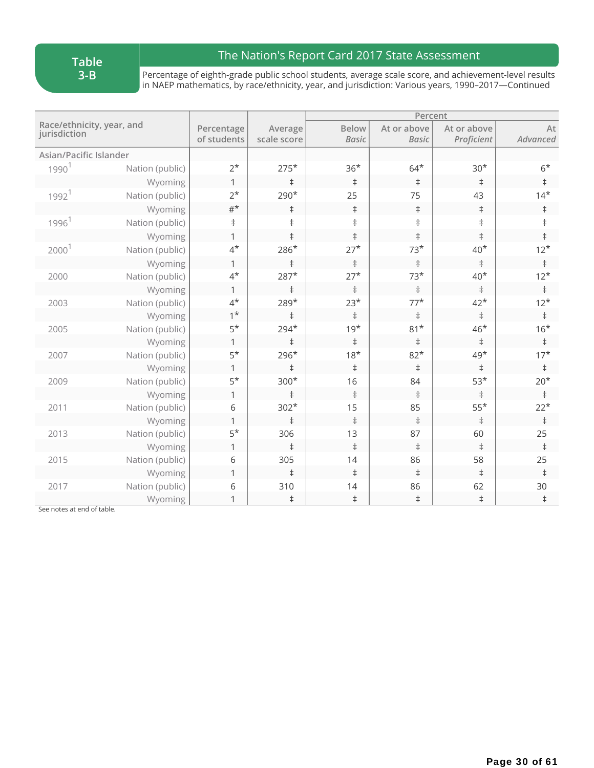**Table 3-B**

## The Nation's Report Card 2017 State Assessment

Percentage of eighth-grade public school students, average scale score, and achievement-level results in NAEP mathematics, by race/ethnicity, year, and jurisdiction: Various years, 1990–2017—Continued

| Race/ethnicity, year, and jurisdiction | | Percentage of students | Average scale score | Percent | | | |
|---|---|---|---|---|---|---|---|
| | | | | Below *Basic* | At or above *Basic* | At or above *Proficient* | At *Advanced* |
| **Asian/Pacific Islander** | | | | | | | |
| 1990[1] | Nation (public) | 2* | 275* | 36* | 64* | 30* | 6* |
| | Wyoming | 1 | ‡ | ‡ | ‡ | ‡ | ‡ |
| 1992[1] | Nation (public) | 2* | 290* | 25 | 75 | 43 | 14* |
| | Wyoming | #* | ‡ | ‡ | ‡ | ‡ | ‡ |
| 1996[1] | Nation (public) | ‡ | ‡ | ‡ | ‡ | ‡ | ‡ |
| | Wyoming | 1 | ‡ | ‡ | ‡ | ‡ | ‡ |
| 2000[1] | Nation (public) | 4* | 286* | 27* | 73* | 40* | 12* |
| | Wyoming | 1 | ‡ | ‡ | ‡ | ‡ | ‡ |
| 2000 | Nation (public) | 4* | 287* | 27* | 73* | 40* | 12* |
| | Wyoming | 1 | ‡ | ‡ | ‡ | ‡ | ‡ |
| 2003 | Nation (public) | 4* | 289* | 23* | 77* | 42* | 12* |
| | Wyoming | 1* | ‡ | ‡ | ‡ | ‡ | ‡ |
| 2005 | Nation (public) | 5* | 294* | 19* | 81* | 46* | 16* |
| | Wyoming | 1 | ‡ | ‡ | ‡ | ‡ | ‡ |
| 2007 | Nation (public) | 5* | 296* | 18* | 82* | 49* | 17* |
| | Wyoming | 1 | ‡ | ‡ | ‡ | ‡ | ‡ |
| 2009 | Nation (public) | 5* | 300* | 16 | 84 | 53* | 20* |
| | Wyoming | 1 | ‡ | ‡ | ‡ | ‡ | ‡ |
| 2011 | Nation (public) | 6 | 302* | 15 | 85 | 55* | 22* |
| | Wyoming | 1 | ‡ | ‡ | ‡ | ‡ | ‡ |
| 2013 | Nation (public) | 5* | 306 | 13 | 87 | 60 | 25 |
| | Wyoming | 1 | ‡ | ‡ | ‡ | ‡ | ‡ |
| 2015 | Nation (public) | 6 | 305 | 14 | 86 | 58 | 25 |
| | Wyoming | 1 | ‡ | ‡ | ‡ | ‡ | ‡ |
| 2017 | Nation (public) | 6 | 310 | 14 | 86 | 62 | 30 |
| | Wyoming | 1 | ‡ | ‡ | ‡ | ‡ | ‡ |

See notes at end of table.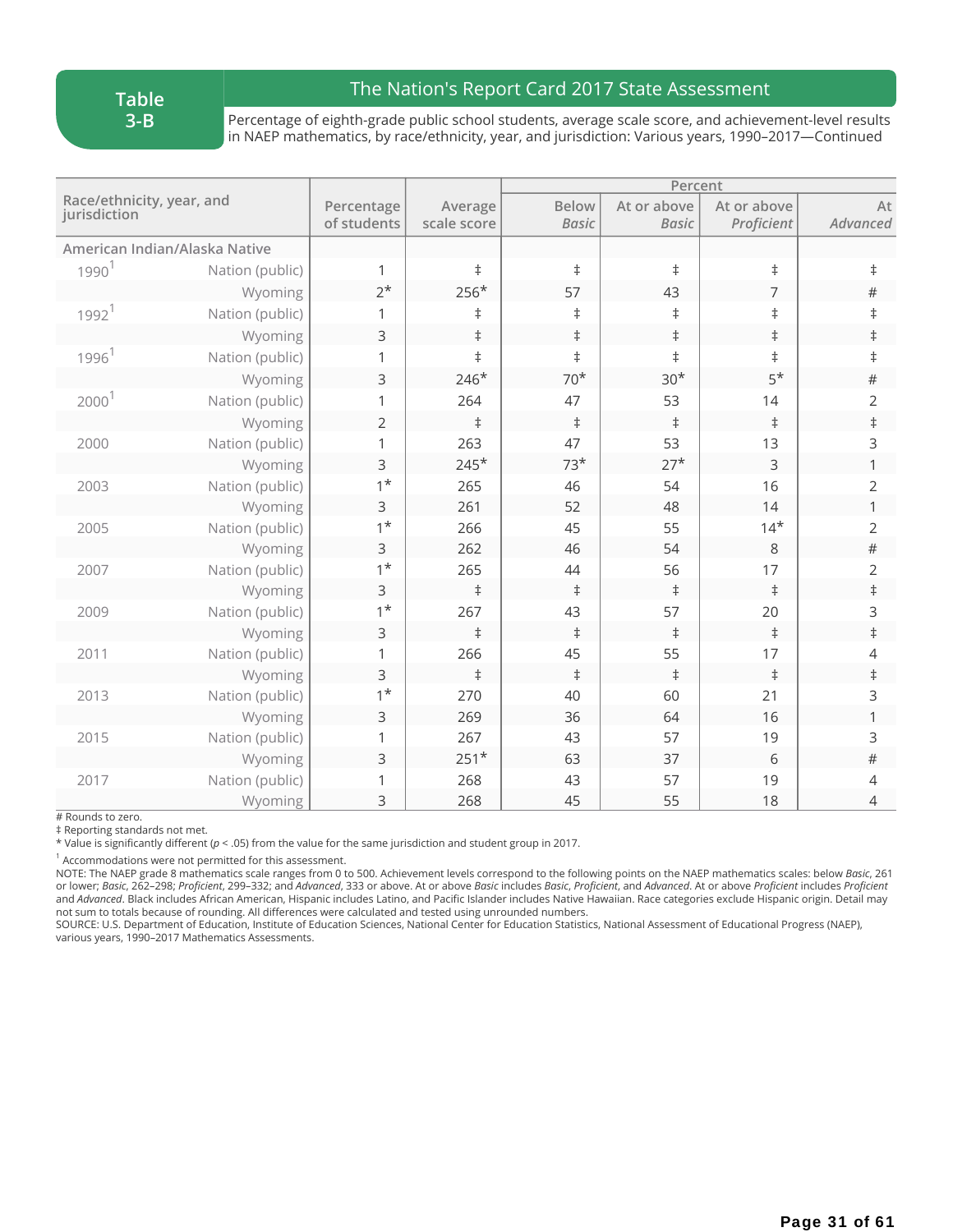**Table 3-B**

## The Nation's Report Card 2017 State Assessment

Percentage of eighth-grade public school students, average scale score, and achievement-level results in NAEP mathematics, by race/ethnicity, year, and jurisdiction: Various years, 1990–2017—Continued

| Race/ethnicity, year, and jurisdiction | | Percentage of students | Average scale score | Percent | | | |
|---|---|---|---|---|---|---|---|
| | | | | Below *Basic* | At or above *Basic* | At or above *Proficient* | At *Advanced* |
| **American Indian/Alaska Native** | | | | | | | |
| 1990[1] | Nation (public) | 1 | ‡ | ‡ | ‡ | ‡ | ‡ |
| | Wyoming | 2* | 256* | 57 | 43 | 7 | # |
| 1992[1] | Nation (public) | 1 | ‡ | ‡ | ‡ | ‡ | ‡ |
| | Wyoming | 3 | ‡ | ‡ | ‡ | ‡ | ‡ |
| 1996[1] | Nation (public) | 1 | ‡ | ‡ | ‡ | ‡ | ‡ |
| | Wyoming | 3 | 246* | 70* | 30* | 5* | # |
| 2000[1] | Nation (public) | 1 | 264 | 47 | 53 | 14 | 2 |
| | Wyoming | 2 | ‡ | ‡ | ‡ | ‡ | ‡ |
| 2000 | Nation (public) | 1 | 263 | 47 | 53 | 13 | 3 |
| | Wyoming | 3 | 245* | 73* | 27* | 3 | 1 |
| 2003 | Nation (public) | 1* | 265 | 46 | 54 | 16 | 2 |
| | Wyoming | 3 | 261 | 52 | 48 | 14 | 1 |
| 2005 | Nation (public) | 1* | 266 | 45 | 55 | 14* | 2 |
| | Wyoming | 3 | 262 | 46 | 54 | 8 | # |
| 2007 | Nation (public) | 1* | 265 | 44 | 56 | 17 | 2 |
| | Wyoming | 3 | ‡ | ‡ | ‡ | ‡ | ‡ |
| 2009 | Nation (public) | 1* | 267 | 43 | 57 | 20 | 3 |
| | Wyoming | 3 | ‡ | ‡ | ‡ | ‡ | ‡ |
| 2011 | Nation (public) | 1 | 266 | 45 | 55 | 17 | 4 |
| | Wyoming | 3 | ‡ | ‡ | ‡ | ‡ | ‡ |
| 2013 | Nation (public) | 1* | 270 | 40 | 60 | 21 | 3 |
| | Wyoming | 3 | 269 | 36 | 64 | 16 | 1 |
| 2015 | Nation (public) | 1 | 267 | 43 | 57 | 19 | 3 |
| | Wyoming | 3 | 251* | 63 | 37 | 6 | # |
| 2017 | Nation (public) | 1 | 268 | 43 | 57 | 19 | 4 |
| | Wyoming | 3 | 268 | 45 | 55 | 18 | 4 |

\# Rounds to zero.
‡ Reporting standards not met.
\* Value is significantly different ($p < .05$) from the value for the same jurisdiction and student group in 2017.
[1] Accommodations were not permitted for this assessment.
NOTE: The NAEP grade 8 mathematics scale ranges from 0 to 500. Achievement levels correspond to the following points on the NAEP mathematics scales: below *Basic*, 261 or lower; *Basic*, 262–298; *Proficient*, 299–332; and *Advanced*, 333 or above. At or above *Basic* includes *Basic*, *Proficient*, and *Advanced*. At or above *Proficient* includes *Proficient* and *Advanced*. Black includes African American, Hispanic includes Latino, and Pacific Islander includes Native Hawaiian. Race categories exclude Hispanic origin. Detail may not sum to totals because of rounding. All differences were calculated and tested using unrounded numbers.
SOURCE: U.S. Department of Education, Institute of Education Sciences, National Center for Education Statistics, National Assessment of Educational Progress (NAEP), various years, 1990–2017 Mathematics Assessments.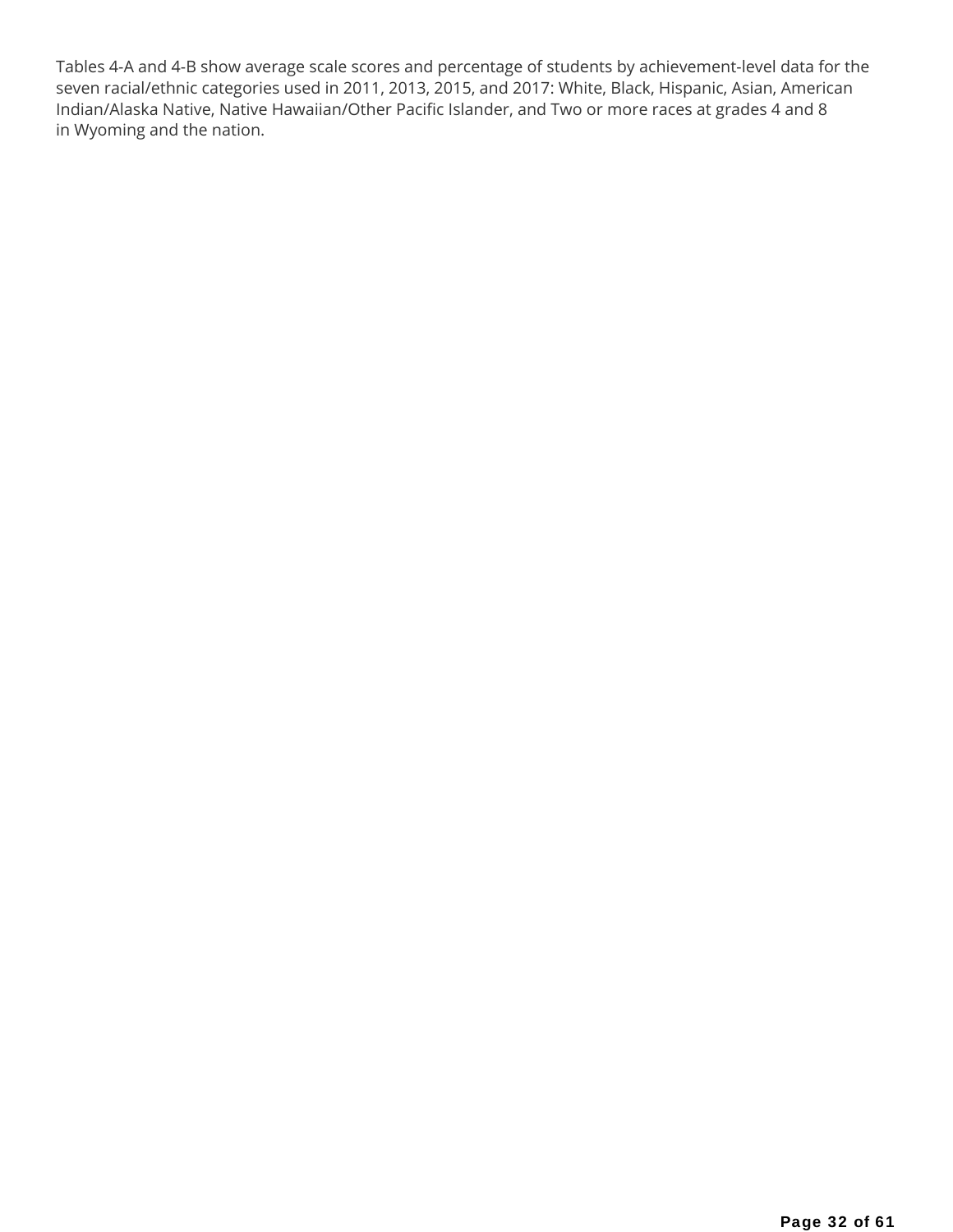Tables 4-A and 4-B show average scale scores and percentage of students by achievement-level data for the seven racial/ethnic categories used in 2011, 2013, 2015, and 2017: White, Black, Hispanic, Asian, American Indian/Alaska Native, Native Hawaiian/Other Pacific Islander, and Two or more races at grades 4 and 8 in Wyoming and the nation.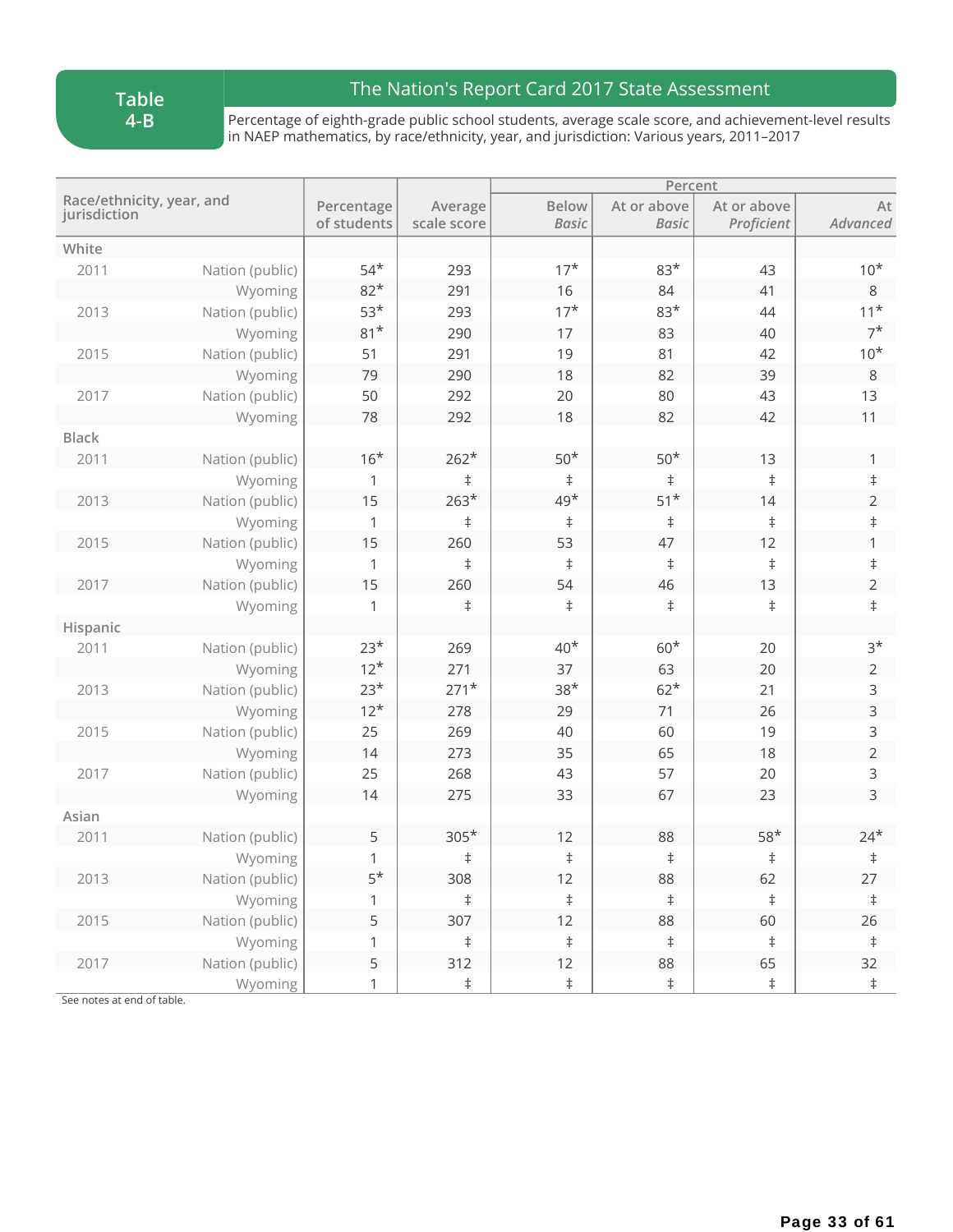**Table 4-B**

## The Nation's Report Card 2017 State Assessment

Percentage of eighth-grade public school students, average scale score, and achievement-level results in NAEP mathematics, by race/ethnicity, year, and jurisdiction: Various years, 2011–2017

| Race/ethnicity, year, and jurisdiction | | Percentage of students | Average scale score | Percent | | | |
|---|---|---|---|---|---|---|---|
| | | | | Below *Basic* | At or above *Basic* | At or above *Proficient* | At *Advanced* |
| **White** | | | | | | | |
| 2011 | Nation (public) | 54* | 293 | 17* | 83* | 43 | 10* |
| | Wyoming | 82* | 291 | 16 | 84 | 41 | 8 |
| 2013 | Nation (public) | 53* | 293 | 17* | 83* | 44 | 11* |
| | Wyoming | 81* | 290 | 17 | 83 | 40 | 7* |
| 2015 | Nation (public) | 51 | 291 | 19 | 81 | 42 | 10* |
| | Wyoming | 79 | 290 | 18 | 82 | 39 | 8 |
| 2017 | Nation (public) | 50 | 292 | 20 | 80 | 43 | 13 |
| | Wyoming | 78 | 292 | 18 | 82 | 42 | 11 |
| **Black** | | | | | | | |
| 2011 | Nation (public) | 16* | 262* | 50* | 50* | 13 | 1 |
| | Wyoming | 1 | ‡ | ‡ | ‡ | ‡ | ‡ |
| 2013 | Nation (public) | 15 | 263* | 49* | 51* | 14 | 2 |
| | Wyoming | 1 | ‡ | ‡ | ‡ | ‡ | ‡ |
| 2015 | Nation (public) | 15 | 260 | 53 | 47 | 12 | 1 |
| | Wyoming | 1 | ‡ | ‡ | ‡ | ‡ | ‡ |
| 2017 | Nation (public) | 15 | 260 | 54 | 46 | 13 | 2 |
| | Wyoming | 1 | ‡ | ‡ | ‡ | ‡ | ‡ |
| **Hispanic** | | | | | | | |
| 2011 | Nation (public) | 23* | 269 | 40* | 60* | 20 | 3* |
| | Wyoming | 12* | 271 | 37 | 63 | 20 | 2 |
| 2013 | Nation (public) | 23* | 271* | 38* | 62* | 21 | 3 |
| | Wyoming | 12* | 278 | 29 | 71 | 26 | 3 |
| 2015 | Nation (public) | 25 | 269 | 40 | 60 | 19 | 3 |
| | Wyoming | 14 | 273 | 35 | 65 | 18 | 2 |
| 2017 | Nation (public) | 25 | 268 | 43 | 57 | 20 | 3 |
| | Wyoming | 14 | 275 | 33 | 67 | 23 | 3 |
| **Asian** | | | | | | | |
| 2011 | Nation (public) | 5 | 305* | 12 | 88 | 58* | 24* |
| | Wyoming | 1 | ‡ | ‡ | ‡ | ‡ | ‡ |
| 2013 | Nation (public) | 5* | 308 | 12 | 88 | 62 | 27 |
| | Wyoming | 1 | ‡ | ‡ | ‡ | ‡ | ‡ |
| 2015 | Nation (public) | 5 | 307 | 12 | 88 | 60 | 26 |
| | Wyoming | 1 | ‡ | ‡ | ‡ | ‡ | ‡ |
| 2017 | Nation (public) | 5 | 312 | 12 | 88 | 65 | 32 |
| | Wyoming | 1 | ‡ | ‡ | ‡ | ‡ | ‡ |

See notes at end of table.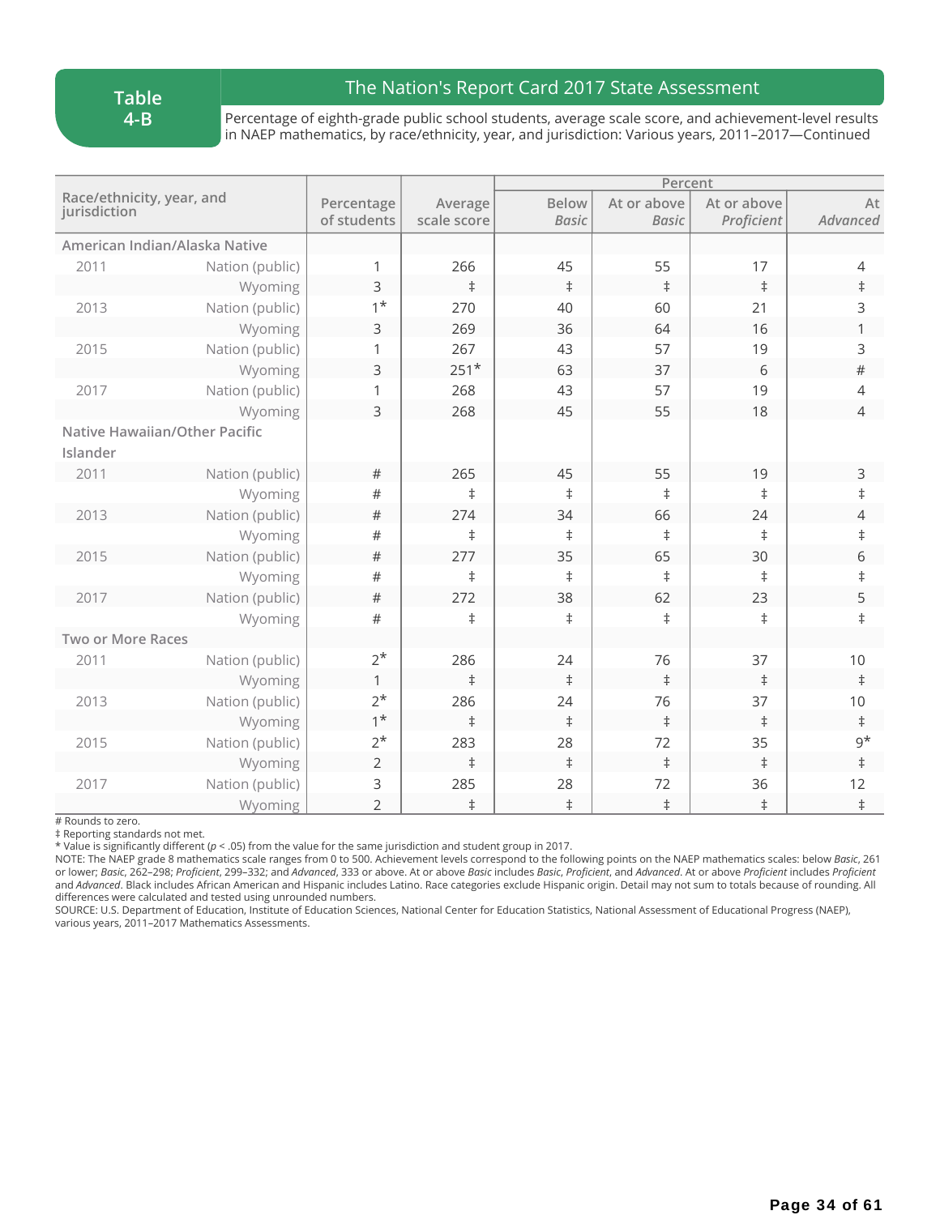**Table 4-B**

## The Nation's Report Card 2017 State Assessment

Percentage of eighth-grade public school students, average scale score, and achievement-level results in NAEP mathematics, by race/ethnicity, year, and jurisdiction: Various years, 2011–2017—Continued

| Race/ethnicity, year, and jurisdiction | | Percentage of students | Average scale score | Percent | | | |
|---|---|---|---|---|---|---|---|
| | | | | Below *Basic* | At or above *Basic* | At or above *Proficient* | At *Advanced* |
| **American Indian/Alaska Native** | | | | | | | |
| 2011 | Nation (public) | 1 | 266 | 45 | 55 | 17 | 4 |
| | Wyoming | 3 | ‡ | ‡ | ‡ | ‡ | ‡ |
| 2013 | Nation (public) | 1* | 270 | 40 | 60 | 21 | 3 |
| | Wyoming | 3 | 269 | 36 | 64 | 16 | 1 |
| 2015 | Nation (public) | 1 | 267 | 43 | 57 | 19 | 3 |
| | Wyoming | 3 | 251* | 63 | 37 | 6 | # |
| 2017 | Nation (public) | 1 | 268 | 43 | 57 | 19 | 4 |
| | Wyoming | 3 | 268 | 45 | 55 | 18 | 4 |
| **Native Hawaiian/Other Pacific Islander** | | | | | | | |
| 2011 | Nation (public) | # | 265 | 45 | 55 | 19 | 3 |
| | Wyoming | # | ‡ | ‡ | ‡ | ‡ | ‡ |
| 2013 | Nation (public) | # | 274 | 34 | 66 | 24 | 4 |
| | Wyoming | # | ‡ | ‡ | ‡ | ‡ | ‡ |
| 2015 | Nation (public) | # | 277 | 35 | 65 | 30 | 6 |
| | Wyoming | # | ‡ | ‡ | ‡ | ‡ | ‡ |
| 2017 | Nation (public) | # | 272 | 38 | 62 | 23 | 5 |
| | Wyoming | # | ‡ | ‡ | ‡ | ‡ | ‡ |
| **Two or More Races** | | | | | | | |
| 2011 | Nation (public) | 2* | 286 | 24 | 76 | 37 | 10 |
| | Wyoming | 1 | ‡ | ‡ | ‡ | ‡ | ‡ |
| 2013 | Nation (public) | 2* | 286 | 24 | 76 | 37 | 10 |
| | Wyoming | 1* | ‡ | ‡ | ‡ | ‡ | ‡ |
| 2015 | Nation (public) | 2* | 283 | 28 | 72 | 35 | 9* |
| | Wyoming | 2 | ‡ | ‡ | ‡ | ‡ | ‡ |
| 2017 | Nation (public) | 3 | 285 | 28 | 72 | 36 | 12 |
| | Wyoming | 2 | ‡ | ‡ | ‡ | ‡ | ‡ |

# Rounds to zero.
‡ Reporting standards not met.
* Value is significantly different ($p < .05$) from the value for the same jurisdiction and student group in 2017.
NOTE: The NAEP grade 8 mathematics scale ranges from 0 to 500. Achievement levels correspond to the following points on the NAEP mathematics scales: below *Basic*, 261 or lower; *Basic*, 262–298; *Proficient*, 299–332; and *Advanced*, 333 or above. At or above *Basic* includes *Basic*, *Proficient*, and *Advanced*. At or above *Proficient* includes *Proficient* and *Advanced*. Black includes African American and Hispanic includes Latino. Race categories exclude Hispanic origin. Detail may not sum to totals because of rounding. All differences were calculated and tested using unrounded numbers.
SOURCE: U.S. Department of Education, Institute of Education Sciences, National Center for Education Statistics, National Assessment of Educational Progress (NAEP), various years, 2011–2017 Mathematics Assessments.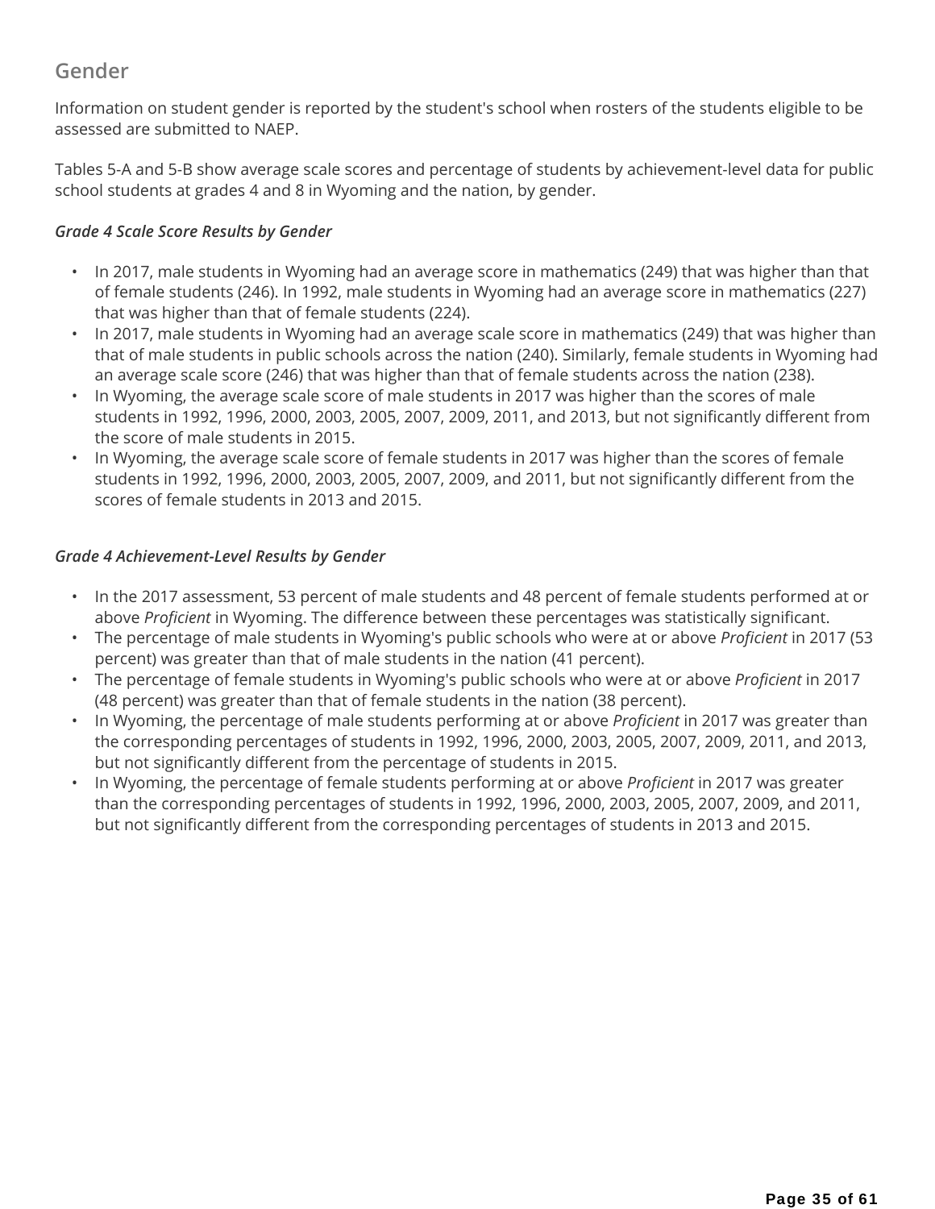## Gender

Information on student gender is reported by the student's school when rosters of the students eligible to be assessed are submitted to NAEP.

Tables 5-A and 5-B show average scale scores and percentage of students by achievement-level data for public school students at grades 4 and 8 in Wyoming and the nation, by gender.

### *Grade 4 Scale Score Results by Gender*

- In 2017, male students in Wyoming had an average score in mathematics (249) that was higher than that of female students (246). In 1992, male students in Wyoming had an average score in mathematics (227) that was higher than that of female students (224).
- In 2017, male students in Wyoming had an average scale score in mathematics (249) that was higher than that of male students in public schools across the nation (240). Similarly, female students in Wyoming had an average scale score (246) that was higher than that of female students across the nation (238).
- In Wyoming, the average scale score of male students in 2017 was higher than the scores of male students in 1992, 1996, 2000, 2003, 2005, 2007, 2009, 2011, and 2013, but not significantly different from the score of male students in 2015.
- In Wyoming, the average scale score of female students in 2017 was higher than the scores of female students in 1992, 1996, 2000, 2003, 2005, 2007, 2009, and 2011, but not significantly different from the scores of female students in 2013 and 2015.

### *Grade 4 Achievement-Level Results by Gender*

- In the 2017 assessment, 53 percent of male students and 48 percent of female students performed at or above *Proficient* in Wyoming. The difference between these percentages was statistically significant.
- The percentage of male students in Wyoming's public schools who were at or above *Proficient* in 2017 (53 percent) was greater than that of male students in the nation (41 percent).
- The percentage of female students in Wyoming's public schools who were at or above *Proficient* in 2017 (48 percent) was greater than that of female students in the nation (38 percent).
- In Wyoming, the percentage of male students performing at or above *Proficient* in 2017 was greater than the corresponding percentages of students in 1992, 1996, 2000, 2003, 2005, 2007, 2009, 2011, and 2013, but not significantly different from the percentage of students in 2015.
- In Wyoming, the percentage of female students performing at or above *Proficient* in 2017 was greater than the corresponding percentages of students in 1992, 1996, 2000, 2003, 2005, 2007, 2009, and 2011, but not significantly different from the corresponding percentages of students in 2013 and 2015.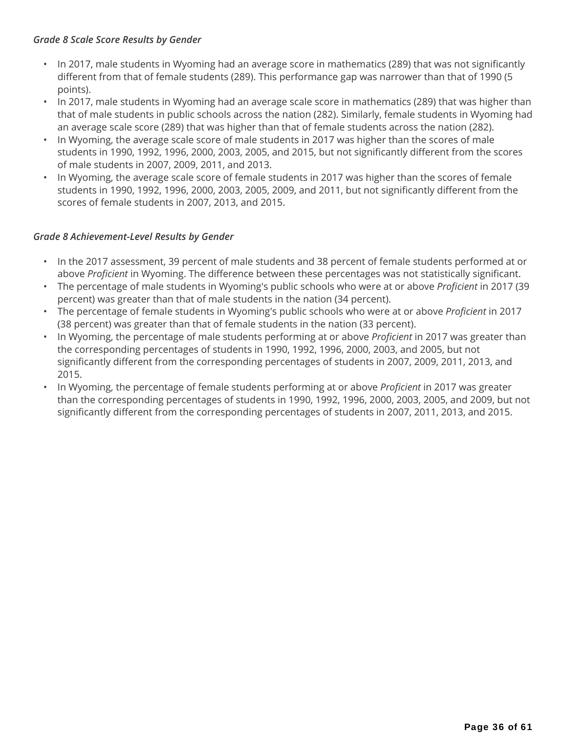*Grade 8 Scale Score Results by Gender*

- In 2017, male students in Wyoming had an average score in mathematics (289) that was not significantly different from that of female students (289). This performance gap was narrower than that of 1990 (5 points).
- In 2017, male students in Wyoming had an average scale score in mathematics (289) that was higher than that of male students in public schools across the nation (282). Similarly, female students in Wyoming had an average scale score (289) that was higher than that of female students across the nation (282).
- In Wyoming, the average scale score of male students in 2017 was higher than the scores of male students in 1990, 1992, 1996, 2000, 2003, 2005, and 2015, but not significantly different from the scores of male students in 2007, 2009, 2011, and 2013.
- In Wyoming, the average scale score of female students in 2017 was higher than the scores of female students in 1990, 1992, 1996, 2000, 2003, 2005, 2009, and 2011, but not significantly different from the scores of female students in 2007, 2013, and 2015.

*Grade 8 Achievement-Level Results by Gender*

- In the 2017 assessment, 39 percent of male students and 38 percent of female students performed at or above *Proficient* in Wyoming. The difference between these percentages was not statistically significant.
- The percentage of male students in Wyoming's public schools who were at or above *Proficient* in 2017 (39 percent) was greater than that of male students in the nation (34 percent).
- The percentage of female students in Wyoming's public schools who were at or above *Proficient* in 2017 (38 percent) was greater than that of female students in the nation (33 percent).
- In Wyoming, the percentage of male students performing at or above *Proficient* in 2017 was greater than the corresponding percentages of students in 1990, 1992, 1996, 2000, 2003, and 2005, but not significantly different from the corresponding percentages of students in 2007, 2009, 2011, 2013, and 2015.
- In Wyoming, the percentage of female students performing at or above *Proficient* in 2017 was greater than the corresponding percentages of students in 1990, 1992, 1996, 2000, 2003, 2005, and 2009, but not significantly different from the corresponding percentages of students in 2007, 2011, 2013, and 2015.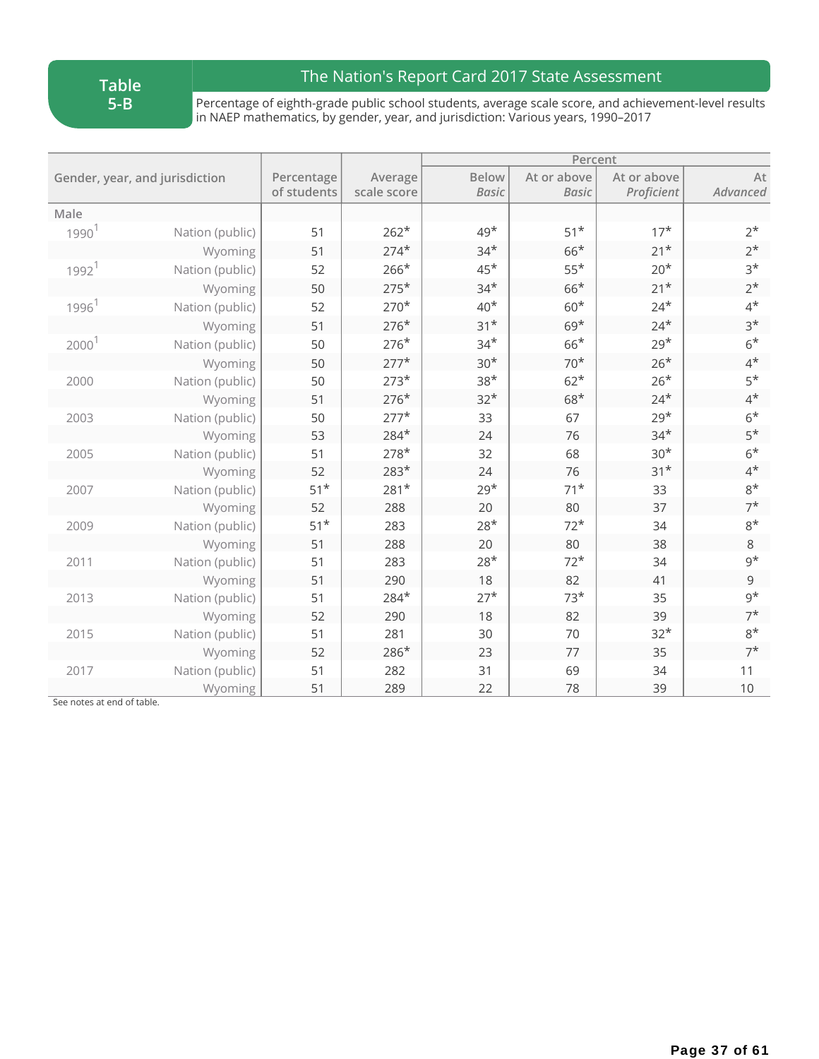**Table 5-B**

## The Nation's Report Card 2017 State Assessment

Percentage of eighth-grade public school students, average scale score, and achievement-level results in NAEP mathematics, by gender, year, and jurisdiction: Various years, 1990–2017

| Gender, year, and jurisdiction | | Percentage of students | Average scale score | Percent | | | |
|---|---|---|---|---|---|---|---|
| | | | | Below *Basic* | At or above *Basic* | At or above *Proficient* | At *Advanced* |
| Male | | | | | | | |
| 1990[1] | Nation (public) | 51 | 262* | 49* | 51* | 17* | 2* |
| | Wyoming | 51 | 274* | 34* | 66* | 21* | 2* |
| 1992[1] | Nation (public) | 52 | 266* | 45* | 55* | 20* | 3* |
| | Wyoming | 50 | 275* | 34* | 66* | 21* | 2* |
| 1996[1] | Nation (public) | 52 | 270* | 40* | 60* | 24* | 4* |
| | Wyoming | 51 | 276* | 31* | 69* | 24* | 3* |
| 2000[1] | Nation (public) | 50 | 276* | 34* | 66* | 29* | 6* |
| | Wyoming | 50 | 277* | 30* | 70* | 26* | 4* |
| 2000 | Nation (public) | 50 | 273* | 38* | 62* | 26* | 5* |
| | Wyoming | 51 | 276* | 32* | 68* | 24* | 4* |
| 2003 | Nation (public) | 50 | 277* | 33 | 67 | 29* | 6* |
| | Wyoming | 53 | 284* | 24 | 76 | 34* | 5* |
| 2005 | Nation (public) | 51 | 278* | 32 | 68 | 30* | 6* |
| | Wyoming | 52 | 283* | 24 | 76 | 31* | 4* |
| 2007 | Nation (public) | 51* | 281* | 29* | 71* | 33 | 8* |
| | Wyoming | 52 | 288 | 20 | 80 | 37 | 7* |
| 2009 | Nation (public) | 51* | 283 | 28* | 72* | 34 | 8* |
| | Wyoming | 51 | 288 | 20 | 80 | 38 | 8 |
| 2011 | Nation (public) | 51 | 283 | 28* | 72* | 34 | 9* |
| | Wyoming | 51 | 290 | 18 | 82 | 41 | 9 |
| 2013 | Nation (public) | 51 | 284* | 27* | 73* | 35 | 9* |
| | Wyoming | 52 | 290 | 18 | 82 | 39 | 7* |
| 2015 | Nation (public) | 51 | 281 | 30 | 70 | 32* | 8* |
| | Wyoming | 52 | 286* | 23 | 77 | 35 | 7* |
| 2017 | Nation (public) | 51 | 282 | 31 | 69 | 34 | 11 |
| | Wyoming | 51 | 289 | 22 | 78 | 39 | 10 |

See notes at end of table.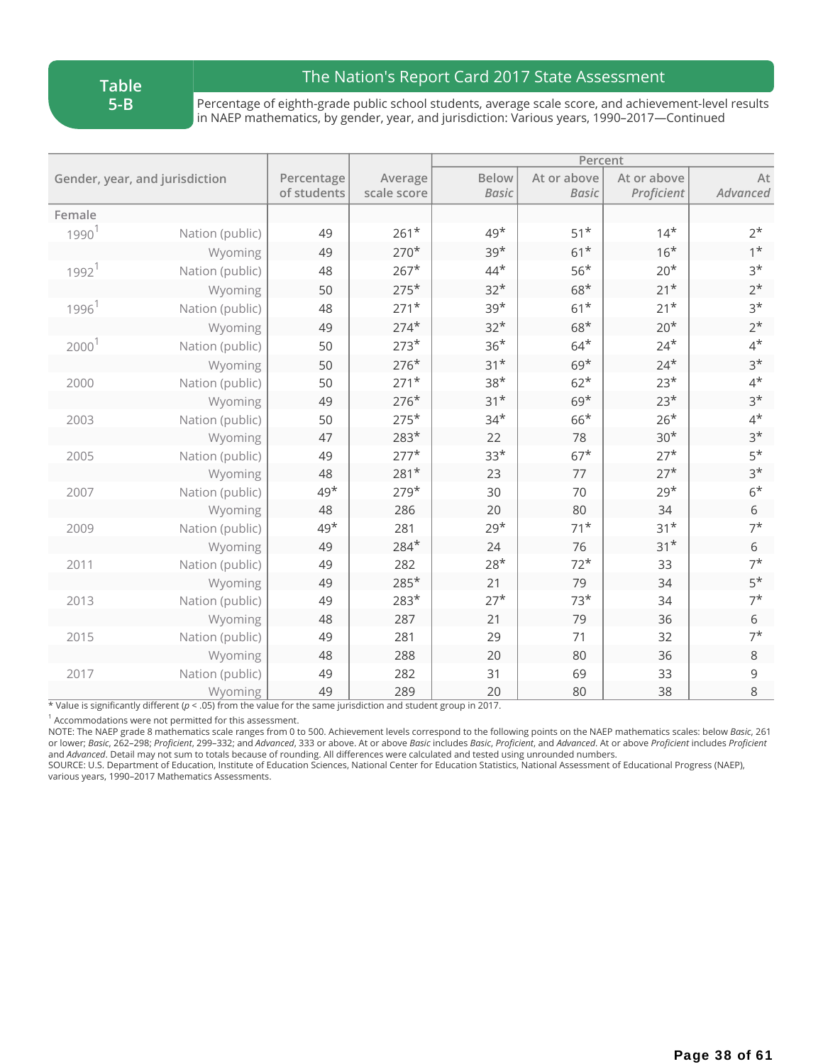**Table 5-B**

## The Nation's Report Card 2017 State Assessment

Percentage of eighth-grade public school students, average scale score, and achievement-level results in NAEP mathematics, by gender, year, and jurisdiction: Various years, 1990–2017—Continued

| Gender, year, and jurisdiction | | Percentage of students | Average scale score | Percent | | | |
|---|---|---|---|---|---|---|---|
| | | | | Below *Basic* | At or above *Basic* | At or above *Proficient* | At *Advanced* |
| Female | | | | | | | |
| 1990[1] | Nation (public) | 49 | 261* | 49* | 51* | 14* | 2* |
| | Wyoming | 49 | 270* | 39* | 61* | 16* | 1* |
| 1992[1] | Nation (public) | 48 | 267* | 44* | 56* | 20* | 3* |
| | Wyoming | 50 | 275* | 32* | 68* | 21* | 2* |
| 1996[1] | Nation (public) | 48 | 271* | 39* | 61* | 21* | 3* |
| | Wyoming | 49 | 274* | 32* | 68* | 20* | 2* |
| 2000[1] | Nation (public) | 50 | 273* | 36* | 64* | 24* | 4* |
| | Wyoming | 50 | 276* | 31* | 69* | 24* | 3* |
| 2000 | Nation (public) | 50 | 271* | 38* | 62* | 23* | 4* |
| | Wyoming | 49 | 276* | 31* | 69* | 23* | 3* |
| 2003 | Nation (public) | 50 | 275* | 34* | 66* | 26* | 4* |
| | Wyoming | 47 | 283* | 22 | 78 | 30* | 3* |
| 2005 | Nation (public) | 49 | 277* | 33* | 67* | 27* | 5* |
| | Wyoming | 48 | 281* | 23 | 77 | 27* | 3* |
| 2007 | Nation (public) | 49* | 279* | 30 | 70 | 29* | 6* |
| | Wyoming | 48 | 286 | 20 | 80 | 34 | 6 |
| 2009 | Nation (public) | 49* | 281 | 29* | 71* | 31* | 7* |
| | Wyoming | 49 | 284* | 24 | 76 | 31* | 6 |
| 2011 | Nation (public) | 49 | 282 | 28* | 72* | 33 | 7* |
| | Wyoming | 49 | 285* | 21 | 79 | 34 | 5* |
| 2013 | Nation (public) | 49 | 283* | 27* | 73* | 34 | 7* |
| | Wyoming | 48 | 287 | 21 | 79 | 36 | 6 |
| 2015 | Nation (public) | 49 | 281 | 29 | 71 | 32 | 7* |
| | Wyoming | 48 | 288 | 20 | 80 | 36 | 8 |
| 2017 | Nation (public) | 49 | 282 | 31 | 69 | 33 | 9 |
| | Wyoming | 49 | 289 | 20 | 80 | 38 | 8 |

* Value is significantly different ($p < .05$) from the value for the same jurisdiction and student group in 2017.

[1] Accommodations were not permitted for this assessment.

NOTE: The NAEP grade 8 mathematics scale ranges from 0 to 500. Achievement levels correspond to the following points on the NAEP mathematics scales: below *Basic*, 261 or lower; *Basic*, 262–298; *Proficient*, 299–332; and *Advanced*, 333 or above. At or above *Basic* includes *Basic*, *Proficient*, and *Advanced*. At or above *Proficient* includes *Proficient* and *Advanced*. Detail may not sum to totals because of rounding. All differences were calculated and tested using unrounded numbers.

SOURCE: U.S. Department of Education, Institute of Education Sciences, National Center for Education Statistics, National Assessment of Educational Progress (NAEP), various years, 1990–2017 Mathematics Assessments.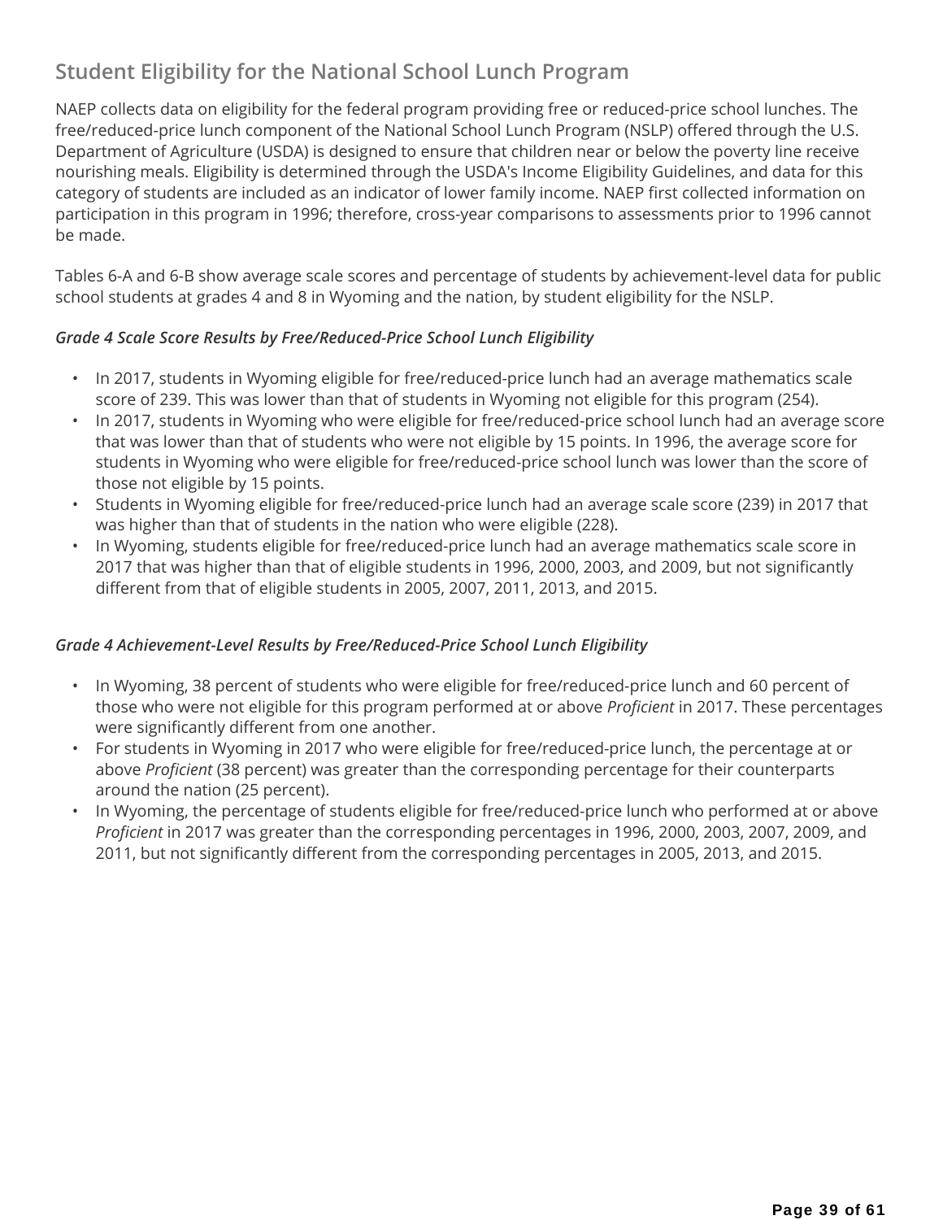## Student Eligibility for the National School Lunch Program

NAEP collects data on eligibility for the federal program providing free or reduced-price school lunches. The free/reduced-price lunch component of the National School Lunch Program (NSLP) offered through the U.S. Department of Agriculture (USDA) is designed to ensure that children near or below the poverty line receive nourishing meals. Eligibility is determined through the USDA's Income Eligibility Guidelines, and data for this category of students are included as an indicator of lower family income. NAEP first collected information on participation in this program in 1996; therefore, cross-year comparisons to assessments prior to 1996 cannot be made.

Tables 6-A and 6-B show average scale scores and percentage of students by achievement-level data for public school students at grades 4 and 8 in Wyoming and the nation, by student eligibility for the NSLP.

### *Grade 4 Scale Score Results by Free/Reduced-Price School Lunch Eligibility*

- In 2017, students in Wyoming eligible for free/reduced-price lunch had an average mathematics scale score of 239. This was lower than that of students in Wyoming not eligible for this program (254).
- In 2017, students in Wyoming who were eligible for free/reduced-price school lunch had an average score that was lower than that of students who were not eligible by 15 points. In 1996, the average score for students in Wyoming who were eligible for free/reduced-price school lunch was lower than the score of those not eligible by 15 points.
- Students in Wyoming eligible for free/reduced-price lunch had an average scale score (239) in 2017 that was higher than that of students in the nation who were eligible (228).
- In Wyoming, students eligible for free/reduced-price lunch had an average mathematics scale score in 2017 that was higher than that of eligible students in 1996, 2000, 2003, and 2009, but not significantly different from that of eligible students in 2005, 2007, 2011, 2013, and 2015.

### *Grade 4 Achievement-Level Results by Free/Reduced-Price School Lunch Eligibility*

- In Wyoming, 38 percent of students who were eligible for free/reduced-price lunch and 60 percent of those who were not eligible for this program performed at or above *Proficient* in 2017. These percentages were significantly different from one another.
- For students in Wyoming in 2017 who were eligible for free/reduced-price lunch, the percentage at or above *Proficient* (38 percent) was greater than the corresponding percentage for their counterparts around the nation (25 percent).
- In Wyoming, the percentage of students eligible for free/reduced-price lunch who performed at or above *Proficient* in 2017 was greater than the corresponding percentages in 1996, 2000, 2003, 2007, 2009, and 2011, but not significantly different from the corresponding percentages in 2005, 2013, and 2015.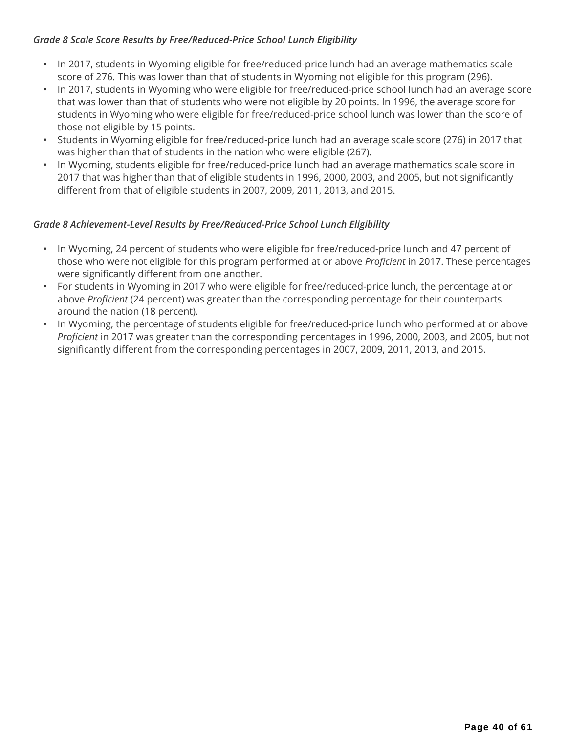*Grade 8 Scale Score Results by Free/Reduced-Price School Lunch Eligibility*

- In 2017, students in Wyoming eligible for free/reduced-price lunch had an average mathematics scale score of 276. This was lower than that of students in Wyoming not eligible for this program (296).
- In 2017, students in Wyoming who were eligible for free/reduced-price school lunch had an average score that was lower than that of students who were not eligible by 20 points. In 1996, the average score for students in Wyoming who were eligible for free/reduced-price school lunch was lower than the score of those not eligible by 15 points.
- Students in Wyoming eligible for free/reduced-price lunch had an average scale score (276) in 2017 that was higher than that of students in the nation who were eligible (267).
- In Wyoming, students eligible for free/reduced-price lunch had an average mathematics scale score in 2017 that was higher than that of eligible students in 1996, 2000, 2003, and 2005, but not significantly different from that of eligible students in 2007, 2009, 2011, 2013, and 2015.

*Grade 8 Achievement-Level Results by Free/Reduced-Price School Lunch Eligibility*

- In Wyoming, 24 percent of students who were eligible for free/reduced-price lunch and 47 percent of those who were not eligible for this program performed at or above *Proficient* in 2017. These percentages were significantly different from one another.
- For students in Wyoming in 2017 who were eligible for free/reduced-price lunch, the percentage at or above *Proficient* (24 percent) was greater than the corresponding percentage for their counterparts around the nation (18 percent).
- In Wyoming, the percentage of students eligible for free/reduced-price lunch who performed at or above *Proficient* in 2017 was greater than the corresponding percentages in 1996, 2000, 2003, and 2005, but not significantly different from the corresponding percentages in 2007, 2009, 2011, 2013, and 2015.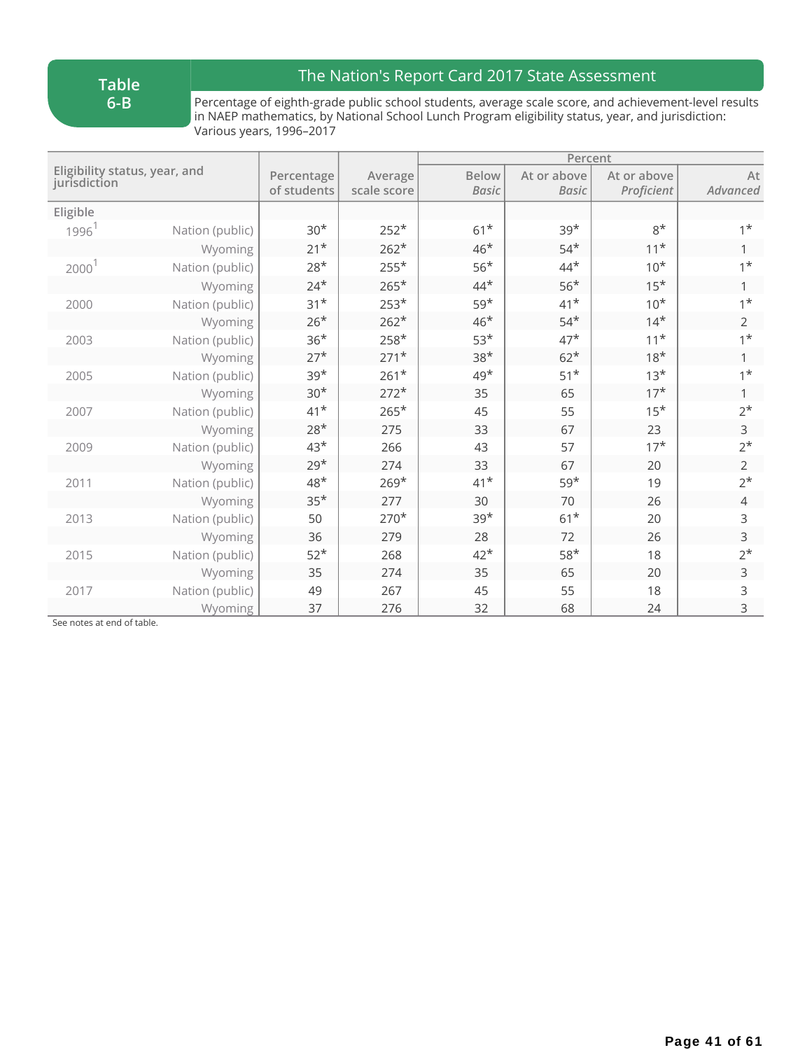# Table 6-B

## The Nation's Report Card 2017 State Assessment

Percentage of eighth-grade public school students, average scale score, and achievement-level results in NAEP mathematics, by National School Lunch Program eligibility status, year, and jurisdiction: Various years, 1996–2017

| Eligibility status, year, and jurisdiction | | Percentage of students | Average scale score | Percent | | | |
|---|---|---|---|---|---|---|---|
| | | | | Below *Basic* | At or above *Basic* | At or above *Proficient* | At *Advanced* |
| Eligible | | | | | | | |
| 1996[1] | Nation (public) | 30* | 252* | 61* | 39* | 8* | 1* |
| | Wyoming | 21* | 262* | 46* | 54* | 11* | 1 |
| 2000[1] | Nation (public) | 28* | 255* | 56* | 44* | 10* | 1* |
| | Wyoming | 24* | 265* | 44* | 56* | 15* | 1 |
| 2000 | Nation (public) | 31* | 253* | 59* | 41* | 10* | 1* |
| | Wyoming | 26* | 262* | 46* | 54* | 14* | 2 |
| 2003 | Nation (public) | 36* | 258* | 53* | 47* | 11* | 1* |
| | Wyoming | 27* | 271* | 38* | 62* | 18* | 1 |
| 2005 | Nation (public) | 39* | 261* | 49* | 51* | 13* | 1* |
| | Wyoming | 30* | 272* | 35 | 65 | 17* | 1 |
| 2007 | Nation (public) | 41* | 265* | 45 | 55 | 15* | 2* |
| | Wyoming | 28* | 275 | 33 | 67 | 23 | 3 |
| 2009 | Nation (public) | 43* | 266 | 43 | 57 | 17* | 2* |
| | Wyoming | 29* | 274 | 33 | 67 | 20 | 2 |
| 2011 | Nation (public) | 48* | 269* | 41* | 59* | 19 | 2* |
| | Wyoming | 35* | 277 | 30 | 70 | 26 | 4 |
| 2013 | Nation (public) | 50 | 270* | 39* | 61* | 20 | 3 |
| | Wyoming | 36 | 279 | 28 | 72 | 26 | 3 |
| 2015 | Nation (public) | 52* | 268 | 42* | 58* | 18 | 2* |
| | Wyoming | 35 | 274 | 35 | 65 | 20 | 3 |
| 2017 | Nation (public) | 49 | 267 | 45 | 55 | 18 | 3 |
| | Wyoming | 37 | 276 | 32 | 68 | 24 | 3 |

See notes at end of table.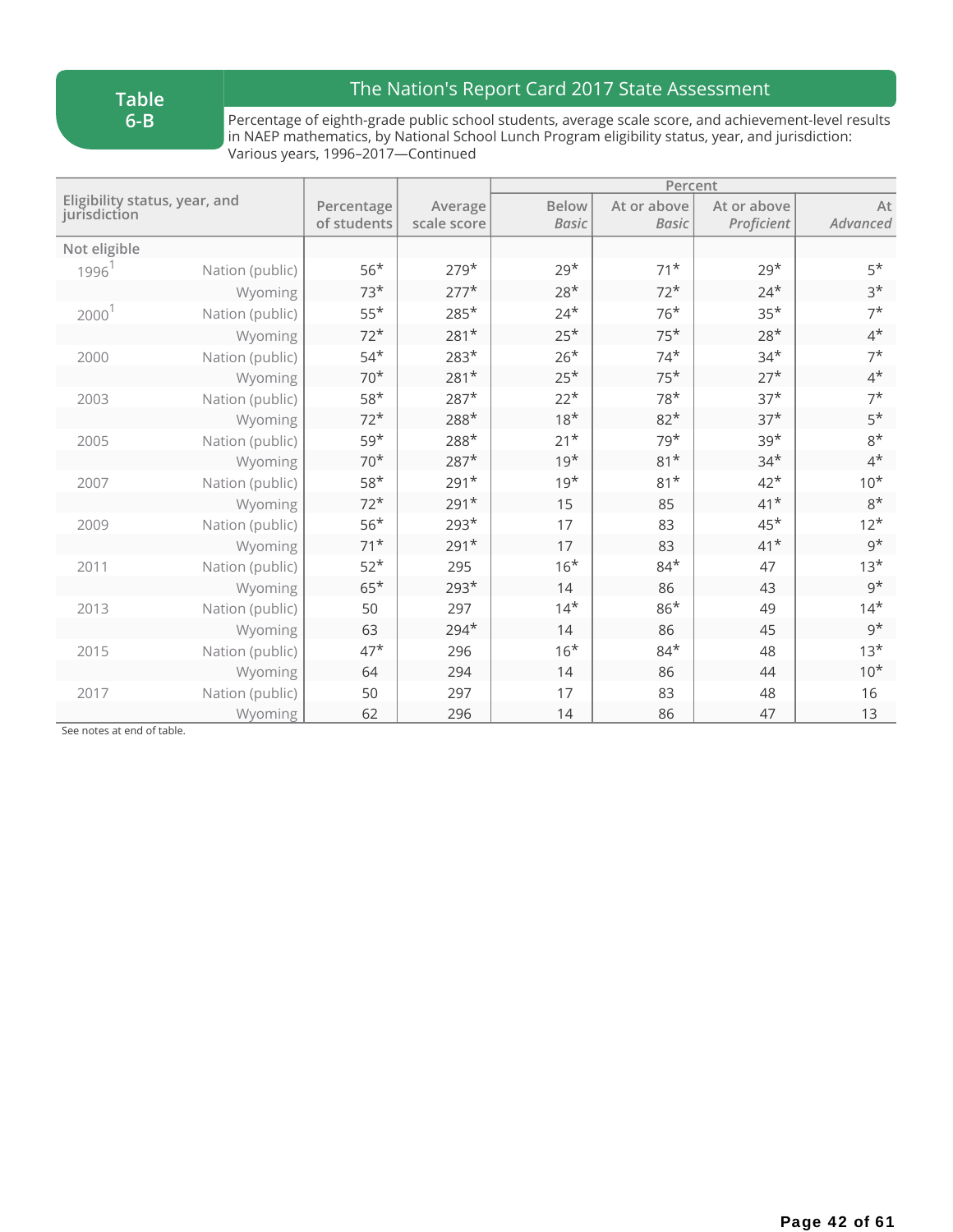**Table 6-B**

## The Nation's Report Card 2017 State Assessment

Percentage of eighth-grade public school students, average scale score, and achievement-level results in NAEP mathematics, by National School Lunch Program eligibility status, year, and jurisdiction: Various years, 1996–2017—Continued

| Eligibility status, year, and jurisdiction | | Percentage of students | Average scale score | Percent | | | |
|---|---|---|---|---|---|---|---|
| | | | | Below *Basic* | At or above *Basic* | At or above *Proficient* | At *Advanced* |
| **Not eligible** | | | | | | | |
| 1996[1] | Nation (public) | 56* | 279* | 29* | 71* | 29* | 5* |
| | Wyoming | 73* | 277* | 28* | 72* | 24* | 3* |
| 2000[1] | Nation (public) | 55* | 285* | 24* | 76* | 35* | 7* |
| | Wyoming | 72* | 281* | 25* | 75* | 28* | 4* |
| 2000 | Nation (public) | 54* | 283* | 26* | 74* | 34* | 7* |
| | Wyoming | 70* | 281* | 25* | 75* | 27* | 4* |
| 2003 | Nation (public) | 58* | 287* | 22* | 78* | 37* | 7* |
| | Wyoming | 72* | 288* | 18* | 82* | 37* | 5* |
| 2005 | Nation (public) | 59* | 288* | 21* | 79* | 39* | 8* |
| | Wyoming | 70* | 287* | 19* | 81* | 34* | 4* |
| 2007 | Nation (public) | 58* | 291* | 19* | 81* | 42* | 10* |
| | Wyoming | 72* | 291* | 15 | 85 | 41* | 8* |
| 2009 | Nation (public) | 56* | 293* | 17 | 83 | 45* | 12* |
| | Wyoming | 71* | 291* | 17 | 83 | 41* | 9* |
| 2011 | Nation (public) | 52* | 295 | 16* | 84* | 47 | 13* |
| | Wyoming | 65* | 293* | 14 | 86 | 43 | 9* |
| 2013 | Nation (public) | 50 | 297 | 14* | 86* | 49 | 14* |
| | Wyoming | 63 | 294* | 14 | 86 | 45 | 9* |
| 2015 | Nation (public) | 47* | 296 | 16* | 84* | 48 | 13* |
| | Wyoming | 64 | 294 | 14 | 86 | 44 | 10* |
| 2017 | Nation (public) | 50 | 297 | 17 | 83 | 48 | 16 |
| | Wyoming | 62 | 296 | 14 | 86 | 47 | 13 |

See notes at end of table.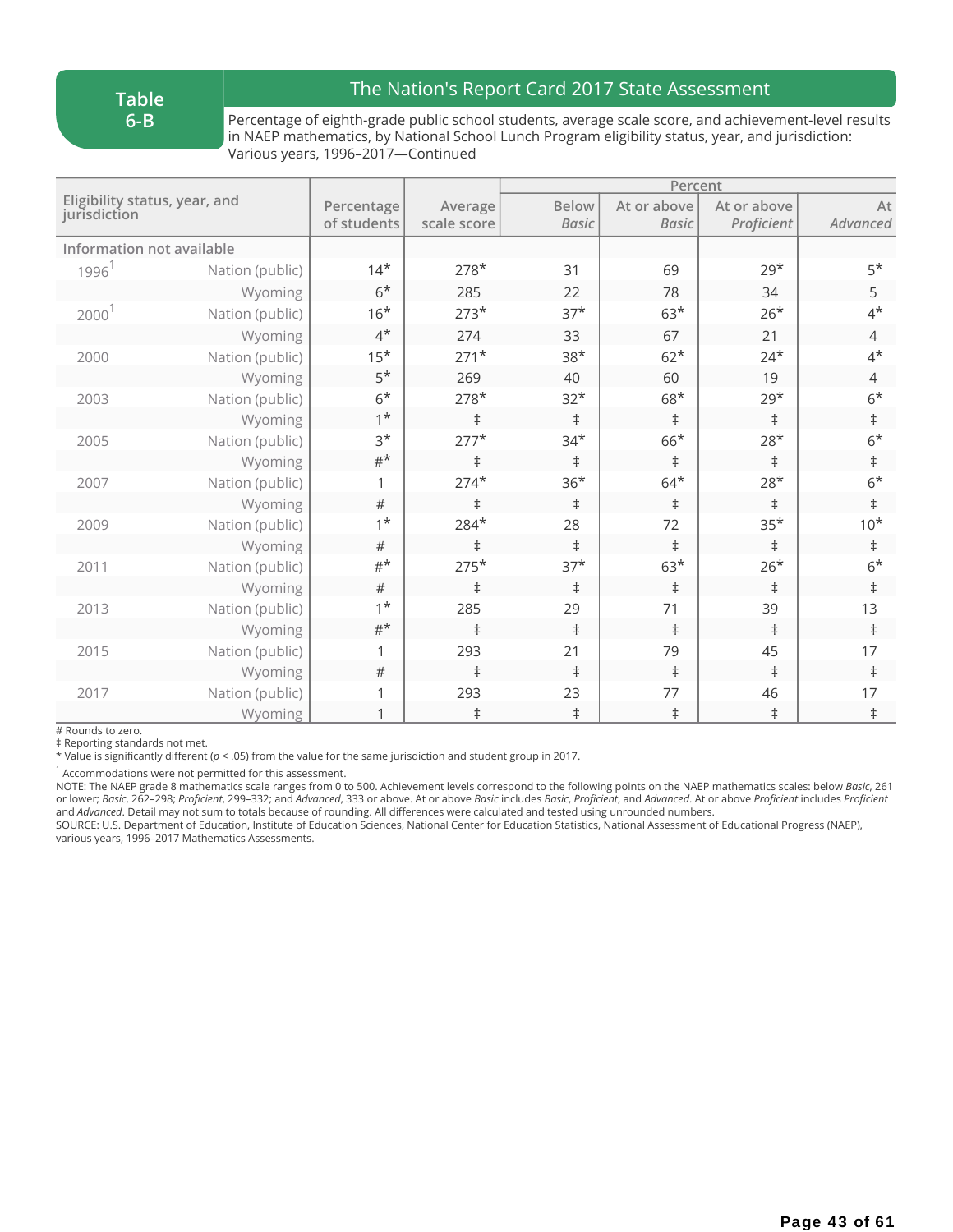# Table 6-B

## The Nation's Report Card 2017 State Assessment

Percentage of eighth-grade public school students, average scale score, and achievement-level results in NAEP mathematics, by National School Lunch Program eligibility status, year, and jurisdiction: Various years, 1996–2017—Continued

| Eligibility status, year, and jurisdiction | | Percentage of students | Average scale score | Percent | | | |
|---|---|---|---|---|---|---|---|
| | | | | Below *Basic* | At or above *Basic* | At or above *Proficient* | At *Advanced* |
| **Information not available** | | | | | | | |
| 1996[1] | Nation (public) | 14* | 278* | 31 | 69 | 29* | 5* |
| | Wyoming | 6* | 285 | 22 | 78 | 34 | 5 |
| 2000[1] | Nation (public) | 16* | 273* | 37* | 63* | 26* | 4* |
| | Wyoming | 4* | 274 | 33 | 67 | 21 | 4 |
| 2000 | Nation (public) | 15* | 271* | 38* | 62* | 24* | 4* |
| | Wyoming | 5* | 269 | 40 | 60 | 19 | 4 |
| 2003 | Nation (public) | 6* | 278* | 32* | 68* | 29* | 6* |
| | Wyoming | 1* | ‡ | ‡ | ‡ | ‡ | ‡ |
| 2005 | Nation (public) | 3* | 277* | 34* | 66* | 28* | 6* |
| | Wyoming | #* | ‡ | ‡ | ‡ | ‡ | ‡ |
| 2007 | Nation (public) | 1 | 274* | 36* | 64* | 28* | 6* |
| | Wyoming | # | ‡ | ‡ | ‡ | ‡ | ‡ |
| 2009 | Nation (public) | 1* | 284* | 28 | 72 | 35* | 10* |
| | Wyoming | # | ‡ | ‡ | ‡ | ‡ | ‡ |
| 2011 | Nation (public) | #* | 275* | 37* | 63* | 26* | 6* |
| | Wyoming | # | ‡ | ‡ | ‡ | ‡ | ‡ |
| 2013 | Nation (public) | 1* | 285 | 29 | 71 | 39 | 13 |
| | Wyoming | #* | ‡ | ‡ | ‡ | ‡ | ‡ |
| 2015 | Nation (public) | 1 | 293 | 21 | 79 | 45 | 17 |
| | Wyoming | # | ‡ | ‡ | ‡ | ‡ | ‡ |
| 2017 | Nation (public) | 1 | 293 | 23 | 77 | 46 | 17 |
| | Wyoming | 1 | ‡ | ‡ | ‡ | ‡ | ‡ |

# Rounds to zero.

‡ Reporting standards not met.

* Value is significantly different ($p < .05$) from the value for the same jurisdiction and student group in 2017.

[1] Accommodations were not permitted for this assessment.

NOTE: The NAEP grade 8 mathematics scale ranges from 0 to 500. Achievement levels correspond to the following points on the NAEP mathematics scales: below *Basic*, 261 or lower; *Basic*, 262–298; *Proficient*, 299–332; and *Advanced*, 333 or above. At or above *Basic* includes *Basic*, *Proficient*, and *Advanced*. At or above *Proficient* includes *Proficient* and *Advanced*. Detail may not sum to totals because of rounding. All differences were calculated and tested using unrounded numbers.

SOURCE: U.S. Department of Education, Institute of Education Sciences, National Center for Education Statistics, National Assessment of Educational Progress (NAEP), various years, 1996–2017 Mathematics Assessments.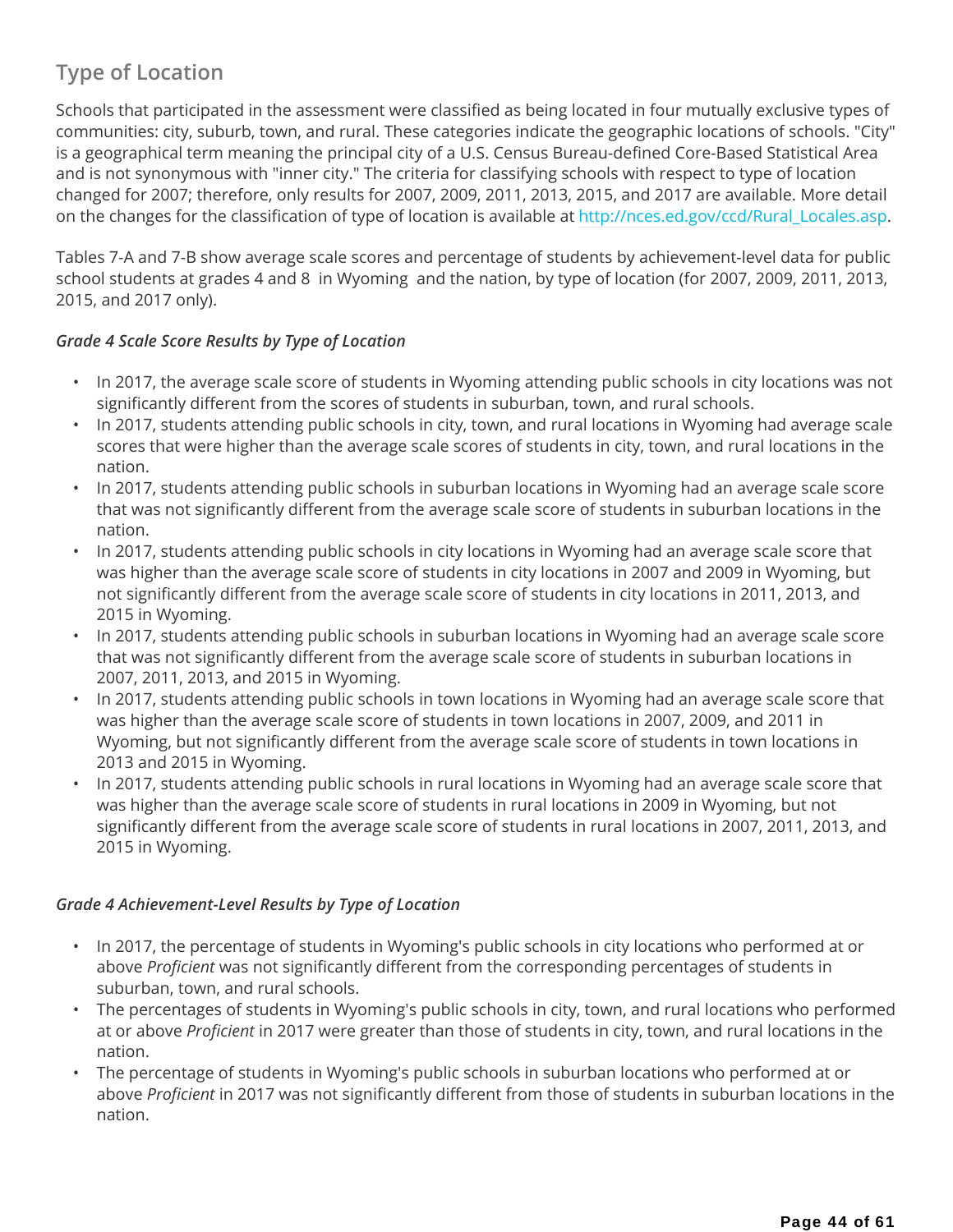## Type of Location

Schools that participated in the assessment were classified as being located in four mutually exclusive types of communities: city, suburb, town, and rural. These categories indicate the geographic locations of schools. "City" is a geographical term meaning the principal city of a U.S. Census Bureau-defined Core-Based Statistical Area and is not synonymous with "inner city." The criteria for classifying schools with respect to type of location changed for 2007; therefore, only results for 2007, 2009, 2011, 2013, 2015, and 2017 are available. More detail on the changes for the classification of type of location is available at http://nces.ed.gov/ccd/Rural_Locales.asp.

Tables 7-A and 7-B show average scale scores and percentage of students by achievement-level data for public school students at grades 4 and 8 in Wyoming and the nation, by type of location (for 2007, 2009, 2011, 2013, 2015, and 2017 only).

### *Grade 4 Scale Score Results by Type of Location*

- In 2017, the average scale score of students in Wyoming attending public schools in city locations was not significantly different from the scores of students in suburban, town, and rural schools.
- In 2017, students attending public schools in city, town, and rural locations in Wyoming had average scale scores that were higher than the average scale scores of students in city, town, and rural locations in the nation.
- In 2017, students attending public schools in suburban locations in Wyoming had an average scale score that was not significantly different from the average scale score of students in suburban locations in the nation.
- In 2017, students attending public schools in city locations in Wyoming had an average scale score that was higher than the average scale score of students in city locations in 2007 and 2009 in Wyoming, but not significantly different from the average scale score of students in city locations in 2011, 2013, and 2015 in Wyoming.
- In 2017, students attending public schools in suburban locations in Wyoming had an average scale score that was not significantly different from the average scale score of students in suburban locations in 2007, 2011, 2013, and 2015 in Wyoming.
- In 2017, students attending public schools in town locations in Wyoming had an average scale score that was higher than the average scale score of students in town locations in 2007, 2009, and 2011 in Wyoming, but not significantly different from the average scale score of students in town locations in 2013 and 2015 in Wyoming.
- In 2017, students attending public schools in rural locations in Wyoming had an average scale score that was higher than the average scale score of students in rural locations in 2009 in Wyoming, but not significantly different from the average scale score of students in rural locations in 2007, 2011, 2013, and 2015 in Wyoming.

### *Grade 4 Achievement-Level Results by Type of Location*

- In 2017, the percentage of students in Wyoming's public schools in city locations who performed at or above *Proficient* was not significantly different from the corresponding percentages of students in suburban, town, and rural schools.
- The percentages of students in Wyoming's public schools in city, town, and rural locations who performed at or above *Proficient* in 2017 were greater than those of students in city, town, and rural locations in the nation.
- The percentage of students in Wyoming's public schools in suburban locations who performed at or above *Proficient* in 2017 was not significantly different from those of students in suburban locations in the nation.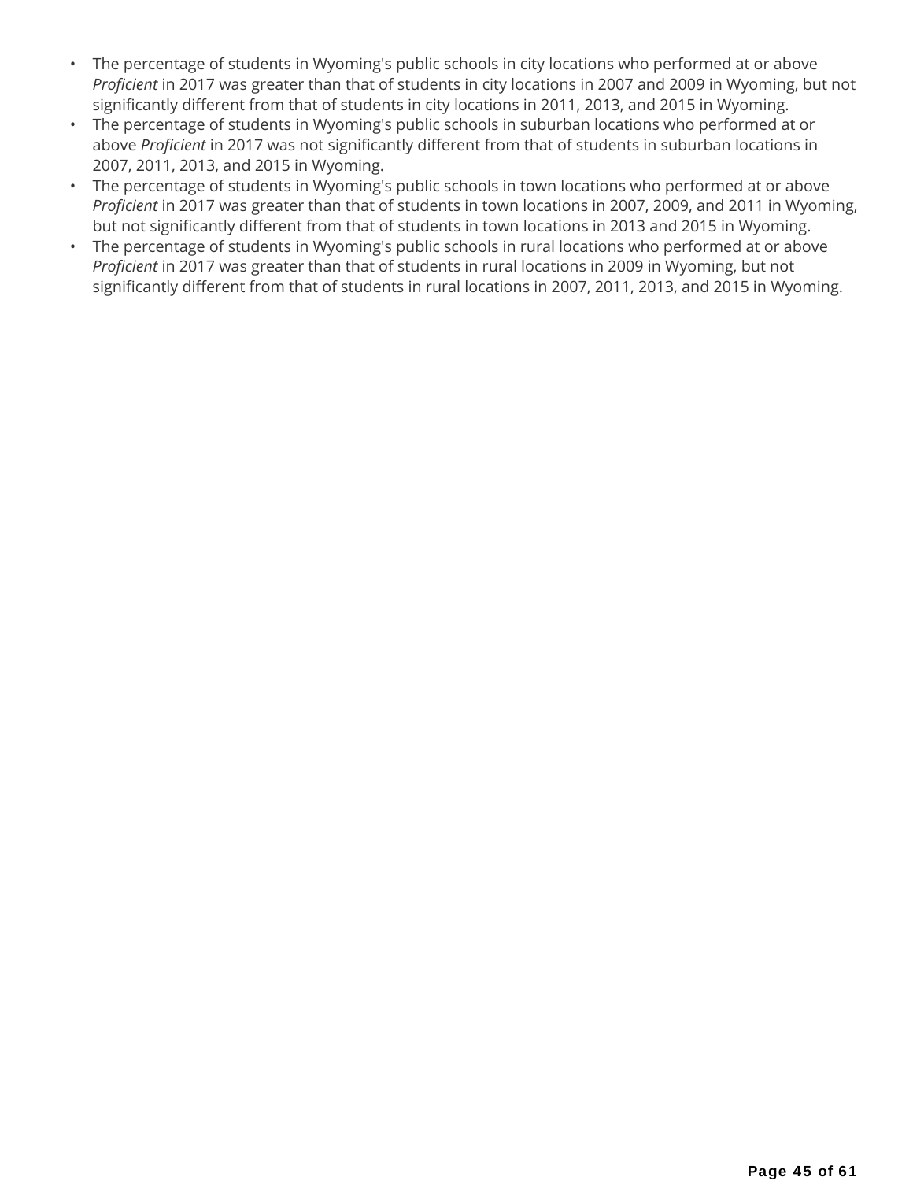- The percentage of students in Wyoming's public schools in city locations who performed at or above *Proficient* in 2017 was greater than that of students in city locations in 2007 and 2009 in Wyoming, but not significantly different from that of students in city locations in 2011, 2013, and 2015 in Wyoming.
- The percentage of students in Wyoming's public schools in suburban locations who performed at or above *Proficient* in 2017 was not significantly different from that of students in suburban locations in 2007, 2011, 2013, and 2015 in Wyoming.
- The percentage of students in Wyoming's public schools in town locations who performed at or above *Proficient* in 2017 was greater than that of students in town locations in 2007, 2009, and 2011 in Wyoming, but not significantly different from that of students in town locations in 2013 and 2015 in Wyoming.
- The percentage of students in Wyoming's public schools in rural locations who performed at or above *Proficient* in 2017 was greater than that of students in rural locations in 2009 in Wyoming, but not significantly different from that of students in rural locations in 2007, 2011, 2013, and 2015 in Wyoming.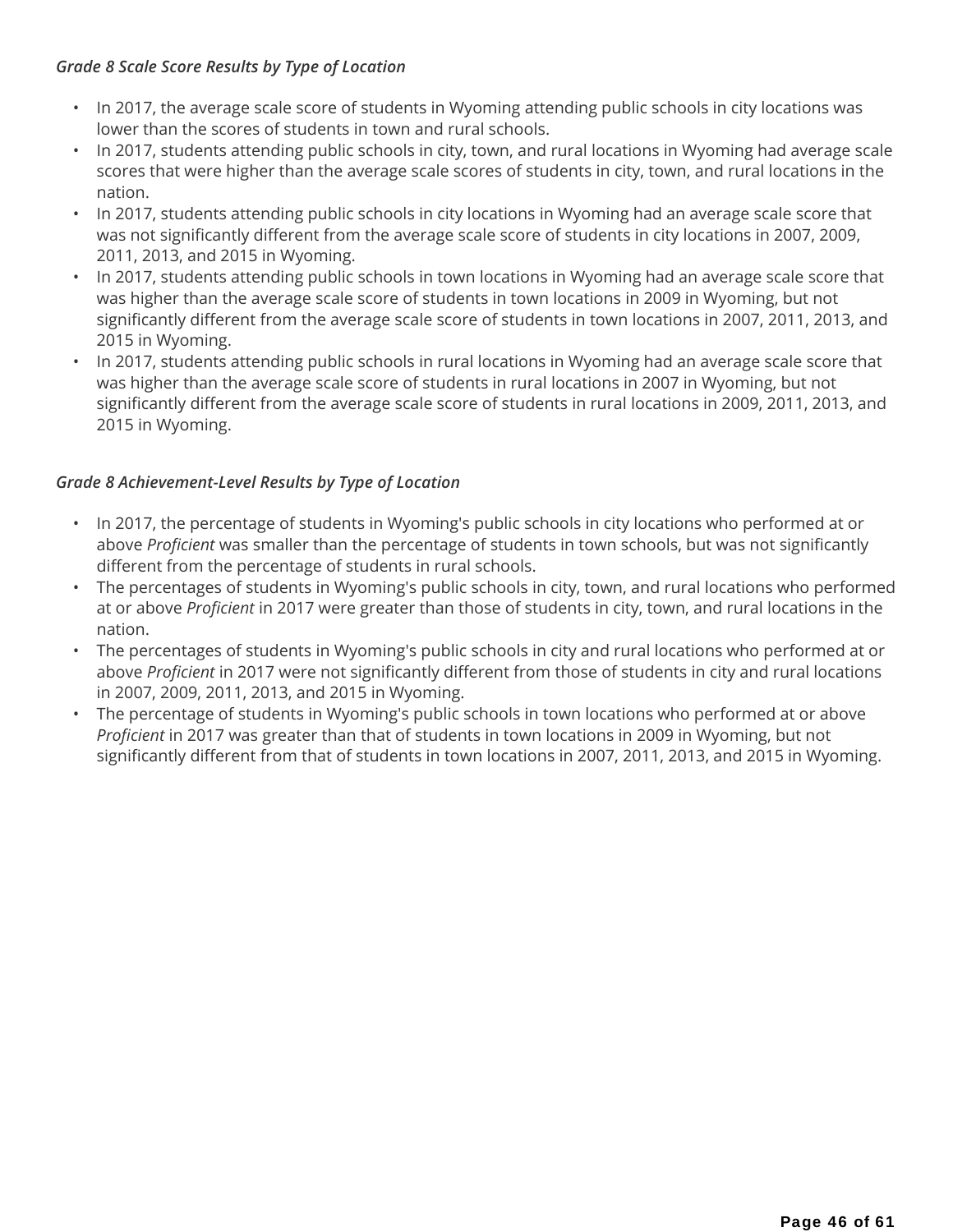*Grade 8 Scale Score Results by Type of Location*

- In 2017, the average scale score of students in Wyoming attending public schools in city locations was lower than the scores of students in town and rural schools.
- In 2017, students attending public schools in city, town, and rural locations in Wyoming had average scale scores that were higher than the average scale scores of students in city, town, and rural locations in the nation.
- In 2017, students attending public schools in city locations in Wyoming had an average scale score that was not significantly different from the average scale score of students in city locations in 2007, 2009, 2011, 2013, and 2015 in Wyoming.
- In 2017, students attending public schools in town locations in Wyoming had an average scale score that was higher than the average scale score of students in town locations in 2009 in Wyoming, but not significantly different from the average scale score of students in town locations in 2007, 2011, 2013, and 2015 in Wyoming.
- In 2017, students attending public schools in rural locations in Wyoming had an average scale score that was higher than the average scale score of students in rural locations in 2007 in Wyoming, but not significantly different from the average scale score of students in rural locations in 2009, 2011, 2013, and 2015 in Wyoming.

*Grade 8 Achievement-Level Results by Type of Location*

- In 2017, the percentage of students in Wyoming's public schools in city locations who performed at or above *Proficient* was smaller than the percentage of students in town schools, but was not significantly different from the percentage of students in rural schools.
- The percentages of students in Wyoming's public schools in city, town, and rural locations who performed at or above *Proficient* in 2017 were greater than those of students in city, town, and rural locations in the nation.
- The percentages of students in Wyoming's public schools in city and rural locations who performed at or above *Proficient* in 2017 were not significantly different from those of students in city and rural locations in 2007, 2009, 2011, 2013, and 2015 in Wyoming.
- The percentage of students in Wyoming's public schools in town locations who performed at or above *Proficient* in 2017 was greater than that of students in town locations in 2009 in Wyoming, but not significantly different from that of students in town locations in 2007, 2011, 2013, and 2015 in Wyoming.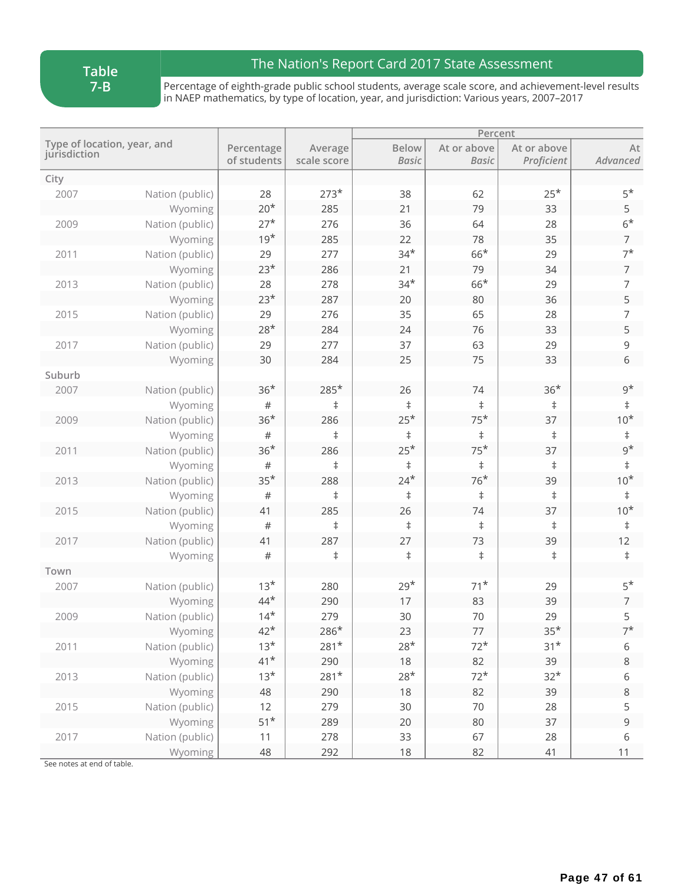## Table 7-B

### The Nation's Report Card 2017 State Assessment

Percentage of eighth-grade public school students, average scale score, and achievement-level results in NAEP mathematics, by type of location, year, and jurisdiction: Various years, 2007–2017

| Type of location, year, and jurisdiction | | Percentage of students | Average scale score | Percent | | | |
|---|---|---|---|---|---|---|---|
| | | | | Below *Basic* | At or above *Basic* | At or above *Proficient* | At *Advanced* |
| **City** | | | | | | | |
| 2007 | Nation (public) | 28 | 273* | 38 | 62 | 25* | 5* |
| | Wyoming | 20* | 285 | 21 | 79 | 33 | 5 |
| 2009 | Nation (public) | 27* | 276 | 36 | 64 | 28 | 6* |
| | Wyoming | 19* | 285 | 22 | 78 | 35 | 7 |
| 2011 | Nation (public) | 29 | 277 | 34* | 66* | 29 | 7* |
| | Wyoming | 23* | 286 | 21 | 79 | 34 | 7 |
| 2013 | Nation (public) | 28 | 278 | 34* | 66* | 29 | 7 |
| | Wyoming | 23* | 287 | 20 | 80 | 36 | 5 |
| 2015 | Nation (public) | 29 | 276 | 35 | 65 | 28 | 7 |
| | Wyoming | 28* | 284 | 24 | 76 | 33 | 5 |
| 2017 | Nation (public) | 29 | 277 | 37 | 63 | 29 | 9 |
| | Wyoming | 30 | 284 | 25 | 75 | 33 | 6 |
| **Suburb** | | | | | | | |
| 2007 | Nation (public) | 36* | 285* | 26 | 74 | 36* | 9* |
| | Wyoming | # | ‡ | ‡ | ‡ | ‡ | ‡ |
| 2009 | Nation (public) | 36* | 286 | 25* | 75* | 37 | 10* |
| | Wyoming | # | ‡ | ‡ | ‡ | ‡ | ‡ |
| 2011 | Nation (public) | 36* | 286 | 25* | 75* | 37 | 9* |
| | Wyoming | # | ‡ | ‡ | ‡ | ‡ | ‡ |
| 2013 | Nation (public) | 35* | 288 | 24* | 76* | 39 | 10* |
| | Wyoming | # | ‡ | ‡ | ‡ | ‡ | ‡ |
| 2015 | Nation (public) | 41 | 285 | 26 | 74 | 37 | 10* |
| | Wyoming | # | ‡ | ‡ | ‡ | ‡ | ‡ |
| 2017 | Nation (public) | 41 | 287 | 27 | 73 | 39 | 12 |
| | Wyoming | # | ‡ | ‡ | ‡ | ‡ | ‡ |
| **Town** | | | | | | | |
| 2007 | Nation (public) | 13* | 280 | 29* | 71* | 29 | 5* |
| | Wyoming | 44* | 290 | 17 | 83 | 39 | 7 |
| 2009 | Nation (public) | 14* | 279 | 30 | 70 | 29 | 5 |
| | Wyoming | 42* | 286* | 23 | 77 | 35* | 7* |
| 2011 | Nation (public) | 13* | 281* | 28* | 72* | 31* | 6 |
| | Wyoming | 41* | 290 | 18 | 82 | 39 | 8 |
| 2013 | Nation (public) | 13* | 281* | 28* | 72* | 32* | 6 |
| | Wyoming | 48 | 290 | 18 | 82 | 39 | 8 |
| 2015 | Nation (public) | 12 | 279 | 30 | 70 | 28 | 5 |
| | Wyoming | 51* | 289 | 20 | 80 | 37 | 9 |
| 2017 | Nation (public) | 11 | 278 | 33 | 67 | 28 | 6 |
| | Wyoming | 48 | 292 | 18 | 82 | 41 | 11 |

See notes at end of table.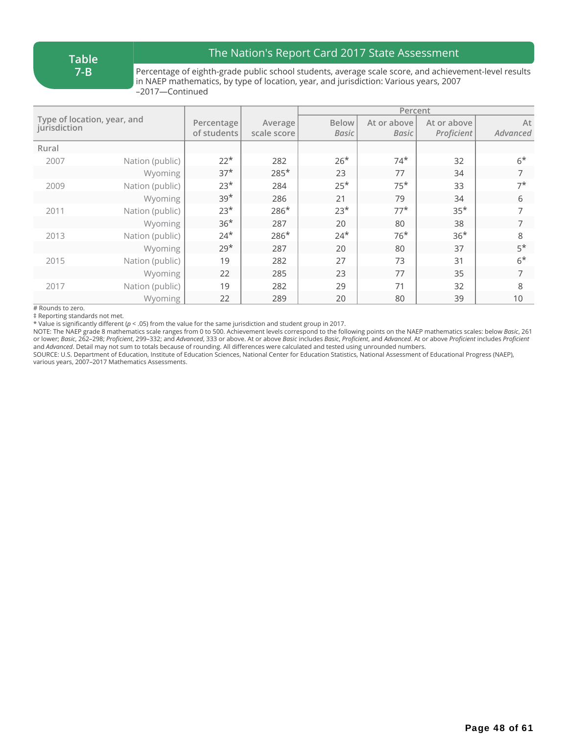**Table 7-B**

## The Nation's Report Card 2017 State Assessment

Percentage of eighth-grade public school students, average scale score, and achievement-level results in NAEP mathematics, by type of location, year, and jurisdiction: Various years, 2007–2017—Continued

| Type of location, year, and jurisdiction | | Percentage of students | Average scale score | Percent | | | |
|---|---|---|---|---|---|---|---|
| | | | | Below *Basic* | At or above *Basic* | At or above *Proficient* | At *Advanced* |
| Rural | | | | | | | |
| 2007 | Nation (public) | 22* | 282 | 26* | 74* | 32 | 6* |
| | Wyoming | 37* | 285* | 23 | 77 | 34 | 7 |
| 2009 | Nation (public) | 23* | 284 | 25* | 75* | 33 | 7* |
| | Wyoming | 39* | 286 | 21 | 79 | 34 | 6 |
| 2011 | Nation (public) | 23* | 286* | 23* | 77* | 35* | 7 |
| | Wyoming | 36* | 287 | 20 | 80 | 38 | 7 |
| 2013 | Nation (public) | 24* | 286* | 24* | 76* | 36* | 8 |
| | Wyoming | 29* | 287 | 20 | 80 | 37 | 5* |
| 2015 | Nation (public) | 19 | 282 | 27 | 73 | 31 | 6* |
| | Wyoming | 22 | 285 | 23 | 77 | 35 | 7 |
| 2017 | Nation (public) | 19 | 282 | 29 | 71 | 32 | 8 |
| | Wyoming | 22 | 289 | 20 | 80 | 39 | 10 |

# Rounds to zero.
‡ Reporting standards not met.
* Value is significantly different ($p < .05$) from the value for the same jurisdiction and student group in 2017.
NOTE: The NAEP grade 8 mathematics scale ranges from 0 to 500. Achievement levels correspond to the following points on the NAEP mathematics scales: below *Basic*, 261 or lower; *Basic*, 262–298; *Proficient*, 299–332; and *Advanced*, 333 or above. At or above *Basic* includes *Basic*, *Proficient*, and *Advanced*. At or above *Proficient* includes *Proficient* and *Advanced*. Detail may not sum to totals because of rounding. All differences were calculated and tested using unrounded numbers.
SOURCE: U.S. Department of Education, Institute of Education Sciences, National Center for Education Statistics, National Assessment of Educational Progress (NAEP), various years, 2007–2017 Mathematics Assessments.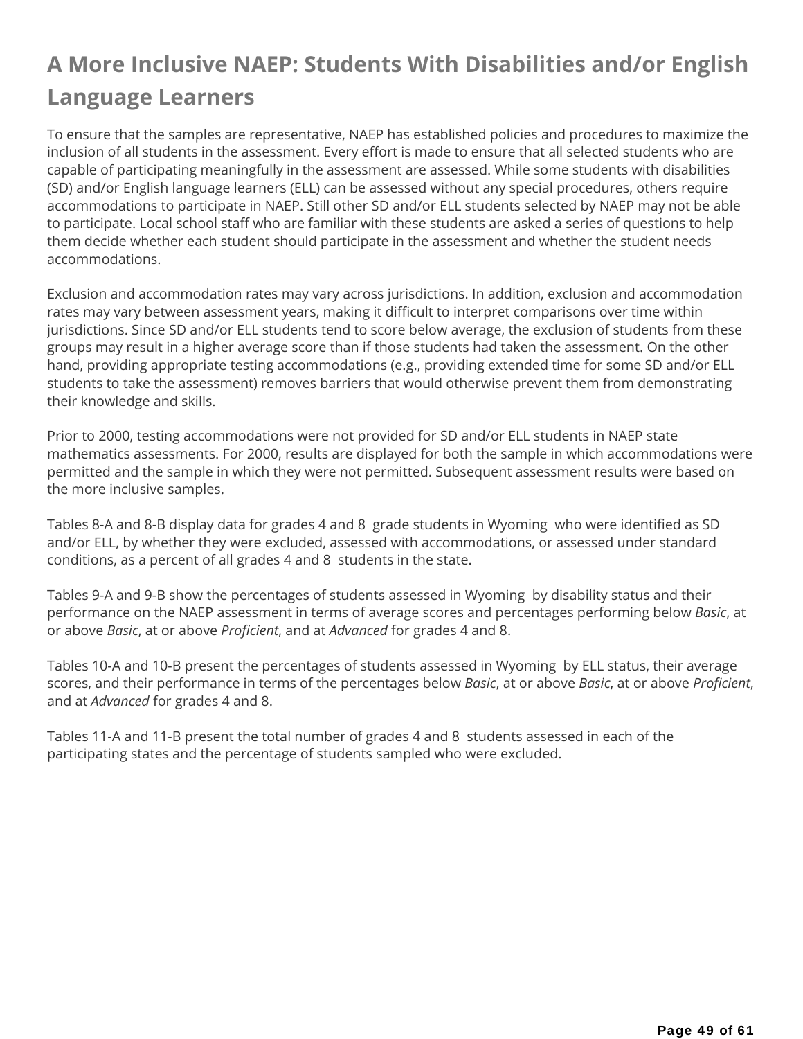# A More Inclusive NAEP: Students With Disabilities and/or English Language Learners

To ensure that the samples are representative, NAEP has established policies and procedures to maximize the inclusion of all students in the assessment. Every effort is made to ensure that all selected students who are capable of participating meaningfully in the assessment are assessed. While some students with disabilities (SD) and/or English language learners (ELL) can be assessed without any special procedures, others require accommodations to participate in NAEP. Still other SD and/or ELL students selected by NAEP may not be able to participate. Local school staff who are familiar with these students are asked a series of questions to help them decide whether each student should participate in the assessment and whether the student needs accommodations.

Exclusion and accommodation rates may vary across jurisdictions. In addition, exclusion and accommodation rates may vary between assessment years, making it difficult to interpret comparisons over time within jurisdictions. Since SD and/or ELL students tend to score below average, the exclusion of students from these groups may result in a higher average score than if those students had taken the assessment. On the other hand, providing appropriate testing accommodations (e.g., providing extended time for some SD and/or ELL students to take the assessment) removes barriers that would otherwise prevent them from demonstrating their knowledge and skills.

Prior to 2000, testing accommodations were not provided for SD and/or ELL students in NAEP state mathematics assessments. For 2000, results are displayed for both the sample in which accommodations were permitted and the sample in which they were not permitted. Subsequent assessment results were based on the more inclusive samples.

Tables 8-A and 8-B display data for grades 4 and 8 grade students in Wyoming who were identified as SD and/or ELL, by whether they were excluded, assessed with accommodations, or assessed under standard conditions, as a percent of all grades 4 and 8 students in the state.

Tables 9-A and 9-B show the percentages of students assessed in Wyoming by disability status and their performance on the NAEP assessment in terms of average scores and percentages performing below *Basic*, at or above *Basic*, at or above *Proficient*, and at *Advanced* for grades 4 and 8.

Tables 10-A and 10-B present the percentages of students assessed in Wyoming by ELL status, their average scores, and their performance in terms of the percentages below *Basic*, at or above *Basic*, at or above *Proficient*, and at *Advanced* for grades 4 and 8.

Tables 11-A and 11-B present the total number of grades 4 and 8 students assessed in each of the participating states and the percentage of students sampled who were excluded.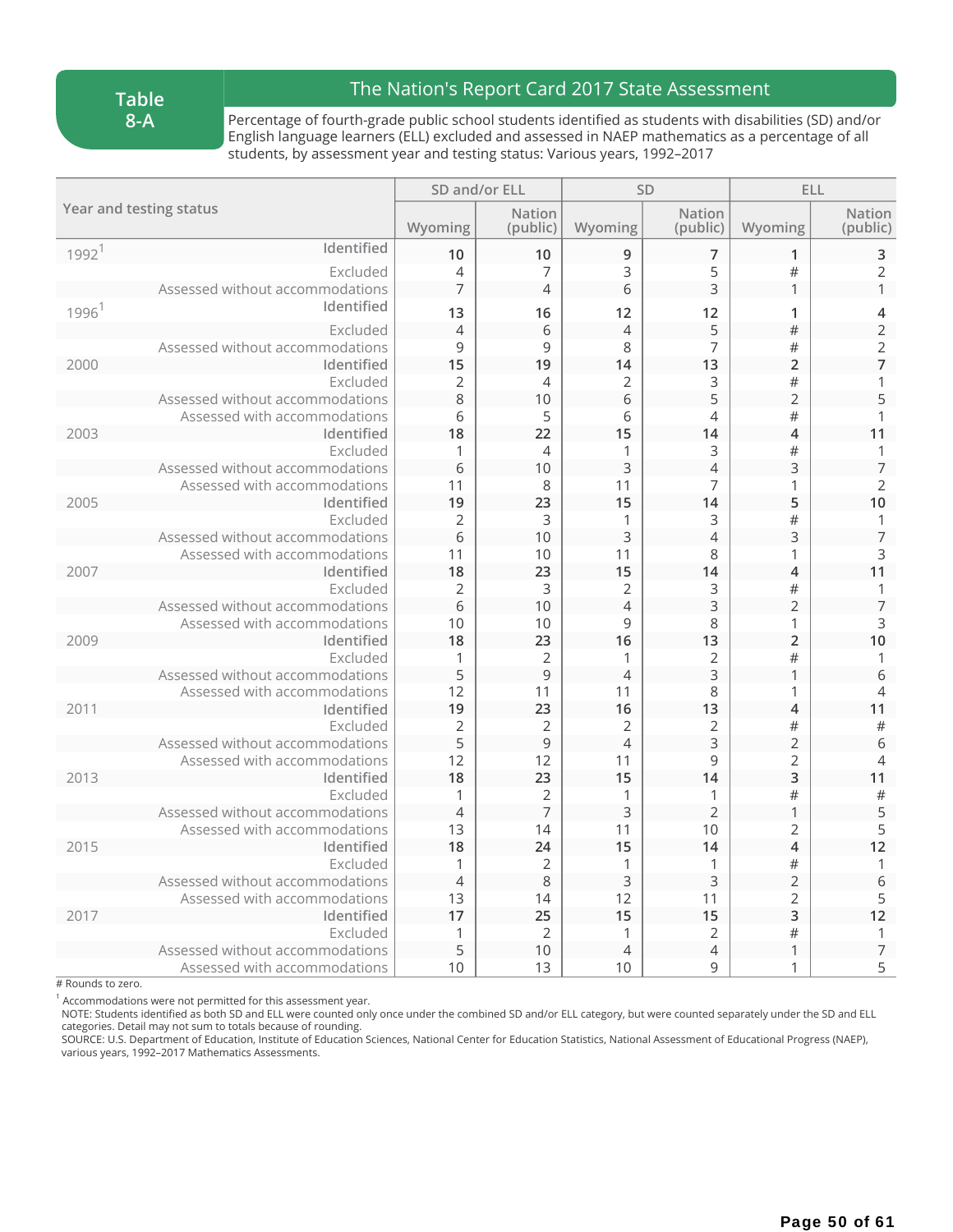**Table 8-A**

## The Nation's Report Card 2017 State Assessment

Percentage of fourth-grade public school students identified as students with disabilities (SD) and/or English language learners (ELL) excluded and assessed in NAEP mathematics as a percentage of all students, by assessment year and testing status: Various years, 1992–2017

| Year and testing status | | SD and/or ELL | | SD | | ELL | |
|---|---|---|---|---|---|---|---|
| | | Wyoming | Nation (public) | Wyoming | Nation (public) | Wyoming | Nation (public) |
| 1992[1] | **Identified** | **10** | **10** | **9** | **7** | **1** | **3** |
| | Excluded | 4 | 7 | 3 | 5 | # | 2 |
| | Assessed without accommodations | 7 | 4 | 6 | 3 | 1 | 1 |
| 1996[1] | **Identified** | **13** | **16** | **12** | **12** | **1** | **4** |
| | Excluded | 4 | 6 | 4 | 5 | # | 2 |
| | Assessed without accommodations | 9 | 9 | 8 | 7 | # | 2 |
| 2000 | **Identified** | **15** | **19** | **14** | **13** | **2** | **7** |
| | Excluded | 2 | 4 | 2 | 3 | # | 1 |
| | Assessed without accommodations | 8 | 10 | 6 | 5 | 2 | 5 |
| | Assessed with accommodations | 6 | 5 | 6 | 4 | # | 1 |
| 2003 | **Identified** | **18** | **22** | **15** | **14** | **4** | **11** |
| | Excluded | 1 | 4 | 1 | 3 | # | 1 |
| | Assessed without accommodations | 6 | 10 | 3 | 4 | 3 | 7 |
| | Assessed with accommodations | 11 | 8 | 11 | 7 | 1 | 2 |
| 2005 | **Identified** | **19** | **23** | **15** | **14** | **5** | **10** |
| | Excluded | 2 | 3 | 1 | 3 | # | 1 |
| | Assessed without accommodations | 6 | 10 | 3 | 4 | 3 | 7 |
| | Assessed with accommodations | 11 | 10 | 11 | 8 | 1 | 3 |
| 2007 | **Identified** | **18** | **23** | **15** | **14** | **4** | **11** |
| | Excluded | 2 | 3 | 2 | 3 | # | 1 |
| | Assessed without accommodations | 6 | 10 | 4 | 3 | 2 | 7 |
| | Assessed with accommodations | 10 | 10 | 9 | 8 | 1 | 3 |
| 2009 | **Identified** | **18** | **23** | **16** | **13** | **2** | **10** |
| | Excluded | 1 | 2 | 1 | 2 | # | 1 |
| | Assessed without accommodations | 5 | 9 | 4 | 3 | 1 | 6 |
| | Assessed with accommodations | 12 | 11 | 11 | 8 | 1 | 4 |
| 2011 | **Identified** | **19** | **23** | **16** | **13** | **4** | **11** |
| | Excluded | 2 | 2 | 2 | 2 | # | # |
| | Assessed without accommodations | 5 | 9 | 4 | 3 | 2 | 6 |
| | Assessed with accommodations | 12 | 12 | 11 | 9 | 2 | 4 |
| 2013 | **Identified** | **18** | **23** | **15** | **14** | **3** | **11** |
| | Excluded | 1 | 2 | 1 | 1 | # | # |
| | Assessed without accommodations | 4 | 7 | 3 | 2 | 1 | 5 |
| | Assessed with accommodations | 13 | 14 | 11 | 10 | 2 | 5 |
| 2015 | **Identified** | **18** | **24** | **15** | **14** | **4** | **12** |
| | Excluded | 1 | 2 | 1 | 1 | # | 1 |
| | Assessed without accommodations | 4 | 8 | 3 | 3 | 2 | 6 |
| | Assessed with accommodations | 13 | 14 | 12 | 11 | 2 | 5 |
| 2017 | **Identified** | **17** | **25** | **15** | **15** | **3** | **12** |
| | Excluded | 1 | 2 | 1 | 2 | # | 1 |
| | Assessed without accommodations | 5 | 10 | 4 | 4 | 1 | 7 |
| | Assessed with accommodations | 10 | 13 | 10 | 9 | 1 | 5 |

# Rounds to zero.

[1] Accommodations were not permitted for this assessment year.

NOTE: Students identified as both SD and ELL were counted only once under the combined SD and/or ELL category, but were counted separately under the SD and ELL categories. Detail may not sum to totals because of rounding.

SOURCE: U.S. Department of Education, Institute of Education Sciences, National Center for Education Statistics, National Assessment of Educational Progress (NAEP), various years, 1992–2017 Mathematics Assessments.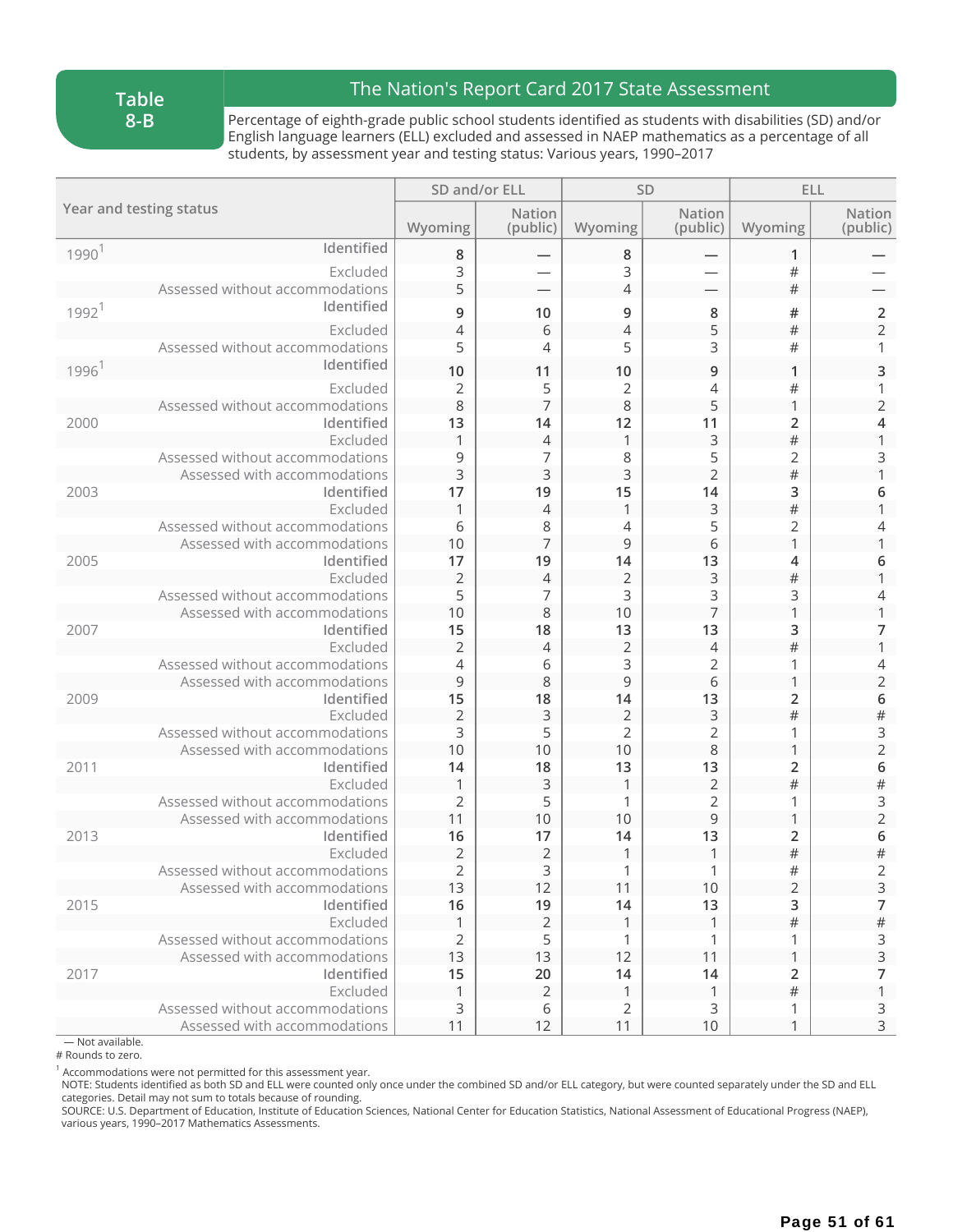**Table 8-B**

## The Nation's Report Card 2017 State Assessment

Percentage of eighth-grade public school students identified as students with disabilities (SD) and/or English language learners (ELL) excluded and assessed in NAEP mathematics as a percentage of all students, by assessment year and testing status: Various years, 1990–2017

| Year and testing status | | SD and/or ELL | | SD | | ELL | |
|---|---|---|---|---|---|---|---|
| | | Wyoming | Nation (public) | Wyoming | Nation (public) | Wyoming | Nation (public) |
| 1990[1] | **Identified** | **8** | **—** | **8** | **—** | **1** | **—** |
| | Excluded | 3 | — | 3 | — | # | — |
| | Assessed without accommodations | 5 | — | 4 | — | # | — |
| 1992[1] | **Identified** | **9** | **10** | **9** | **8** | **#** | **2** |
| | Excluded | 4 | 6 | 4 | 5 | # | 2 |
| | Assessed without accommodations | 5 | 4 | 5 | 3 | # | 1 |
| 1996[1] | **Identified** | **10** | **11** | **10** | **9** | **1** | **3** |
| | Excluded | 2 | 5 | 2 | 4 | # | 1 |
| | Assessed without accommodations | 8 | 7 | 8 | 5 | 1 | 2 |
| 2000 | **Identified** | **13** | **14** | **12** | **11** | **2** | **4** |
| | Excluded | 1 | 4 | 1 | 3 | # | 1 |
| | Assessed without accommodations | 9 | 7 | 8 | 5 | 2 | 3 |
| | Assessed with accommodations | 3 | 3 | 3 | 2 | # | 1 |
| 2003 | **Identified** | **17** | **19** | **15** | **14** | **3** | **6** |
| | Excluded | 1 | 4 | 1 | 3 | # | 1 |
| | Assessed without accommodations | 6 | 8 | 4 | 5 | 2 | 4 |
| | Assessed with accommodations | 10 | 7 | 9 | 6 | 1 | 1 |
| 2005 | **Identified** | **17** | **19** | **14** | **13** | **4** | **6** |
| | Excluded | 2 | 4 | 2 | 3 | # | 1 |
| | Assessed without accommodations | 5 | 7 | 3 | 3 | 3 | 4 |
| | Assessed with accommodations | 10 | 8 | 10 | 7 | 1 | 1 |
| 2007 | **Identified** | **15** | **18** | **13** | **13** | **3** | **7** |
| | Excluded | 2 | 4 | 2 | 4 | # | 1 |
| | Assessed without accommodations | 4 | 6 | 3 | 2 | 1 | 4 |
| | Assessed with accommodations | 9 | 8 | 9 | 6 | 1 | 2 |
| 2009 | **Identified** | **15** | **18** | **14** | **13** | **2** | **6** |
| | Excluded | 2 | 3 | 2 | 3 | # | # |
| | Assessed without accommodations | 3 | 5 | 2 | 2 | 1 | 3 |
| | Assessed with accommodations | 10 | 10 | 10 | 8 | 1 | 2 |
| 2011 | **Identified** | **14** | **18** | **13** | **13** | **2** | **6** |
| | Excluded | 1 | 3 | 1 | 2 | # | # |
| | Assessed without accommodations | 2 | 5 | 1 | 2 | 1 | 3 |
| | Assessed with accommodations | 11 | 10 | 10 | 9 | 1 | 2 |
| 2013 | **Identified** | **16** | **17** | **14** | **13** | **2** | **6** |
| | Excluded | 2 | 2 | 1 | 1 | # | # |
| | Assessed without accommodations | 2 | 3 | 1 | 1 | # | 2 |
| | Assessed with accommodations | 13 | 12 | 11 | 10 | 2 | 3 |
| 2015 | **Identified** | **16** | **19** | **14** | **13** | **3** | **7** |
| | Excluded | 1 | 2 | 1 | 1 | # | # |
| | Assessed without accommodations | 2 | 5 | 1 | 1 | 1 | 3 |
| | Assessed with accommodations | 13 | 13 | 12 | 11 | 1 | 3 |
| 2017 | **Identified** | **15** | **20** | **14** | **14** | **2** | **7** |
| | Excluded | 1 | 2 | 1 | 1 | # | 1 |
| | Assessed without accommodations | 3 | 6 | 2 | 3 | 1 | 3 |
| | Assessed with accommodations | 11 | 12 | 11 | 10 | 1 | 3 |

— Not available.
# Rounds to zero.

[1] Accommodations were not permitted for this assessment year.
NOTE: Students identified as both SD and ELL were counted only once under the combined SD and/or ELL category, but were counted separately under the SD and ELL categories. Detail may not sum to totals because of rounding.
SOURCE: U.S. Department of Education, Institute of Education Sciences, National Center for Education Statistics, National Assessment of Educational Progress (NAEP), various years, 1990–2017 Mathematics Assessments.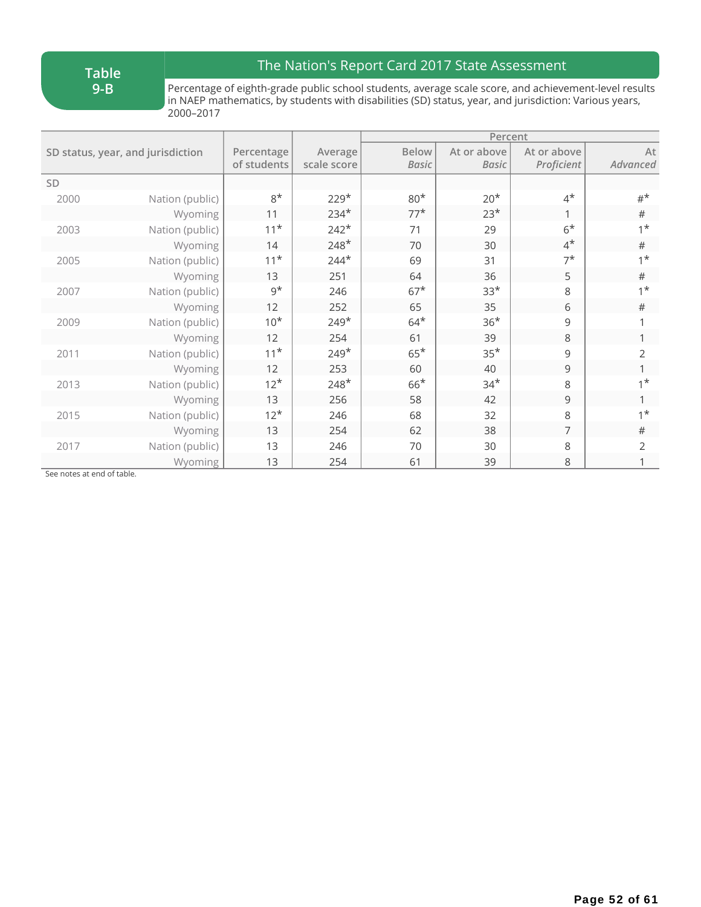**Table 9-B**

## The Nation's Report Card 2017 State Assessment

Percentage of eighth-grade public school students, average scale score, and achievement-level results in NAEP mathematics, by students with disabilities (SD) status, year, and jurisdiction: Various years, 2000–2017

| SD status, year, and jurisdiction | | Percentage of students | Average scale score | Percent | | | |
|---|---|---|---|---|---|---|---|
| | | | | Below *Basic* | At or above *Basic* | At or above *Proficient* | At *Advanced* |
| SD | | | | | | | |
| 2000 | Nation (public) | 8* | 229* | 80* | 20* | 4* | #* |
| | Wyoming | 11 | 234* | 77* | 23* | 1 | # |
| 2003 | Nation (public) | 11* | 242* | 71 | 29 | 6* | 1* |
| | Wyoming | 14 | 248* | 70 | 30 | 4* | # |
| 2005 | Nation (public) | 11* | 244* | 69 | 31 | 7* | 1* |
| | Wyoming | 13 | 251 | 64 | 36 | 5 | # |
| 2007 | Nation (public) | 9* | 246 | 67* | 33* | 8 | 1* |
| | Wyoming | 12 | 252 | 65 | 35 | 6 | # |
| 2009 | Nation (public) | 10* | 249* | 64* | 36* | 9 | 1 |
| | Wyoming | 12 | 254 | 61 | 39 | 8 | 1 |
| 2011 | Nation (public) | 11* | 249* | 65* | 35* | 9 | 2 |
| | Wyoming | 12 | 253 | 60 | 40 | 9 | 1 |
| 2013 | Nation (public) | 12* | 248* | 66* | 34* | 8 | 1* |
| | Wyoming | 13 | 256 | 58 | 42 | 9 | 1 |
| 2015 | Nation (public) | 12* | 246 | 68 | 32 | 8 | 1* |
| | Wyoming | 13 | 254 | 62 | 38 | 7 | # |
| 2017 | Nation (public) | 13 | 246 | 70 | 30 | 8 | 2 |
| | Wyoming | 13 | 254 | 61 | 39 | 8 | 1 |

See notes at end of table.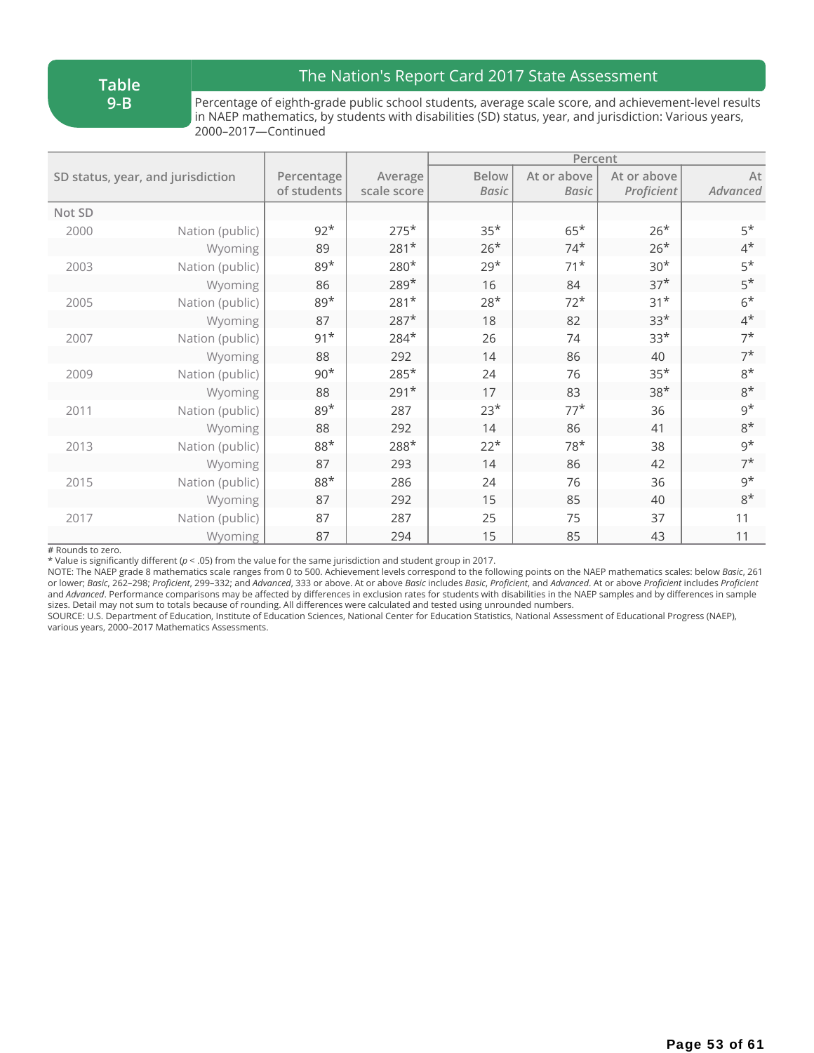**Table 9-B**

## The Nation's Report Card 2017 State Assessment

Percentage of eighth-grade public school students, average scale score, and achievement-level results in NAEP mathematics, by students with disabilities (SD) status, year, and jurisdiction: Various years, 2000–2017—Continued

| SD status, year, and jurisdiction | | Percentage of students | Average scale score | Percent | | | |
|---|---|---|---|---|---|---|---|
| | | | | Below *Basic* | At or above *Basic* | At or above *Proficient* | At *Advanced* |
| Not SD | | | | | | | |
| 2000 | Nation (public) | 92* | 275* | 35* | 65* | 26* | 5* |
| | Wyoming | 89 | 281* | 26* | 74* | 26* | 4* |
| 2003 | Nation (public) | 89* | 280* | 29* | 71* | 30* | 5* |
| | Wyoming | 86 | 289* | 16 | 84 | 37* | 5* |
| 2005 | Nation (public) | 89* | 281* | 28* | 72* | 31* | 6* |
| | Wyoming | 87 | 287* | 18 | 82 | 33* | 4* |
| 2007 | Nation (public) | 91* | 284* | 26 | 74 | 33* | 7* |
| | Wyoming | 88 | 292 | 14 | 86 | 40 | 7* |
| 2009 | Nation (public) | 90* | 285* | 24 | 76 | 35* | 8* |
| | Wyoming | 88 | 291* | 17 | 83 | 38* | 8* |
| 2011 | Nation (public) | 89* | 287 | 23* | 77* | 36 | 9* |
| | Wyoming | 88 | 292 | 14 | 86 | 41 | 8* |
| 2013 | Nation (public) | 88* | 288* | 22* | 78* | 38 | 9* |
| | Wyoming | 87 | 293 | 14 | 86 | 42 | 7* |
| 2015 | Nation (public) | 88* | 286 | 24 | 76 | 36 | 9* |
| | Wyoming | 87 | 292 | 15 | 85 | 40 | 8* |
| 2017 | Nation (public) | 87 | 287 | 25 | 75 | 37 | 11 |
| | Wyoming | 87 | 294 | 15 | 85 | 43 | 11 |

# Rounds to zero.
* Value is significantly different ($p < .05$) from the value for the same jurisdiction and student group in 2017.
NOTE: The NAEP grade 8 mathematics scale ranges from 0 to 500. Achievement levels correspond to the following points on the NAEP mathematics scales: below *Basic*, 261 or lower; *Basic*, 262–298; *Proficient*, 299–332; and *Advanced*, 333 or above. At or above *Basic* includes *Basic*, *Proficient*, and *Advanced*. At or above *Proficient* includes *Proficient* and *Advanced*. Performance comparisons may be affected by differences in exclusion rates for students with disabilities in the NAEP samples and by differences in sample sizes. Detail may not sum to totals because of rounding. All differences were calculated and tested using unrounded numbers.
SOURCE: U.S. Department of Education, Institute of Education Sciences, National Center for Education Statistics, National Assessment of Educational Progress (NAEP), various years, 2000–2017 Mathematics Assessments.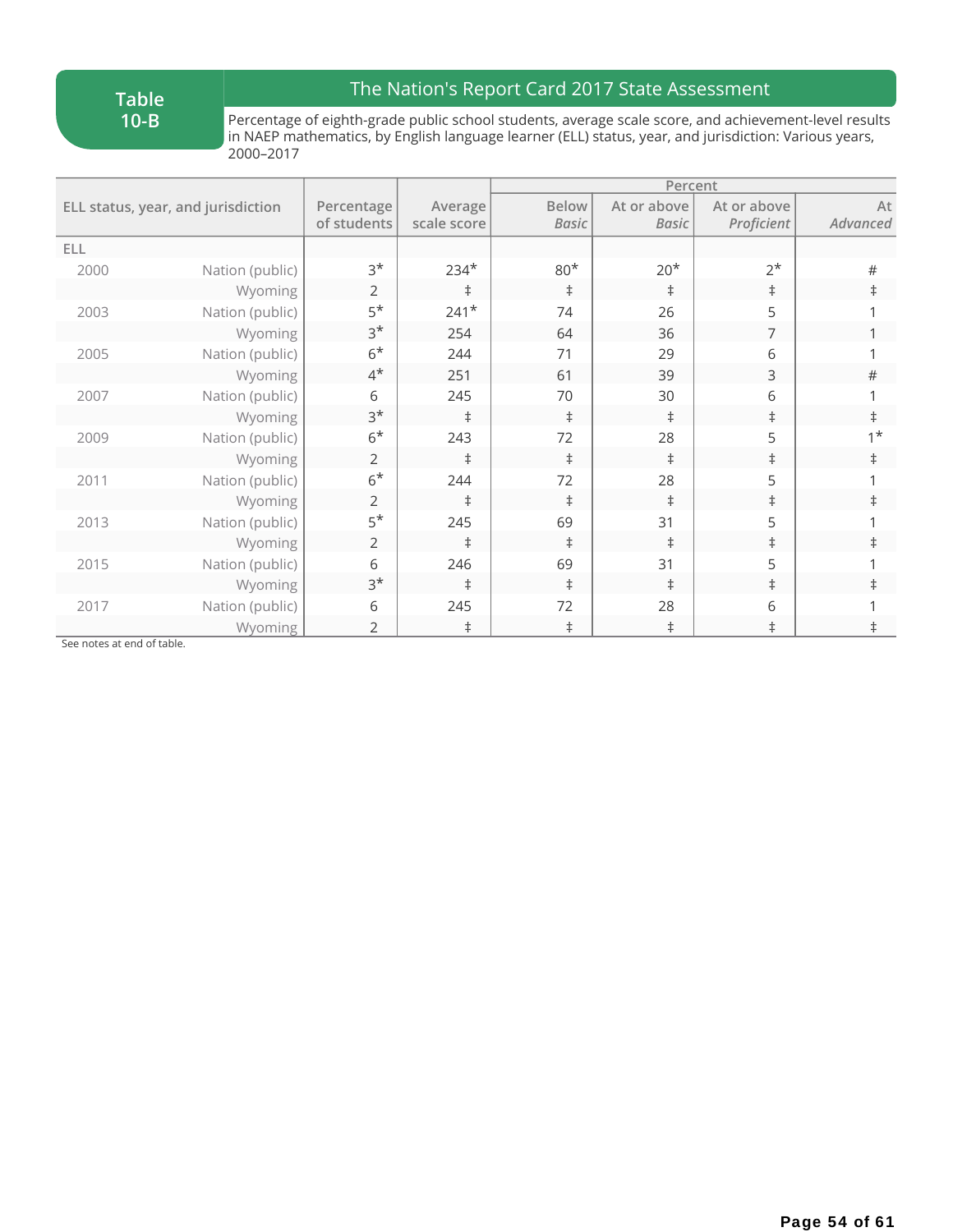# Table 10-B

## The Nation's Report Card 2017 State Assessment

Percentage of eighth-grade public school students, average scale score, and achievement-level results in NAEP mathematics, by English language learner (ELL) status, year, and jurisdiction: Various years, 2000–2017

| ELL status, year, and jurisdiction | | Percentage of students | Average scale score | Percent | | | |
|---|---|---|---|---|---|---|---|
| | | | | Below *Basic* | At or above *Basic* | At or above *Proficient* | At *Advanced* |
| ELL | | | | | | | |
| 2000 | Nation (public) | 3* | 234* | 80* | 20* | 2* | # |
| | Wyoming | 2 | ‡ | ‡ | ‡ | ‡ | ‡ |
| 2003 | Nation (public) | 5* | 241* | 74 | 26 | 5 | 1 |
| | Wyoming | 3* | 254 | 64 | 36 | 7 | 1 |
| 2005 | Nation (public) | 6* | 244 | 71 | 29 | 6 | 1 |
| | Wyoming | 4* | 251 | 61 | 39 | 3 | # |
| 2007 | Nation (public) | 6 | 245 | 70 | 30 | 6 | 1 |
| | Wyoming | 3* | ‡ | ‡ | ‡ | ‡ | ‡ |
| 2009 | Nation (public) | 6* | 243 | 72 | 28 | 5 | 1* |
| | Wyoming | 2 | ‡ | ‡ | ‡ | ‡ | ‡ |
| 2011 | Nation (public) | 6* | 244 | 72 | 28 | 5 | 1 |
| | Wyoming | 2 | ‡ | ‡ | ‡ | ‡ | ‡ |
| 2013 | Nation (public) | 5* | 245 | 69 | 31 | 5 | 1 |
| | Wyoming | 2 | ‡ | ‡ | ‡ | ‡ | ‡ |
| 2015 | Nation (public) | 6 | 246 | 69 | 31 | 5 | 1 |
| | Wyoming | 3* | ‡ | ‡ | ‡ | ‡ | ‡ |
| 2017 | Nation (public) | 6 | 245 | 72 | 28 | 6 | 1 |
| | Wyoming | 2 | ‡ | ‡ | ‡ | ‡ | ‡ |

See notes at end of table.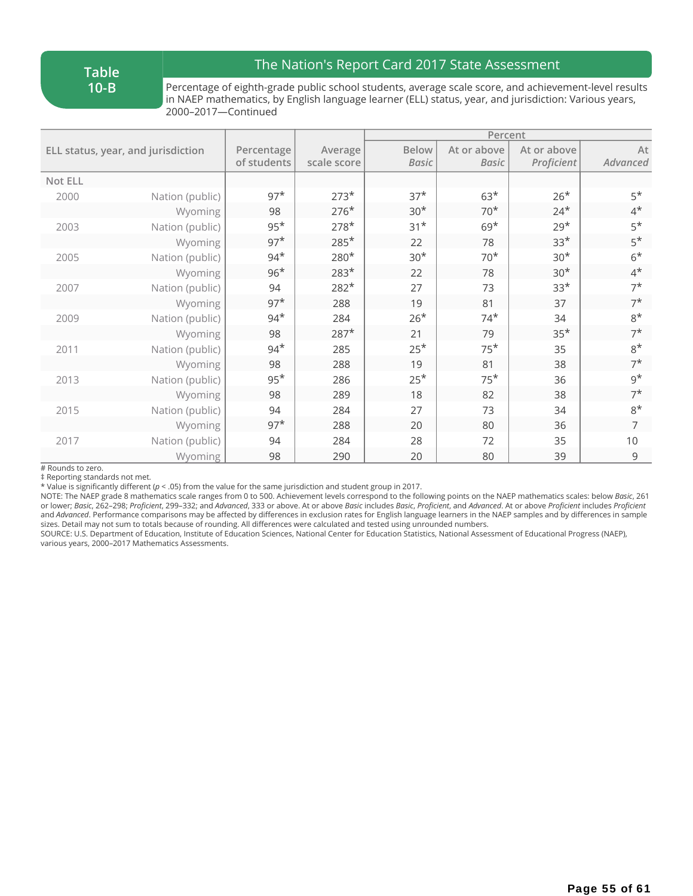**Table 10-B**

## The Nation's Report Card 2017 State Assessment

Percentage of eighth-grade public school students, average scale score, and achievement-level results in NAEP mathematics, by English language learner (ELL) status, year, and jurisdiction: Various years, 2000–2017—Continued

| ELL status, year, and jurisdiction | | Percentage of students | Average scale score | Percent | | | |
|---|---|---|---|---|---|---|---|
| | | | | Below *Basic* | At or above *Basic* | At or above *Proficient* | At *Advanced* |
| **Not ELL** | | | | | | | |
| 2000 | Nation (public) | 97* | 273* | 37* | 63* | 26* | 5* |
| | Wyoming | 98 | 276* | 30* | 70* | 24* | 4* |
| 2003 | Nation (public) | 95* | 278* | 31* | 69* | 29* | 5* |
| | Wyoming | 97* | 285* | 22 | 78 | 33* | 5* |
| 2005 | Nation (public) | 94* | 280* | 30* | 70* | 30* | 6* |
| | Wyoming | 96* | 283* | 22 | 78 | 30* | 4* |
| 2007 | Nation (public) | 94 | 282* | 27 | 73 | 33* | 7* |
| | Wyoming | 97* | 288 | 19 | 81 | 37 | 7* |
| 2009 | Nation (public) | 94* | 284 | 26* | 74* | 34 | 8* |
| | Wyoming | 98 | 287* | 21 | 79 | 35* | 7* |
| 2011 | Nation (public) | 94* | 285 | 25* | 75* | 35 | 8* |
| | Wyoming | 98 | 288 | 19 | 81 | 38 | 7* |
| 2013 | Nation (public) | 95* | 286 | 25* | 75* | 36 | 9* |
| | Wyoming | 98 | 289 | 18 | 82 | 38 | 7* |
| 2015 | Nation (public) | 94 | 284 | 27 | 73 | 34 | 8* |
| | Wyoming | 97* | 288 | 20 | 80 | 36 | 7 |
| 2017 | Nation (public) | 94 | 284 | 28 | 72 | 35 | 10 |
| | Wyoming | 98 | 290 | 20 | 80 | 39 | 9 |

# Rounds to zero.
‡ Reporting standards not met.
* Value is significantly different ($p < .05$) from the value for the same jurisdiction and student group in 2017.
NOTE: The NAEP grade 8 mathematics scale ranges from 0 to 500. Achievement levels correspond to the following points on the NAEP mathematics scales: below *Basic*, 261 or lower; *Basic*, 262–298; *Proficient*, 299–332; and *Advanced*, 333 or above. At or above *Basic* includes *Basic*, *Proficient*, and *Advanced*. At or above *Proficient* includes *Proficient* and *Advanced*. Performance comparisons may be affected by differences in exclusion rates for English language learners in the NAEP samples and by differences in sample sizes. Detail may not sum to totals because of rounding. All differences were calculated and tested using unrounded numbers.
SOURCE: U.S. Department of Education, Institute of Education Sciences, National Center for Education Statistics, National Assessment of Educational Progress (NAEP), various years, 2000–2017 Mathematics Assessments.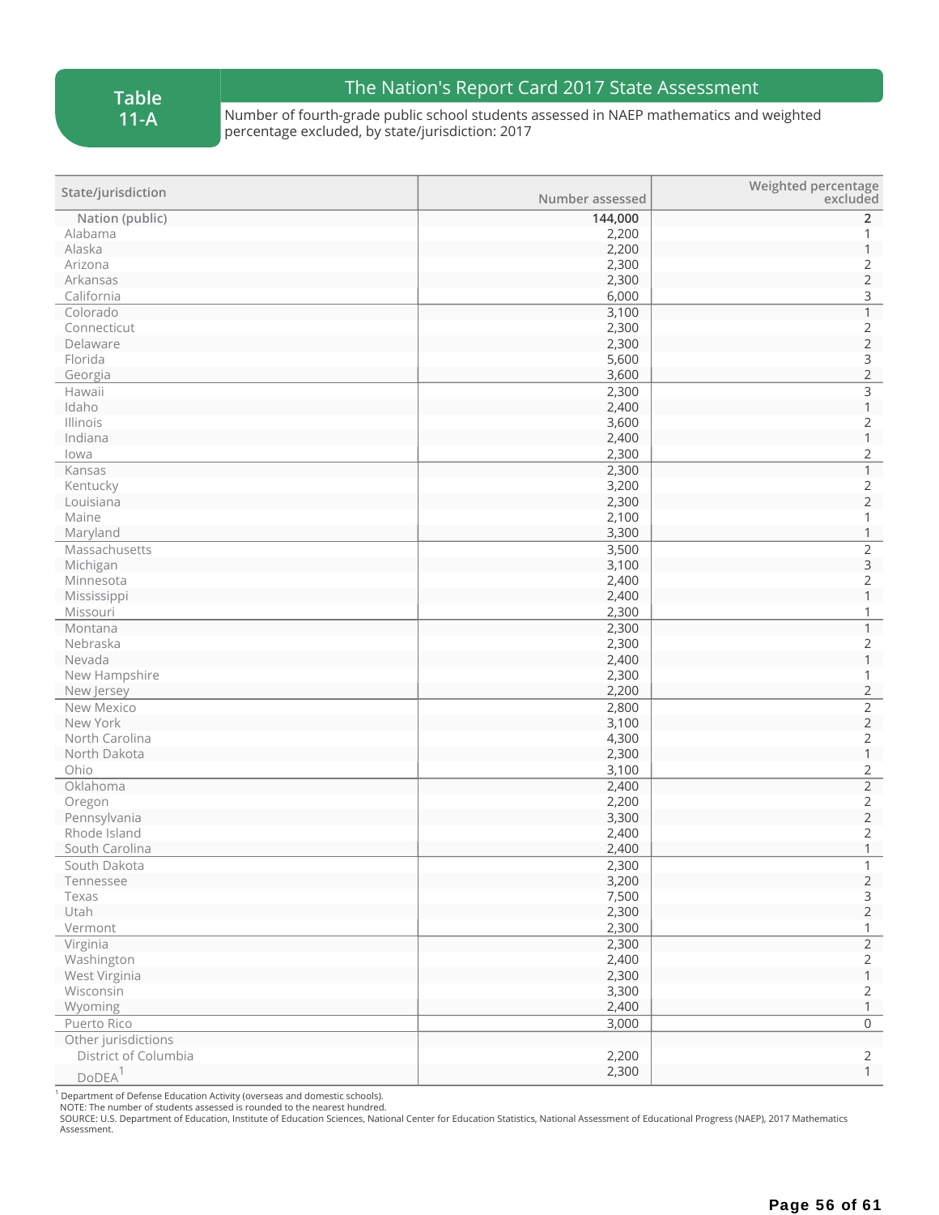**Table 11-A**

## The Nation's Report Card 2017 State Assessment

Number of fourth-grade public school students assessed in NAEP mathematics and weighted percentage excluded, by state/jurisdiction: 2017

| State/jurisdiction | Number assessed | Weighted percentage excluded |
|---|---|---|
| Nation (public) | 144,000 | 2 |
| Alabama | 2,200 | 1 |
| Alaska | 2,200 | 1 |
| Arizona | 2,300 | 2 |
| Arkansas | 2,300 | 2 |
| California | 6,000 | 3 |
| Colorado | 3,100 | 1 |
| Connecticut | 2,300 | 2 |
| Delaware | 2,300 | 2 |
| Florida | 5,600 | 3 |
| Georgia | 3,600 | 2 |
| Hawaii | 2,300 | 3 |
| Idaho | 2,400 | 1 |
| Illinois | 3,600 | 2 |
| Indiana | 2,400 | 1 |
| Iowa | 2,300 | 2 |
| Kansas | 2,300 | 1 |
| Kentucky | 3,200 | 2 |
| Louisiana | 2,300 | 2 |
| Maine | 2,100 | 1 |
| Maryland | 3,300 | 1 |
| Massachusetts | 3,500 | 2 |
| Michigan | 3,100 | 3 |
| Minnesota | 2,400 | 2 |
| Mississippi | 2,400 | 1 |
| Missouri | 2,300 | 1 |
| Montana | 2,300 | 1 |
| Nebraska | 2,300 | 2 |
| Nevada | 2,400 | 1 |
| New Hampshire | 2,300 | 1 |
| New Jersey | 2,200 | 2 |
| New Mexico | 2,800 | 2 |
| New York | 3,100 | 2 |
| North Carolina | 4,300 | 2 |
| North Dakota | 2,300 | 1 |
| Ohio | 3,100 | 2 |
| Oklahoma | 2,400 | 2 |
| Oregon | 2,200 | 2 |
| Pennsylvania | 3,300 | 2 |
| Rhode Island | 2,400 | 2 |
| South Carolina | 2,400 | 1 |
| South Dakota | 2,300 | 1 |
| Tennessee | 3,200 | 2 |
| Texas | 7,500 | 3 |
| Utah | 2,300 | 2 |
| Vermont | 2,300 | 1 |
| Virginia | 2,300 | 2 |
| Washington | 2,400 | 2 |
| West Virginia | 2,300 | 1 |
| Wisconsin | 3,300 | 2 |
| Wyoming | 2,400 | 1 |
| Puerto Rico | 3,000 | 0 |
| Other jurisdictions | | |
| District of Columbia | 2,200 | 2 |
| DoDEA[1] | 2,300 | 1 |

[1] Department of Defense Education Activity (overseas and domestic schools).
NOTE: The number of students assessed is rounded to the nearest hundred.
SOURCE: U.S. Department of Education, Institute of Education Sciences, National Center for Education Statistics, National Assessment of Educational Progress (NAEP), 2017 Mathematics Assessment.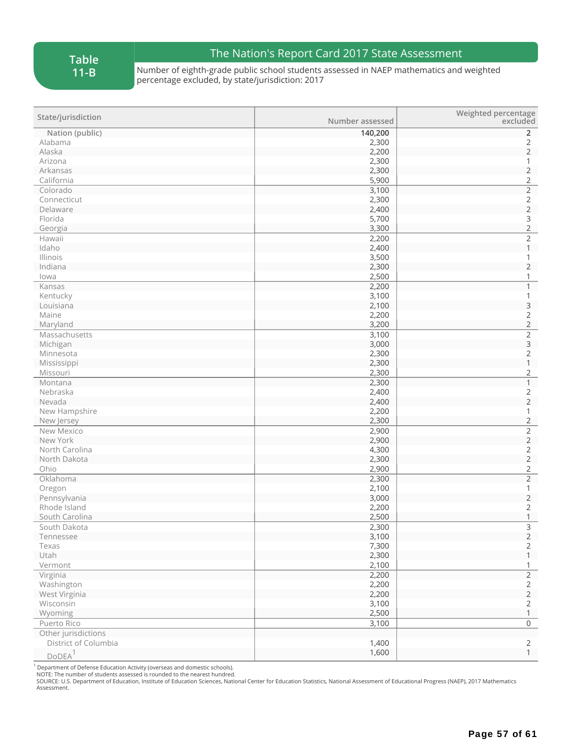**Table 11-B**

## The Nation's Report Card 2017 State Assessment

Number of eighth-grade public school students assessed in NAEP mathematics and weighted percentage excluded, by state/jurisdiction: 2017

| State/jurisdiction | Number assessed | Weighted percentage excluded |
|---|---|---|
| Nation (public) | 140,200 | 2 |
| Alabama | 2,300 | 2 |
| Alaska | 2,200 | 2 |
| Arizona | 2,300 | 1 |
| Arkansas | 2,300 | 2 |
| California | 5,900 | 2 |
| Colorado | 3,100 | 2 |
| Connecticut | 2,300 | 2 |
| Delaware | 2,400 | 2 |
| Florida | 5,700 | 3 |
| Georgia | 3,300 | 2 |
| Hawaii | 2,200 | 2 |
| Idaho | 2,400 | 1 |
| Illinois | 3,500 | 1 |
| Indiana | 2,300 | 2 |
| Iowa | 2,500 | 1 |
| Kansas | 2,200 | 1 |
| Kentucky | 3,100 | 1 |
| Louisiana | 2,100 | 3 |
| Maine | 2,200 | 2 |
| Maryland | 3,200 | 2 |
| Massachusetts | 3,100 | 2 |
| Michigan | 3,000 | 3 |
| Minnesota | 2,300 | 2 |
| Mississippi | 2,300 | 1 |
| Missouri | 2,300 | 2 |
| Montana | 2,300 | 1 |
| Nebraska | 2,400 | 2 |
| Nevada | 2,400 | 2 |
| New Hampshire | 2,200 | 1 |
| New Jersey | 2,300 | 2 |
| New Mexico | 2,900 | 2 |
| New York | 2,900 | 2 |
| North Carolina | 4,300 | 2 |
| North Dakota | 2,300 | 2 |
| Ohio | 2,900 | 2 |
| Oklahoma | 2,300 | 2 |
| Oregon | 2,100 | 1 |
| Pennsylvania | 3,000 | 2 |
| Rhode Island | 2,200 | 2 |
| South Carolina | 2,500 | 1 |
| South Dakota | 2,300 | 3 |
| Tennessee | 3,100 | 2 |
| Texas | 7,300 | 2 |
| Utah | 2,300 | 1 |
| Vermont | 2,100 | 1 |
| Virginia | 2,200 | 2 |
| Washington | 2,200 | 2 |
| West Virginia | 2,200 | 2 |
| Wisconsin | 3,100 | 2 |
| Wyoming | 2,500 | 1 |
| Puerto Rico | 3,100 | 0 |
| Other jurisdictions | | |
| District of Columbia | 1,400 | 2 |
| DoDEA[1] | 1,600 | 1 |

[1] Department of Defense Education Activity (overseas and domestic schools).
NOTE: The number of students assessed is rounded to the nearest hundred.
SOURCE: U.S. Department of Education, Institute of Education Sciences, National Center for Education Statistics, National Assessment of Educational Progress (NAEP), 2017 Mathematics Assessment.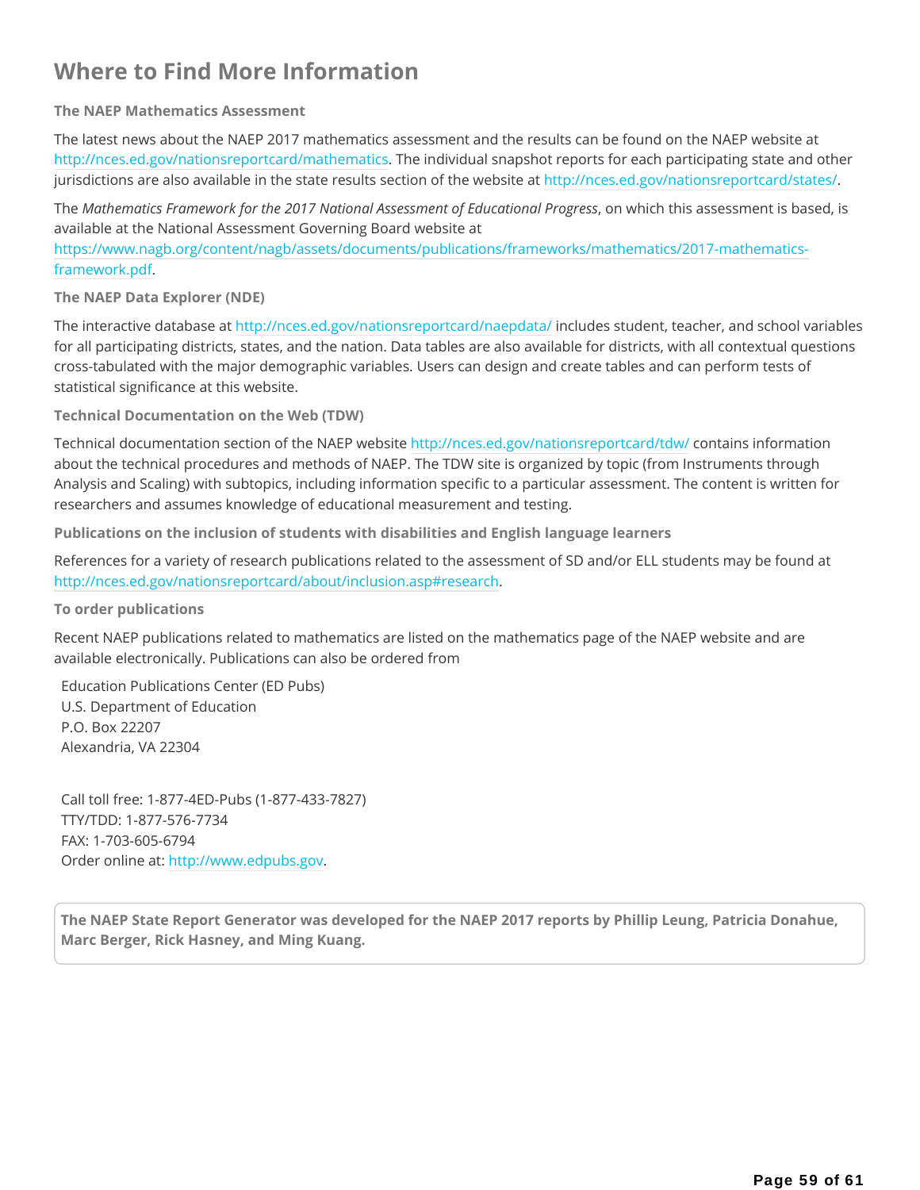# Where to Find More Information

### The NAEP Mathematics Assessment

The latest news about the NAEP 2017 mathematics assessment and the results can be found on the NAEP website at http://nces.ed.gov/nationsreportcard/mathematics. The individual snapshot reports for each participating state and other jurisdictions are also available in the state results section of the website at http://nces.ed.gov/nationsreportcard/states/.

The *Mathematics Framework for the 2017 National Assessment of Educational Progress*, on which this assessment is based, is available at the National Assessment Governing Board website at https://www.nagb.org/content/nagb/assets/documents/publications/frameworks/mathematics/2017-mathematics-framework.pdf.

### The NAEP Data Explorer (NDE)

The interactive database at http://nces.ed.gov/nationsreportcard/naepdata/ includes student, teacher, and school variables for all participating districts, states, and the nation. Data tables are also available for districts, with all contextual questions cross-tabulated with the major demographic variables. Users can design and create tables and can perform tests of statistical significance at this website.

### Technical Documentation on the Web (TDW)

Technical documentation section of the NAEP website http://nces.ed.gov/nationsreportcard/tdw/ contains information about the technical procedures and methods of NAEP. The TDW site is organized by topic (from Instruments through Analysis and Scaling) with subtopics, including information specific to a particular assessment. The content is written for researchers and assumes knowledge of educational measurement and testing.

### Publications on the inclusion of students with disabilities and English language learners

References for a variety of research publications related to the assessment of SD and/or ELL students may be found at http://nces.ed.gov/nationsreportcard/about/inclusion.asp#research.

### To order publications

Recent NAEP publications related to mathematics are listed on the mathematics page of the NAEP website and are available electronically. Publications can also be ordered from

Education Publications Center (ED Pubs)
U.S. Department of Education
P.O. Box 22207
Alexandria, VA 22304

Call toll free: 1-877-4ED-Pubs (1-877-433-7827)
TTY/TDD: 1-877-576-7734
FAX: 1-703-605-6794
Order online at: http://www.edpubs.gov.

**The NAEP State Report Generator was developed for the NAEP 2017 reports by Phillip Leung, Patricia Donahue, Marc Berger, Rick Hasney, and Ming Kuang.**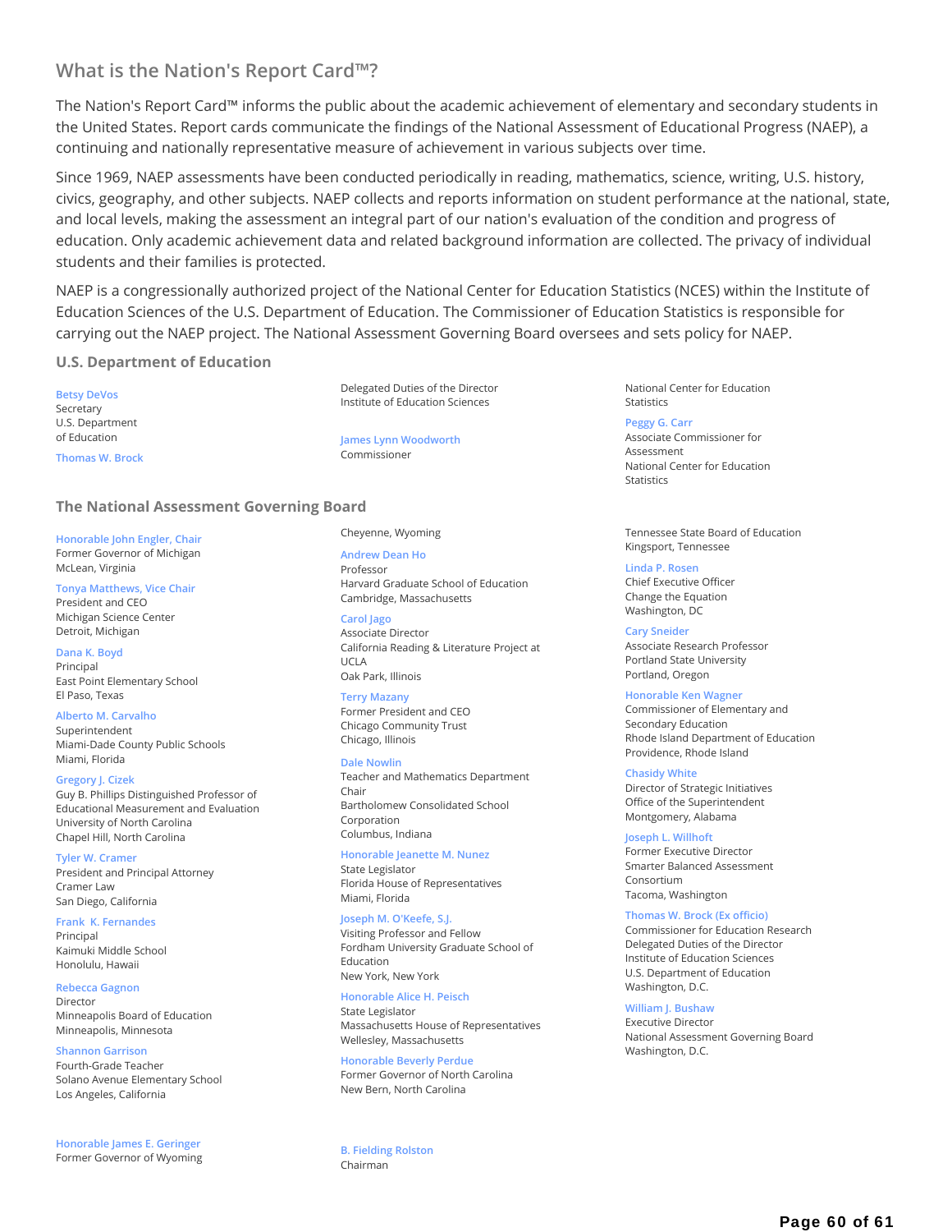## What is the Nation's Report Card™?

The Nation's Report Card™ informs the public about the academic achievement of elementary and secondary students in the United States. Report cards communicate the findings of the National Assessment of Educational Progress (NAEP), a continuing and nationally representative measure of achievement in various subjects over time.

Since 1969, NAEP assessments have been conducted periodically in reading, mathematics, science, writing, U.S. history, civics, geography, and other subjects. NAEP collects and reports information on student performance at the national, state, and local levels, making the assessment an integral part of our nation's evaluation of the condition and progress of education. Only academic achievement data and related background information are collected. The privacy of individual students and their families is protected.

NAEP is a congressionally authorized project of the National Center for Education Statistics (NCES) within the Institute of Education Sciences of the U.S. Department of Education. The Commissioner of Education Statistics is responsible for carrying out the NAEP project. The National Assessment Governing Board oversees and sets policy for NAEP.

### U.S. Department of Education

Betsy DeVos
Secretary
U.S. Department of Education

Thomas W. Brock
Delegated Duties of the Director
Institute of Education Sciences

James Lynn Woodworth
Commissioner
National Center for Education Statistics

Peggy G. Carr
Associate Commissioner for Assessment
National Center for Education Statistics

### The National Assessment Governing Board

Honorable John Engler, Chair
Former Governor of Michigan
McLean, Virginia

Tonya Matthews, Vice Chair
President and CEO
Michigan Science Center
Detroit, Michigan

Dana K. Boyd
Principal
East Point Elementary School
El Paso, Texas

Alberto M. Carvalho
Superintendent
Miami-Dade County Public Schools
Miami, Florida

Gregory J. Cizek
Guy B. Phillips Distinguished Professor of Educational Measurement and Evaluation
University of North Carolina
Chapel Hill, North Carolina

Tyler W. Cramer
President and Principal Attorney
Cramer Law
San Diego, California

Frank K. Fernandes
Principal
Kaimuki Middle School
Honolulu, Hawaii

Rebecca Gagnon
Director
Minneapolis Board of Education
Minneapolis, Minnesota

Shannon Garrison
Fourth-Grade Teacher
Solano Avenue Elementary School
Los Angeles, California

Honorable James E. Geringer
Former Governor of Wyoming
Cheyenne, Wyoming

Andrew Dean Ho
Professor
Harvard Graduate School of Education
Cambridge, Massachusetts

Carol Jago
Associate Director
California Reading & Literature Project at UCLA
Oak Park, Illinois

Terry Mazany
Former President and CEO
Chicago Community Trust
Chicago, Illinois

Dale Nowlin
Teacher and Mathematics Department Chair
Bartholomew Consolidated School Corporation
Columbus, Indiana

Honorable Jeanette M. Nunez
State Legislator
Florida House of Representatives
Miami, Florida

Joseph M. O'Keefe, S.J.
Visiting Professor and Fellow
Fordham University Graduate School of Education
New York, New York

Honorable Alice H. Peisch
State Legislator
Massachusetts House of Representatives
Wellesley, Massachusetts

Honorable Beverly Perdue
Former Governor of North Carolina
New Bern, North Carolina

B. Fielding Rolston
Chairman
Tennessee State Board of Education
Kingsport, Tennessee

Linda P. Rosen
Chief Executive Officer
Change the Equation
Washington, DC

Cary Sneider
Associate Research Professor
Portland State University
Portland, Oregon

Honorable Ken Wagner
Commissioner of Elementary and Secondary Education
Rhode Island Department of Education
Providence, Rhode Island

Chasidy White
Director of Strategic Initiatives
Office of the Superintendent
Montgomery, Alabama

Joseph L. Willhoft
Former Executive Director
Smarter Balanced Assessment Consortium
Tacoma, Washington

Thomas W. Brock (Ex officio)
Commissioner for Education Research
Delegated Duties of the Director
Institute of Education Sciences
U.S. Department of Education
Washington, D.C.

William J. Bushaw
Executive Director
National Assessment Governing Board
Washington, D.C.